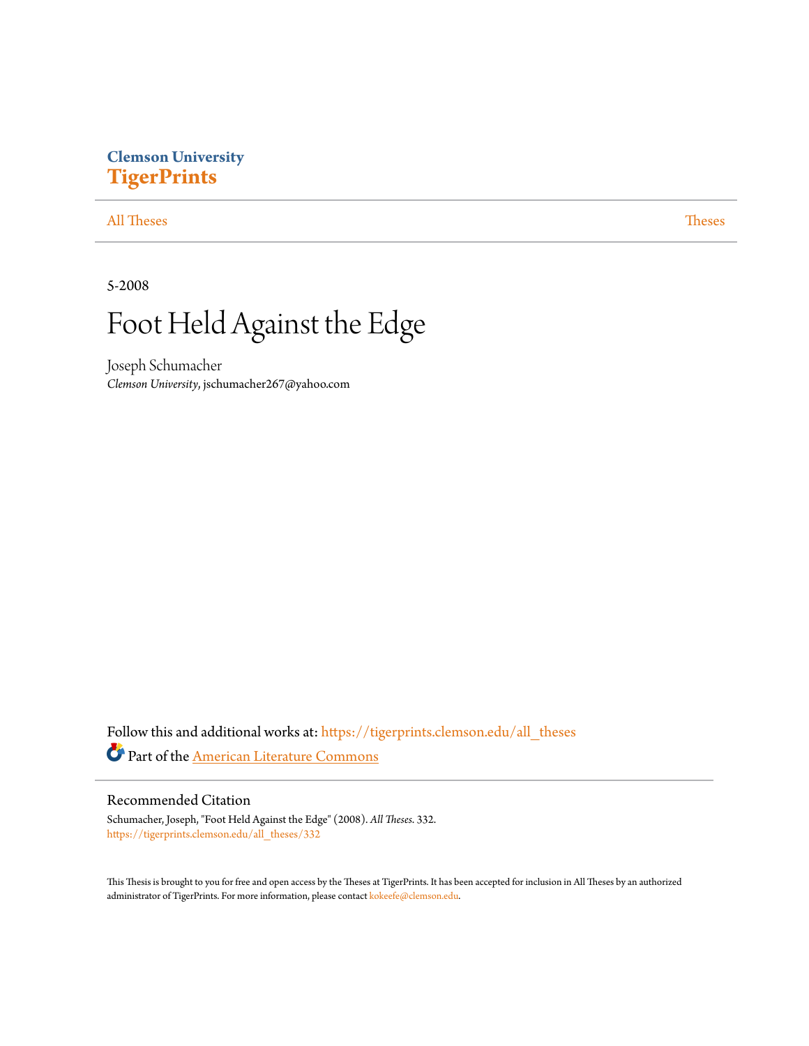Clemson University
**TigerPrints**

All Theses | Theses

5-2008

# Foot Held Against the Edge

Joseph Schumacher
*Clemson University*, jschumacher267@yahoo.com

Follow this and additional works at: https://tigerprints.clemson.edu/all_theses

Part of the American Literature Commons

## Recommended Citation

Schumacher, Joseph, "Foot Held Against the Edge" (2008). *All Theses*. 332.
https://tigerprints.clemson.edu/all_theses/332

This Thesis is brought to you for free and open access by the Theses at TigerPrints. It has been accepted for inclusion in All Theses by an authorized administrator of TigerPrints. For more information, please contact kokeefe@clemson.edu.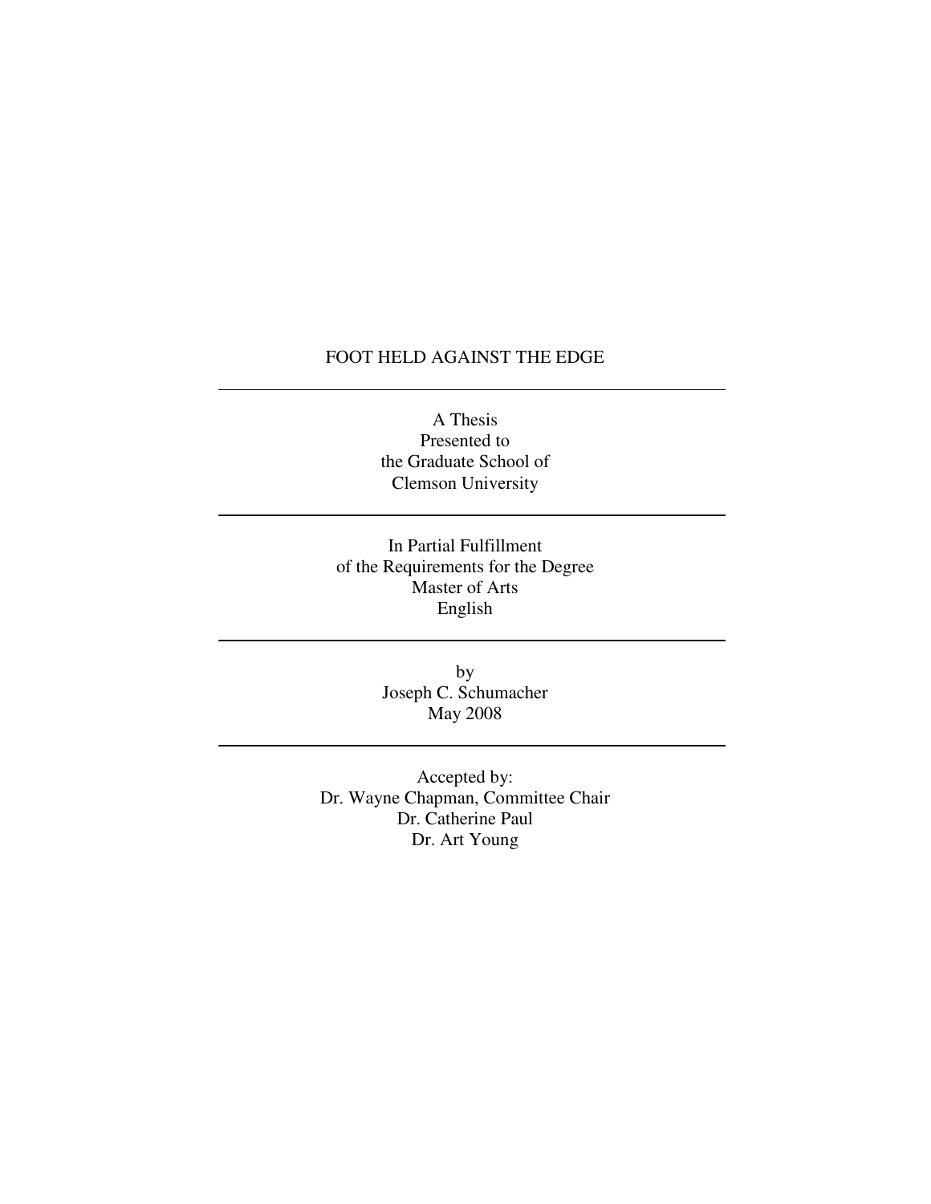# FOOT HELD AGAINST THE EDGE

---

A Thesis
Presented to
the Graduate School of
Clemson University

---

In Partial Fulfillment
of the Requirements for the Degree
Master of Arts
English

---

by
Joseph C. Schumacher
May 2008

---

Accepted by:
Dr. Wayne Chapman, Committee Chair
Dr. Catherine Paul
Dr. Art Young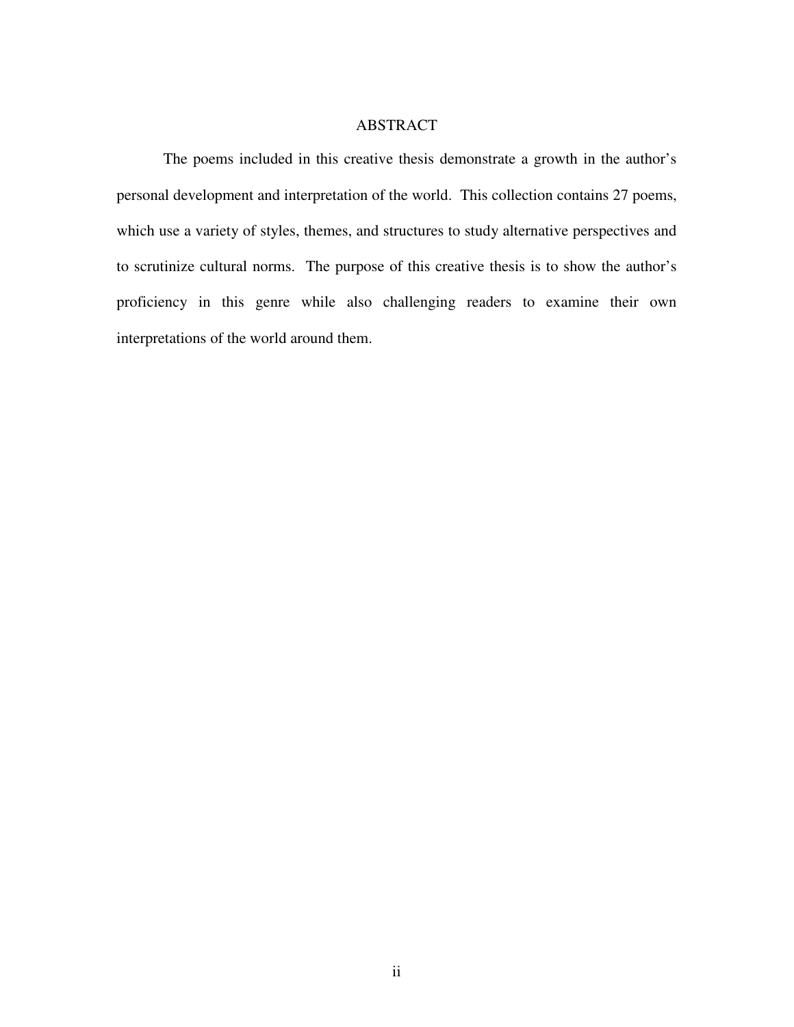# ABSTRACT

The poems included in this creative thesis demonstrate a growth in the author's personal development and interpretation of the world. This collection contains 27 poems, which use a variety of styles, themes, and structures to study alternative perspectives and to scrutinize cultural norms. The purpose of this creative thesis is to show the author's proficiency in this genre while also challenging readers to examine their own interpretations of the world around them.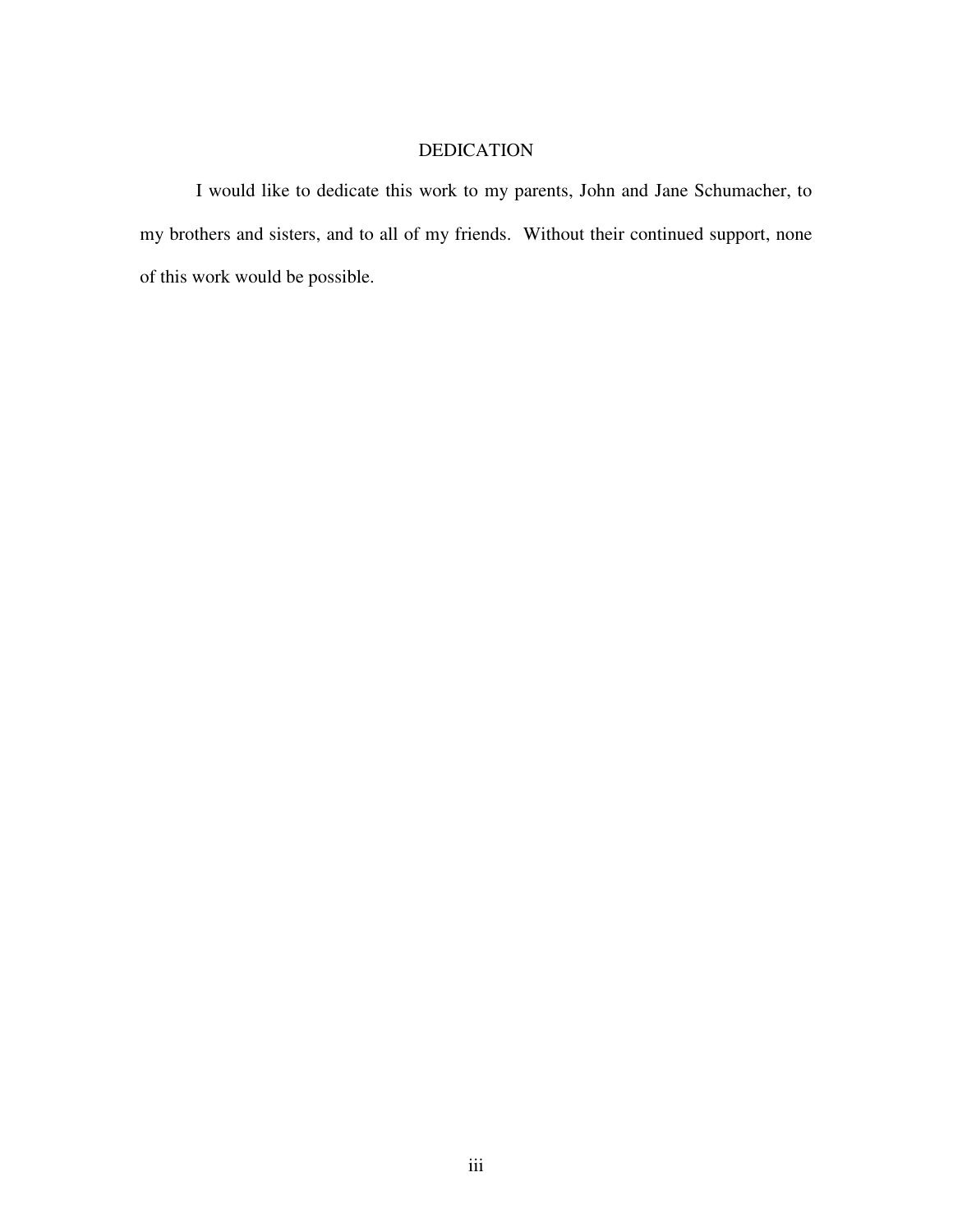# DEDICATION

I would like to dedicate this work to my parents, John and Jane Schumacher, to my brothers and sisters, and to all of my friends. Without their continued support, none of this work would be possible.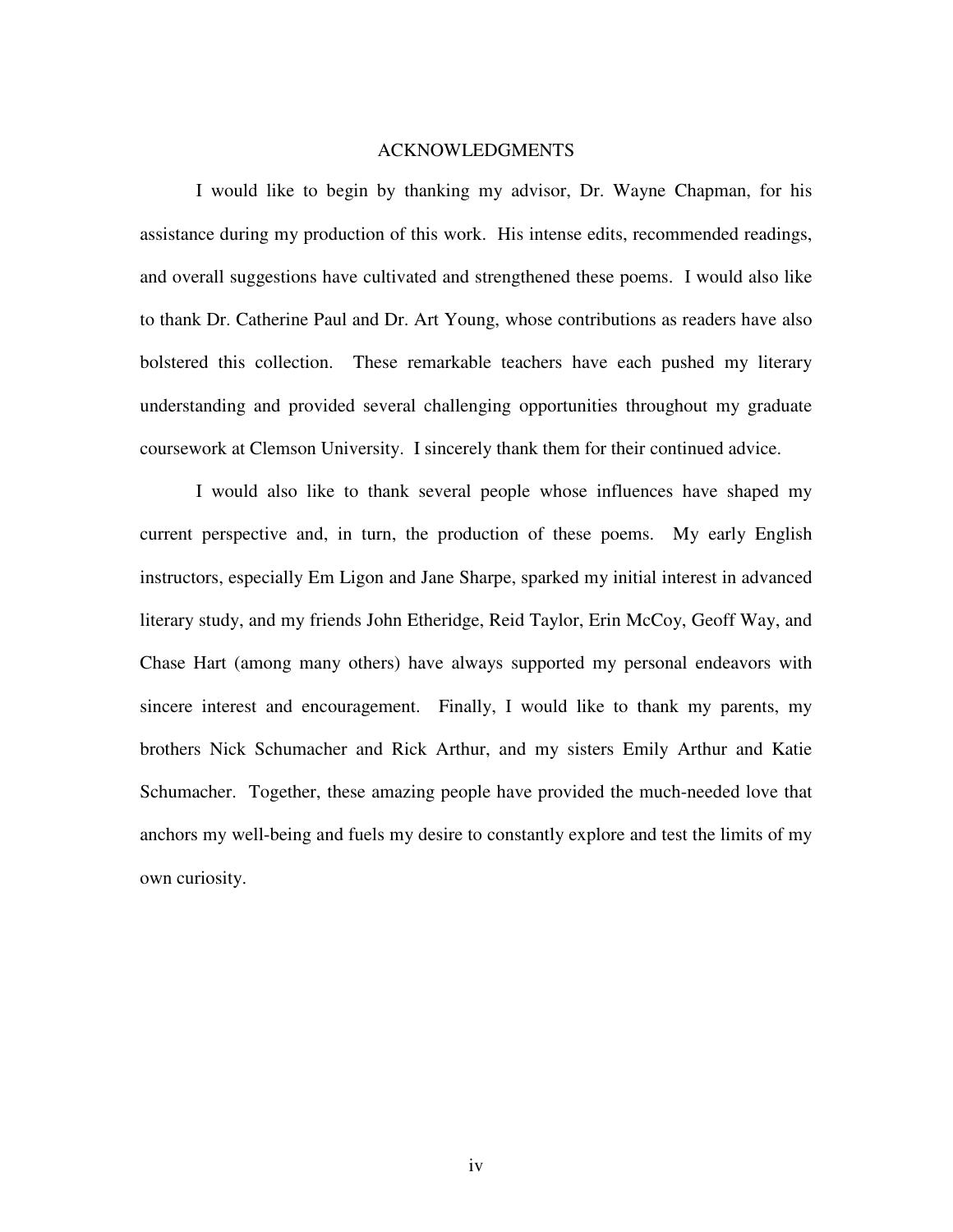# ACKNOWLEDGMENTS

I would like to begin by thanking my advisor, Dr. Wayne Chapman, for his assistance during my production of this work. His intense edits, recommended readings, and overall suggestions have cultivated and strengthened these poems. I would also like to thank Dr. Catherine Paul and Dr. Art Young, whose contributions as readers have also bolstered this collection. These remarkable teachers have each pushed my literary understanding and provided several challenging opportunities throughout my graduate coursework at Clemson University. I sincerely thank them for their continued advice.

I would also like to thank several people whose influences have shaped my current perspective and, in turn, the production of these poems. My early English instructors, especially Em Ligon and Jane Sharpe, sparked my initial interest in advanced literary study, and my friends John Etheridge, Reid Taylor, Erin McCoy, Geoff Way, and Chase Hart (among many others) have always supported my personal endeavors with sincere interest and encouragement. Finally, I would like to thank my parents, my brothers Nick Schumacher and Rick Arthur, and my sisters Emily Arthur and Katie Schumacher. Together, these amazing people have provided the much-needed love that anchors my well-being and fuels my desire to constantly explore and test the limits of my own curiosity.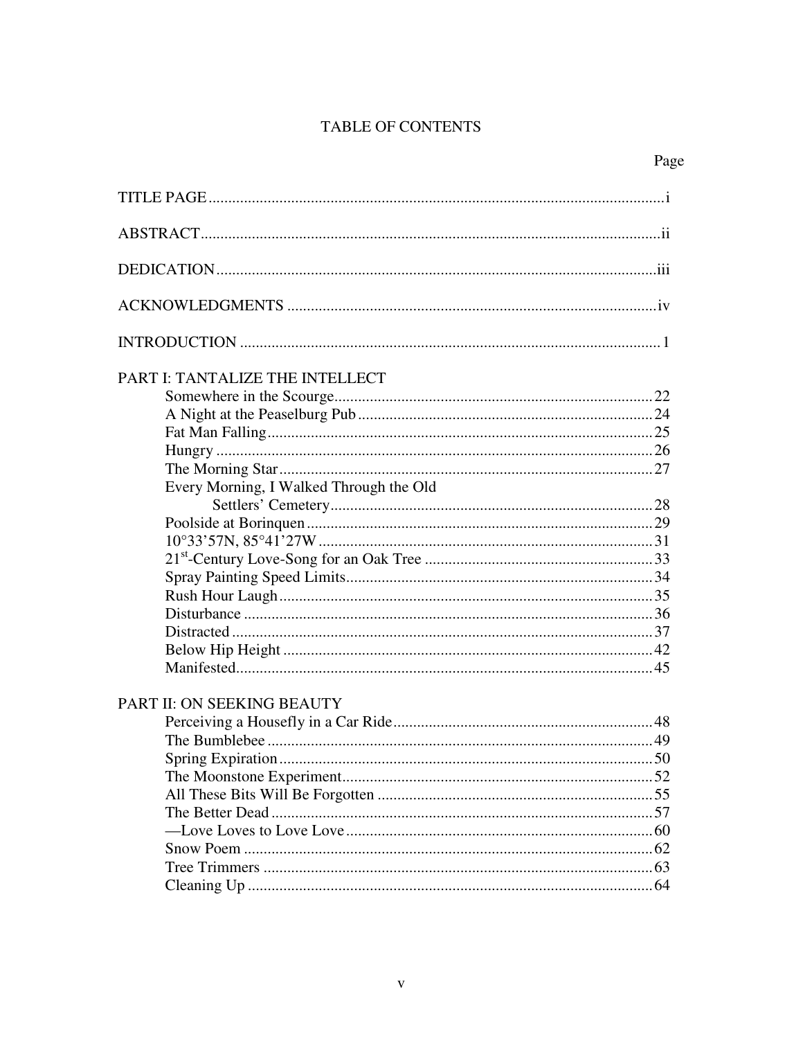# TABLE OF CONTENTS

| | Page |
|---|---|
| TITLE PAGE | i |
| ABSTRACT | ii |
| DEDICATION | iii |
| ACKNOWLEDGMENTS | iv |
| INTRODUCTION | 1 |
| **PART I: TANTALIZE THE INTELLECT** | |
| Somewhere in the Scourge | 22 |
| A Night at the Peaselburg Pub | 24 |
| Fat Man Falling | 25 |
| Hungry | 26 |
| The Morning Star | 27 |
| Every Morning, I Walked Through the Old Settlers' Cemetery | 28 |
| Poolside at Borinquen | 29 |
| 10°33'57N, 85°41'27W | 31 |
| 21st-Century Love-Song for an Oak Tree | 33 |
| Spray Painting Speed Limits | 34 |
| Rush Hour Laugh | 35 |
| Disturbance | 36 |
| Distracted | 37 |
| Below Hip Height | 42 |
| Manifested | 45 |
| **PART II: ON SEEKING BEAUTY** | |
| Perceiving a Housefly in a Car Ride | 48 |
| The Bumblebee | 49 |
| Spring Expiration | 50 |
| The Moonstone Experiment | 52 |
| All These Bits Will Be Forgotten | 55 |
| The Better Dead | 57 |
| —Love Loves to Love Love | 60 |
| Snow Poem | 62 |
| Tree Trimmers | 63 |
| Cleaning Up | 64 |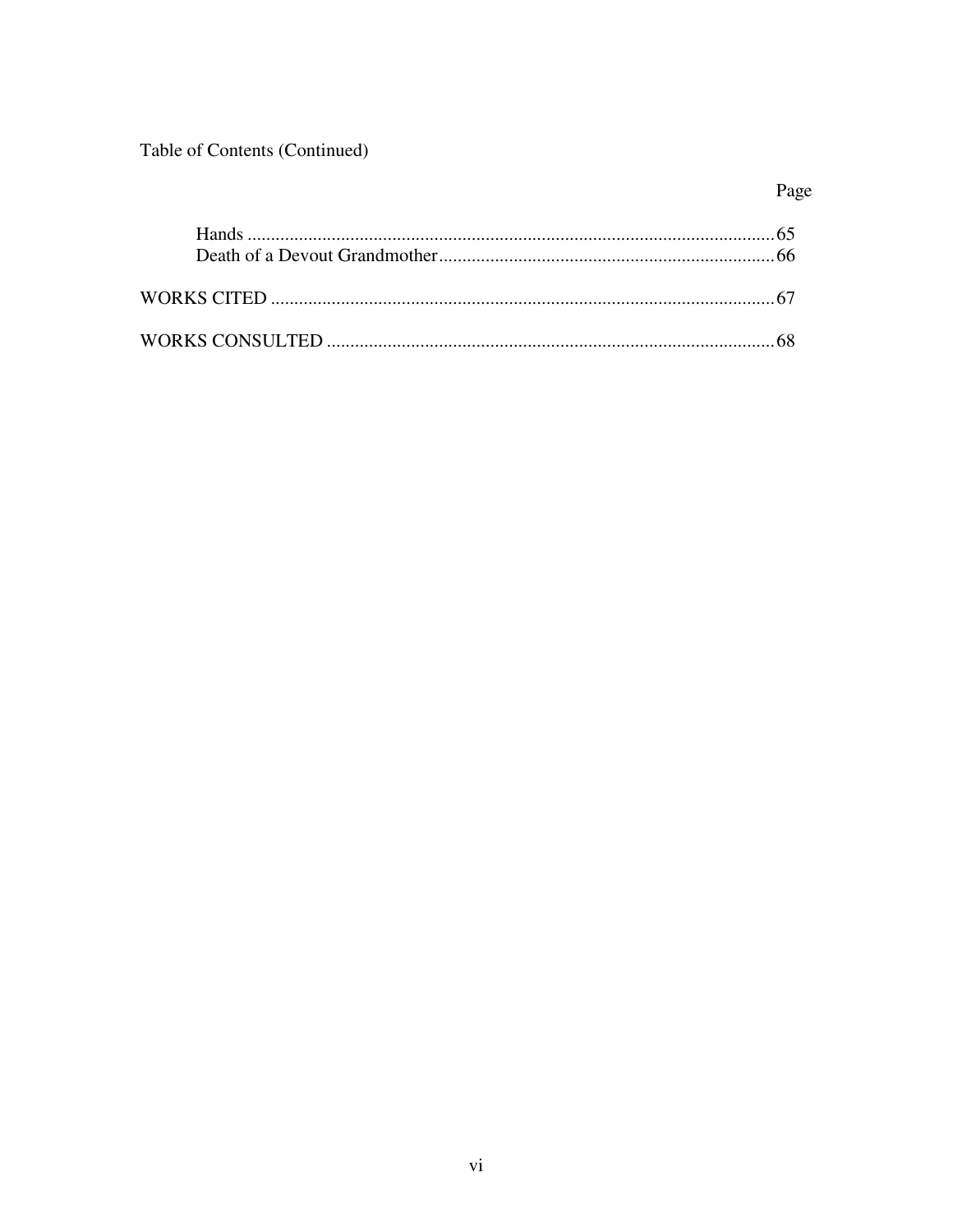Table of Contents (Continued)

| | Page |
|---|---|
| Hands | 65 |
| Death of a Devout Grandmother | 66 |
| WORKS CITED | 67 |
| WORKS CONSULTED | 68 |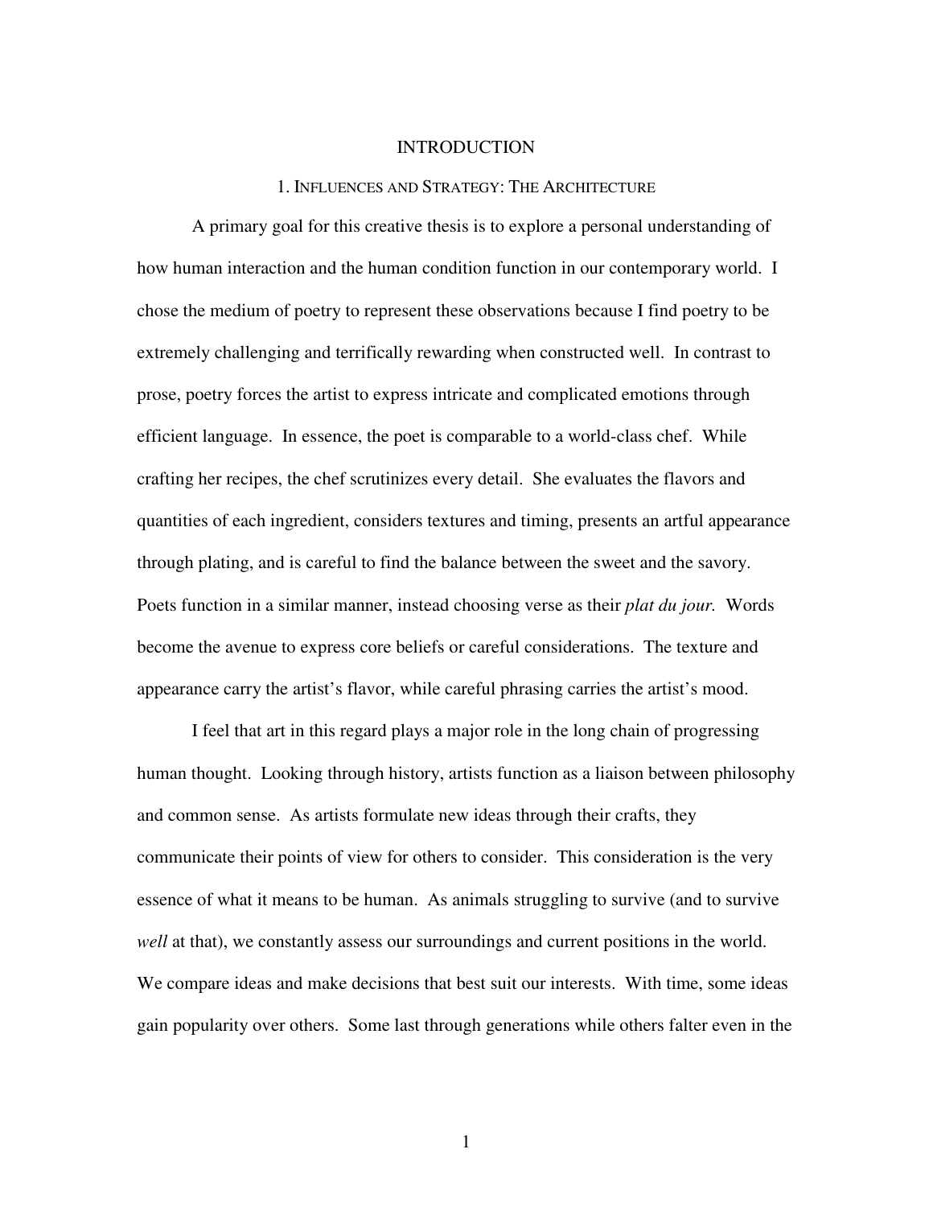# INTRODUCTION

## 1. Influences and Strategy: The Architecture

A primary goal for this creative thesis is to explore a personal understanding of how human interaction and the human condition function in our contemporary world. I chose the medium of poetry to represent these observations because I find poetry to be extremely challenging and terrifically rewarding when constructed well. In contrast to prose, poetry forces the artist to express intricate and complicated emotions through efficient language. In essence, the poet is comparable to a world-class chef. While crafting her recipes, the chef scrutinizes every detail. She evaluates the flavors and quantities of each ingredient, considers textures and timing, presents an artful appearance through plating, and is careful to find the balance between the sweet and the savory. Poets function in a similar manner, instead choosing verse as their *plat du jour.* Words become the avenue to express core beliefs or careful considerations. The texture and appearance carry the artist's flavor, while careful phrasing carries the artist's mood.

I feel that art in this regard plays a major role in the long chain of progressing human thought. Looking through history, artists function as a liaison between philosophy and common sense. As artists formulate new ideas through their crafts, they communicate their points of view for others to consider. This consideration is the very essence of what it means to be human. As animals struggling to survive (and to survive *well* at that), we constantly assess our surroundings and current positions in the world. We compare ideas and make decisions that best suit our interests. With time, some ideas gain popularity over others. Some last through generations while others falter even in the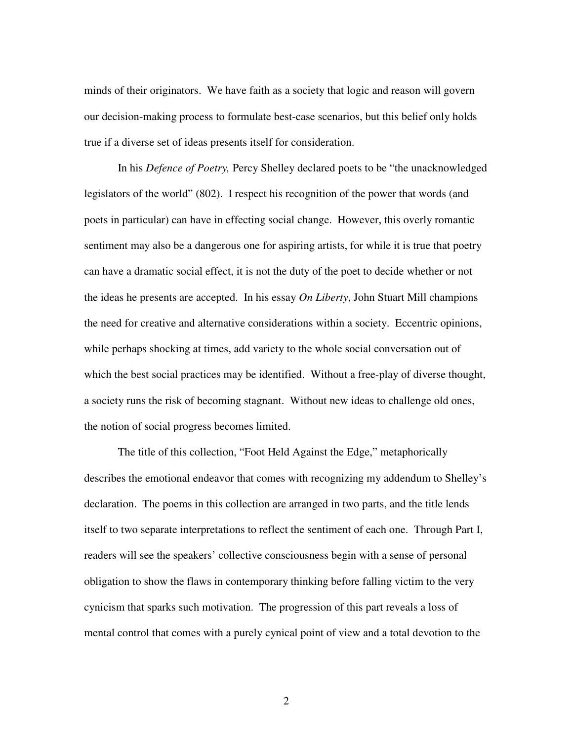minds of their originators. We have faith as a society that logic and reason will govern our decision-making process to formulate best-case scenarios, but this belief only holds true if a diverse set of ideas presents itself for consideration.

In his *Defence of Poetry,* Percy Shelley declared poets to be "the unacknowledged legislators of the world" (802). I respect his recognition of the power that words (and poets in particular) can have in effecting social change. However, this overly romantic sentiment may also be a dangerous one for aspiring artists, for while it is true that poetry can have a dramatic social effect, it is not the duty of the poet to decide whether or not the ideas he presents are accepted. In his essay *On Liberty*, John Stuart Mill champions the need for creative and alternative considerations within a society. Eccentric opinions, while perhaps shocking at times, add variety to the whole social conversation out of which the best social practices may be identified. Without a free-play of diverse thought, a society runs the risk of becoming stagnant. Without new ideas to challenge old ones, the notion of social progress becomes limited.

The title of this collection, "Foot Held Against the Edge," metaphorically describes the emotional endeavor that comes with recognizing my addendum to Shelley's declaration. The poems in this collection are arranged in two parts, and the title lends itself to two separate interpretations to reflect the sentiment of each one. Through Part I, readers will see the speakers' collective consciousness begin with a sense of personal obligation to show the flaws in contemporary thinking before falling victim to the very cynicism that sparks such motivation. The progression of this part reveals a loss of mental control that comes with a purely cynical point of view and a total devotion to the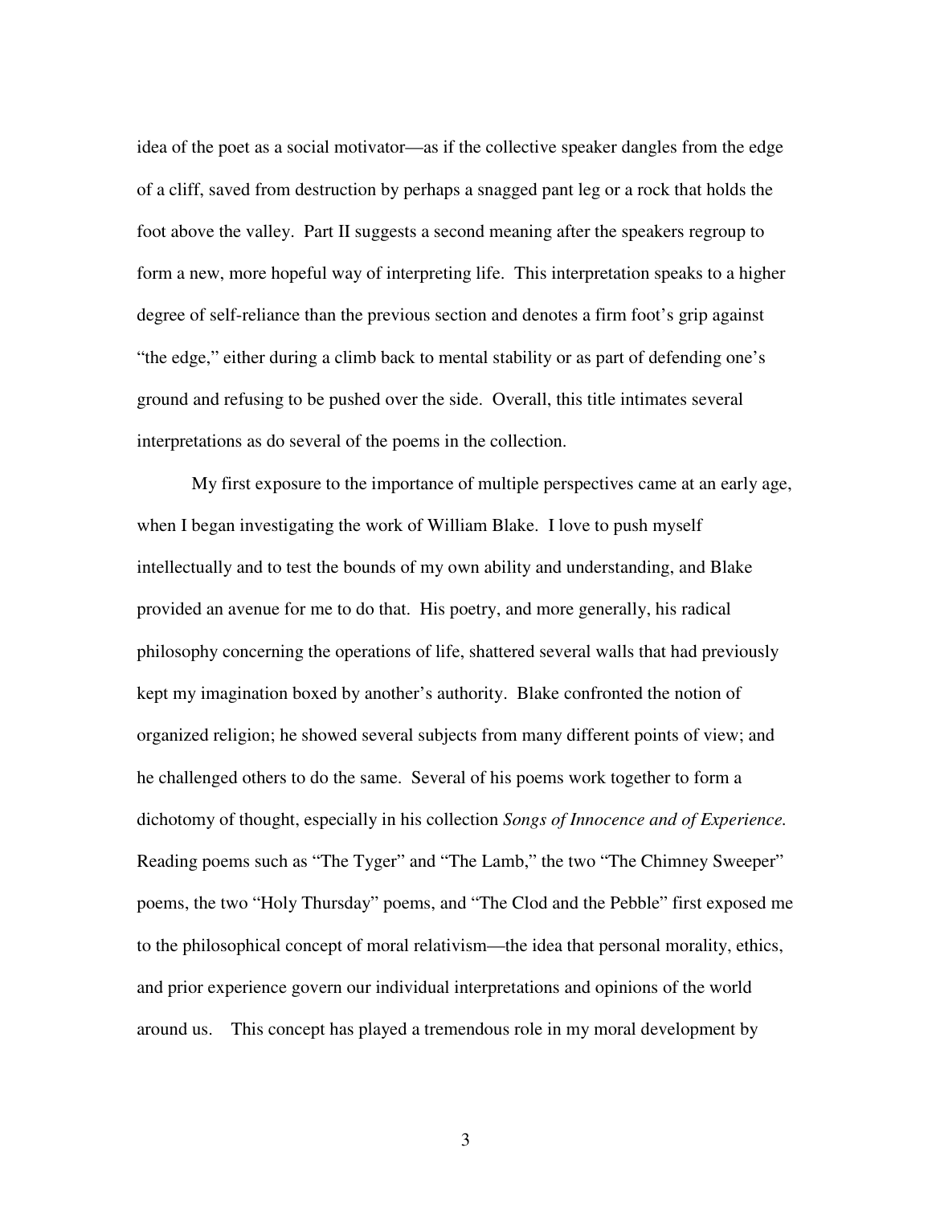idea of the poet as a social motivator—as if the collective speaker dangles from the edge of a cliff, saved from destruction by perhaps a snagged pant leg or a rock that holds the foot above the valley. Part II suggests a second meaning after the speakers regroup to form a new, more hopeful way of interpreting life. This interpretation speaks to a higher degree of self-reliance than the previous section and denotes a firm foot's grip against "the edge," either during a climb back to mental stability or as part of defending one's ground and refusing to be pushed over the side. Overall, this title intimates several interpretations as do several of the poems in the collection.

My first exposure to the importance of multiple perspectives came at an early age, when I began investigating the work of William Blake. I love to push myself intellectually and to test the bounds of my own ability and understanding, and Blake provided an avenue for me to do that. His poetry, and more generally, his radical philosophy concerning the operations of life, shattered several walls that had previously kept my imagination boxed by another's authority. Blake confronted the notion of organized religion; he showed several subjects from many different points of view; and he challenged others to do the same. Several of his poems work together to form a dichotomy of thought, especially in his collection *Songs of Innocence and of Experience.* Reading poems such as "The Tyger" and "The Lamb," the two "The Chimney Sweeper" poems, the two "Holy Thursday" poems, and "The Clod and the Pebble" first exposed me to the philosophical concept of moral relativism—the idea that personal morality, ethics, and prior experience govern our individual interpretations and opinions of the world around us. This concept has played a tremendous role in my moral development by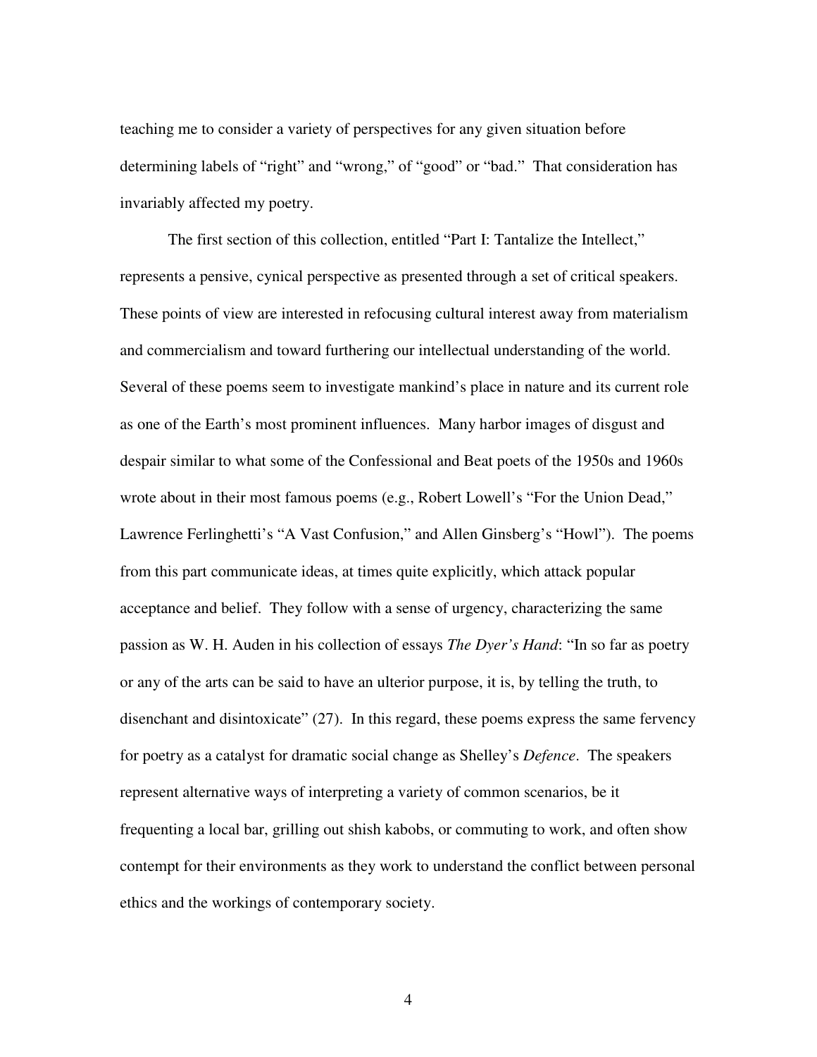teaching me to consider a variety of perspectives for any given situation before determining labels of “right” and “wrong,” of “good” or “bad.” That consideration has invariably affected my poetry.

The first section of this collection, entitled “Part I: Tantalize the Intellect,” represents a pensive, cynical perspective as presented through a set of critical speakers. These points of view are interested in refocusing cultural interest away from materialism and commercialism and toward furthering our intellectual understanding of the world. Several of these poems seem to investigate mankind’s place in nature and its current role as one of the Earth’s most prominent influences. Many harbor images of disgust and despair similar to what some of the Confessional and Beat poets of the 1950s and 1960s wrote about in their most famous poems (e.g., Robert Lowell’s “For the Union Dead,” Lawrence Ferlinghetti’s “A Vast Confusion,” and Allen Ginsberg’s “Howl”). The poems from this part communicate ideas, at times quite explicitly, which attack popular acceptance and belief. They follow with a sense of urgency, characterizing the same passion as W. H. Auden in his collection of essays *The Dyer’s Hand*: “In so far as poetry or any of the arts can be said to have an ulterior purpose, it is, by telling the truth, to disenchant and disintoxicate” (27). In this regard, these poems express the same fervency for poetry as a catalyst for dramatic social change as Shelley’s *Defence*. The speakers represent alternative ways of interpreting a variety of common scenarios, be it frequenting a local bar, grilling out shish kabobs, or commuting to work, and often show contempt for their environments as they work to understand the conflict between personal ethics and the workings of contemporary society.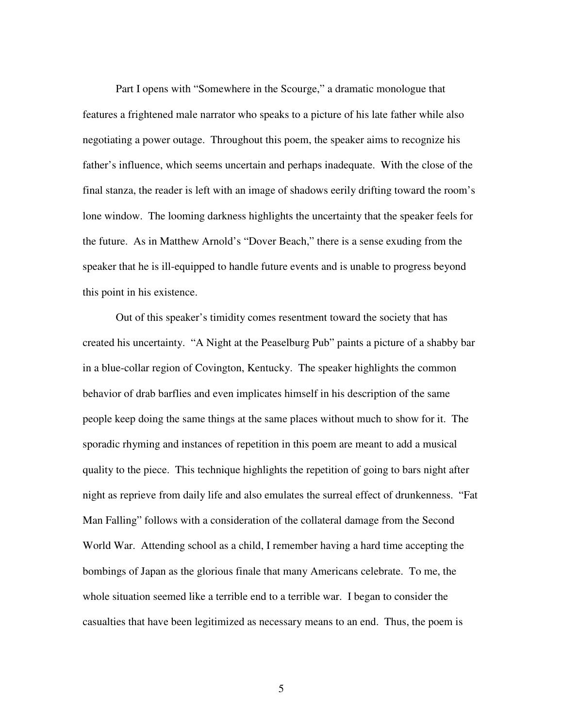Part I opens with "Somewhere in the Scourge," a dramatic monologue that features a frightened male narrator who speaks to a picture of his late father while also negotiating a power outage. Throughout this poem, the speaker aims to recognize his father's influence, which seems uncertain and perhaps inadequate. With the close of the final stanza, the reader is left with an image of shadows eerily drifting toward the room's lone window. The looming darkness highlights the uncertainty that the speaker feels for the future. As in Matthew Arnold's "Dover Beach," there is a sense exuding from the speaker that he is ill-equipped to handle future events and is unable to progress beyond this point in his existence.

Out of this speaker's timidity comes resentment toward the society that has created his uncertainty. "A Night at the Peaselburg Pub" paints a picture of a shabby bar in a blue-collar region of Covington, Kentucky. The speaker highlights the common behavior of drab barflies and even implicates himself in his description of the same people keep doing the same things at the same places without much to show for it. The sporadic rhyming and instances of repetition in this poem are meant to add a musical quality to the piece. This technique highlights the repetition of going to bars night after night as reprieve from daily life and also emulates the surreal effect of drunkenness. "Fat Man Falling" follows with a consideration of the collateral damage from the Second World War. Attending school as a child, I remember having a hard time accepting the bombings of Japan as the glorious finale that many Americans celebrate. To me, the whole situation seemed like a terrible end to a terrible war. I began to consider the casualties that have been legitimized as necessary means to an end. Thus, the poem is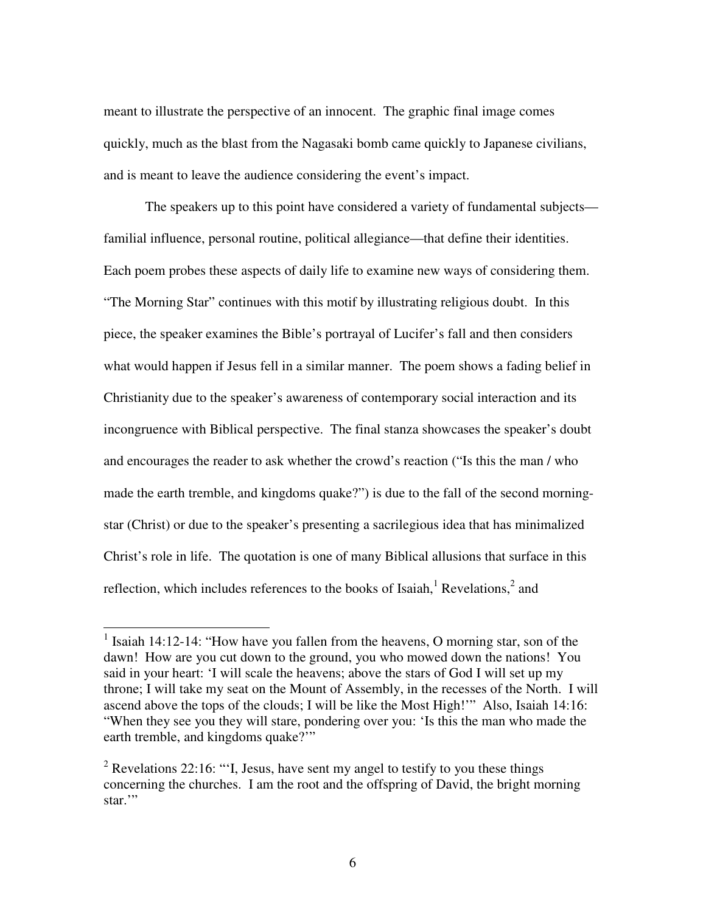meant to illustrate the perspective of an innocent. The graphic final image comes quickly, much as the blast from the Nagasaki bomb came quickly to Japanese civilians, and is meant to leave the audience considering the event's impact.

The speakers up to this point have considered a variety of fundamental subjects—familial influence, personal routine, political allegiance—that define their identities. Each poem probes these aspects of daily life to examine new ways of considering them. "The Morning Star" continues with this motif by illustrating religious doubt. In this piece, the speaker examines the Bible's portrayal of Lucifer's fall and then considers what would happen if Jesus fell in a similar manner. The poem shows a fading belief in Christianity due to the speaker's awareness of contemporary social interaction and its incongruence with Biblical perspective. The final stanza showcases the speaker's doubt and encourages the reader to ask whether the crowd's reaction ("Is this the man / who made the earth tremble, and kingdoms quake?") is due to the fall of the second morning-star (Christ) or due to the speaker's presenting a sacrilegious idea that has minimalized Christ's role in life. The quotation is one of many Biblical allusions that surface in this reflection, which includes references to the books of Isaiah,[1] Revelations,[2] and

---

[1] Isaiah 14:12-14: "How have you fallen from the heavens, O morning star, son of the dawn! How are you cut down to the ground, you who mowed down the nations! You said in your heart: 'I will scale the heavens; above the stars of God I will set up my throne; I will take my seat on the Mount of Assembly, in the recesses of the North. I will ascend above the tops of the clouds; I will be like the Most High!'" Also, Isaiah 14:16: "When they see you they will stare, pondering over you: 'Is this the man who made the earth tremble, and kingdoms quake?'"

[2] Revelations 22:16: "'I, Jesus, have sent my angel to testify to you these things concerning the churches. I am the root and the offspring of David, the bright morning star.'"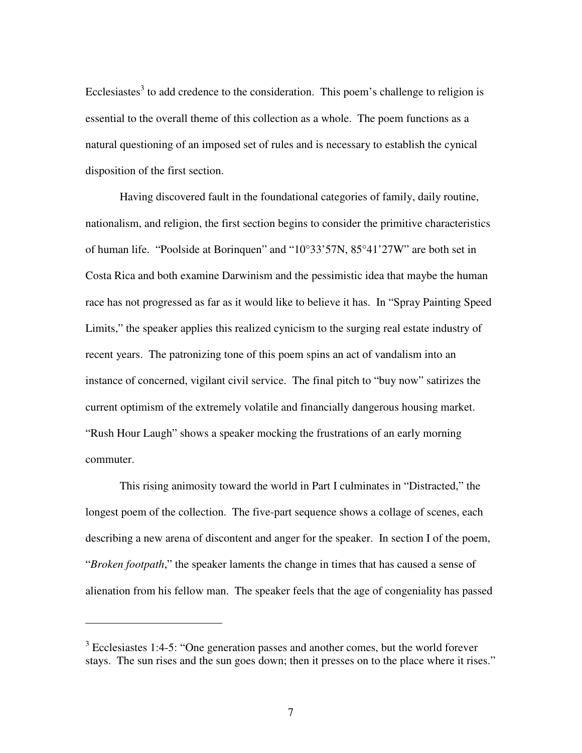Ecclesiastes[3] to add credence to the consideration. This poem's challenge to religion is essential to the overall theme of this collection as a whole. The poem functions as a natural questioning of an imposed set of rules and is necessary to establish the cynical disposition of the first section.

Having discovered fault in the foundational categories of family, daily routine, nationalism, and religion, the first section begins to consider the primitive characteristics of human life. "Poolside at Borinquen" and "10°33'57N, 85°41'27W" are both set in Costa Rica and both examine Darwinism and the pessimistic idea that maybe the human race has not progressed as far as it would like to believe it has. In "Spray Painting Speed Limits," the speaker applies this realized cynicism to the surging real estate industry of recent years. The patronizing tone of this poem spins an act of vandalism into an instance of concerned, vigilant civil service. The final pitch to "buy now" satirizes the current optimism of the extremely volatile and financially dangerous housing market. "Rush Hour Laugh" shows a speaker mocking the frustrations of an early morning commuter.

This rising animosity toward the world in Part I culminates in "Distracted," the longest poem of the collection. The five-part sequence shows a collage of scenes, each describing a new arena of discontent and anger for the speaker. In section I of the poem, "*Broken footpath*," the speaker laments the change in times that has caused a sense of alienation from his fellow man. The speaker feels that the age of congeniality has passed

[3] Ecclesiastes 1:4-5: "One generation passes and another comes, but the world forever stays. The sun rises and the sun goes down; then it presses on to the place where it rises."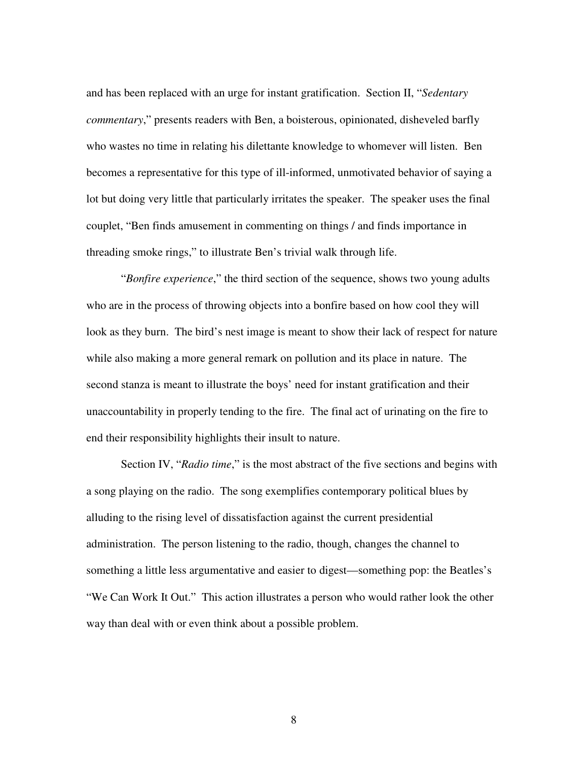and has been replaced with an urge for instant gratification. Section II, "*Sedentary commentary*," presents readers with Ben, a boisterous, opinionated, disheveled barfly who wastes no time in relating his dilettante knowledge to whomever will listen. Ben becomes a representative for this type of ill-informed, unmotivated behavior of saying a lot but doing very little that particularly irritates the speaker. The speaker uses the final couplet, "Ben finds amusement in commenting on things / and finds importance in threading smoke rings," to illustrate Ben's trivial walk through life.

"*Bonfire experience*," the third section of the sequence, shows two young adults who are in the process of throwing objects into a bonfire based on how cool they will look as they burn. The bird's nest image is meant to show their lack of respect for nature while also making a more general remark on pollution and its place in nature. The second stanza is meant to illustrate the boys' need for instant gratification and their unaccountability in properly tending to the fire. The final act of urinating on the fire to end their responsibility highlights their insult to nature.

Section IV, "*Radio time*," is the most abstract of the five sections and begins with a song playing on the radio. The song exemplifies contemporary political blues by alluding to the rising level of dissatisfaction against the current presidential administration. The person listening to the radio, though, changes the channel to something a little less argumentative and easier to digest—something pop: the Beatles's "We Can Work It Out." This action illustrates a person who would rather look the other way than deal with or even think about a possible problem.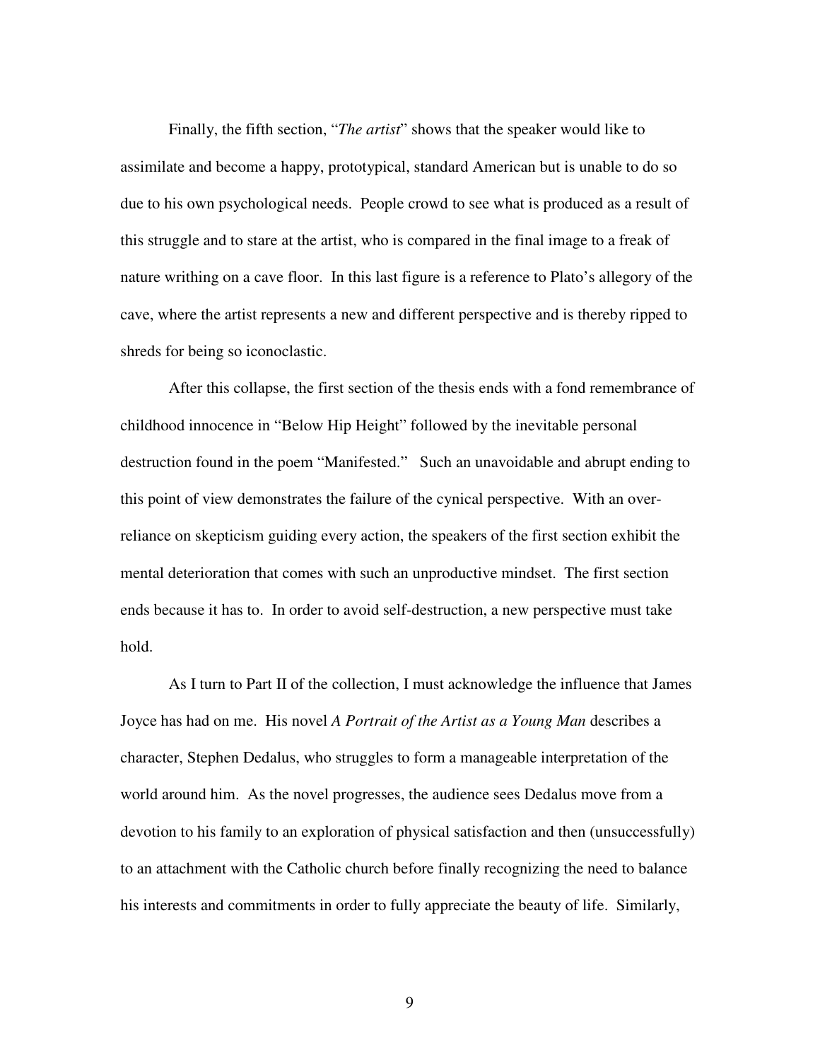Finally, the fifth section, "*The artist*" shows that the speaker would like to assimilate and become a happy, prototypical, standard American but is unable to do so due to his own psychological needs. People crowd to see what is produced as a result of this struggle and to stare at the artist, who is compared in the final image to a freak of nature writhing on a cave floor. In this last figure is a reference to Plato's allegory of the cave, where the artist represents a new and different perspective and is thereby ripped to shreds for being so iconoclastic.

After this collapse, the first section of the thesis ends with a fond remembrance of childhood innocence in "Below Hip Height" followed by the inevitable personal destruction found in the poem "Manifested." Such an unavoidable and abrupt ending to this point of view demonstrates the failure of the cynical perspective. With an over-reliance on skepticism guiding every action, the speakers of the first section exhibit the mental deterioration that comes with such an unproductive mindset. The first section ends because it has to. In order to avoid self-destruction, a new perspective must take hold.

As I turn to Part II of the collection, I must acknowledge the influence that James Joyce has had on me. His novel *A Portrait of the Artist as a Young Man* describes a character, Stephen Dedalus, who struggles to form a manageable interpretation of the world around him. As the novel progresses, the audience sees Dedalus move from a devotion to his family to an exploration of physical satisfaction and then (unsuccessfully) to an attachment with the Catholic church before finally recognizing the need to balance his interests and commitments in order to fully appreciate the beauty of life. Similarly,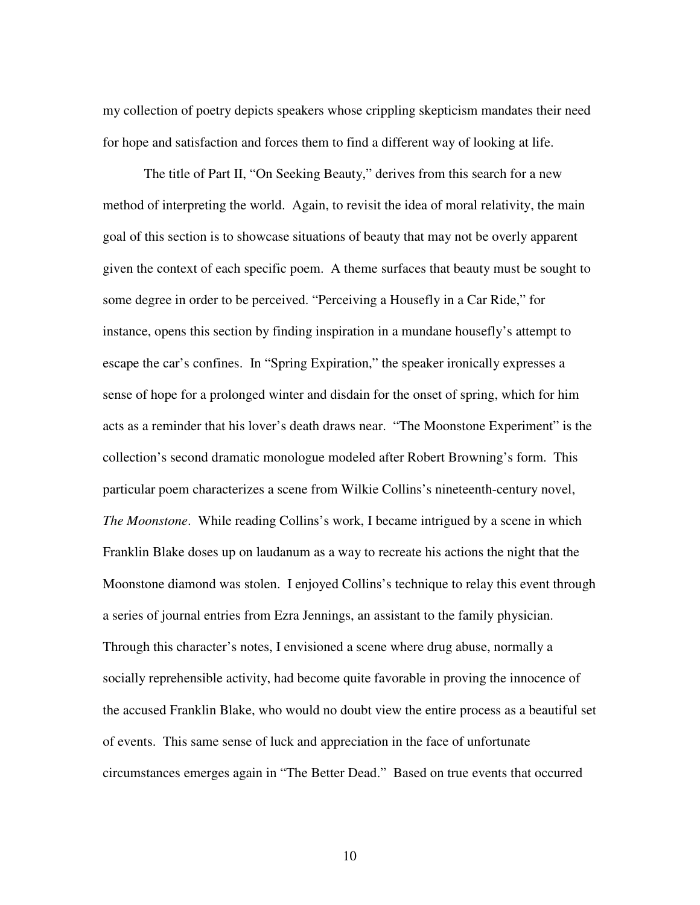my collection of poetry depicts speakers whose crippling skepticism mandates their need for hope and satisfaction and forces them to find a different way of looking at life.

The title of Part II, "On Seeking Beauty," derives from this search for a new method of interpreting the world. Again, to revisit the idea of moral relativity, the main goal of this section is to showcase situations of beauty that may not be overly apparent given the context of each specific poem. A theme surfaces that beauty must be sought to some degree in order to be perceived. "Perceiving a Housefly in a Car Ride," for instance, opens this section by finding inspiration in a mundane housefly's attempt to escape the car's confines. In "Spring Expiration," the speaker ironically expresses a sense of hope for a prolonged winter and disdain for the onset of spring, which for him acts as a reminder that his lover's death draws near. "The Moonstone Experiment" is the collection's second dramatic monologue modeled after Robert Browning's form. This particular poem characterizes a scene from Wilkie Collins's nineteenth-century novel, *The Moonstone*. While reading Collins's work, I became intrigued by a scene in which Franklin Blake doses up on laudanum as a way to recreate his actions the night that the Moonstone diamond was stolen. I enjoyed Collins's technique to relay this event through a series of journal entries from Ezra Jennings, an assistant to the family physician. Through this character's notes, I envisioned a scene where drug abuse, normally a socially reprehensible activity, had become quite favorable in proving the innocence of the accused Franklin Blake, who would no doubt view the entire process as a beautiful set of events. This same sense of luck and appreciation in the face of unfortunate circumstances emerges again in "The Better Dead." Based on true events that occurred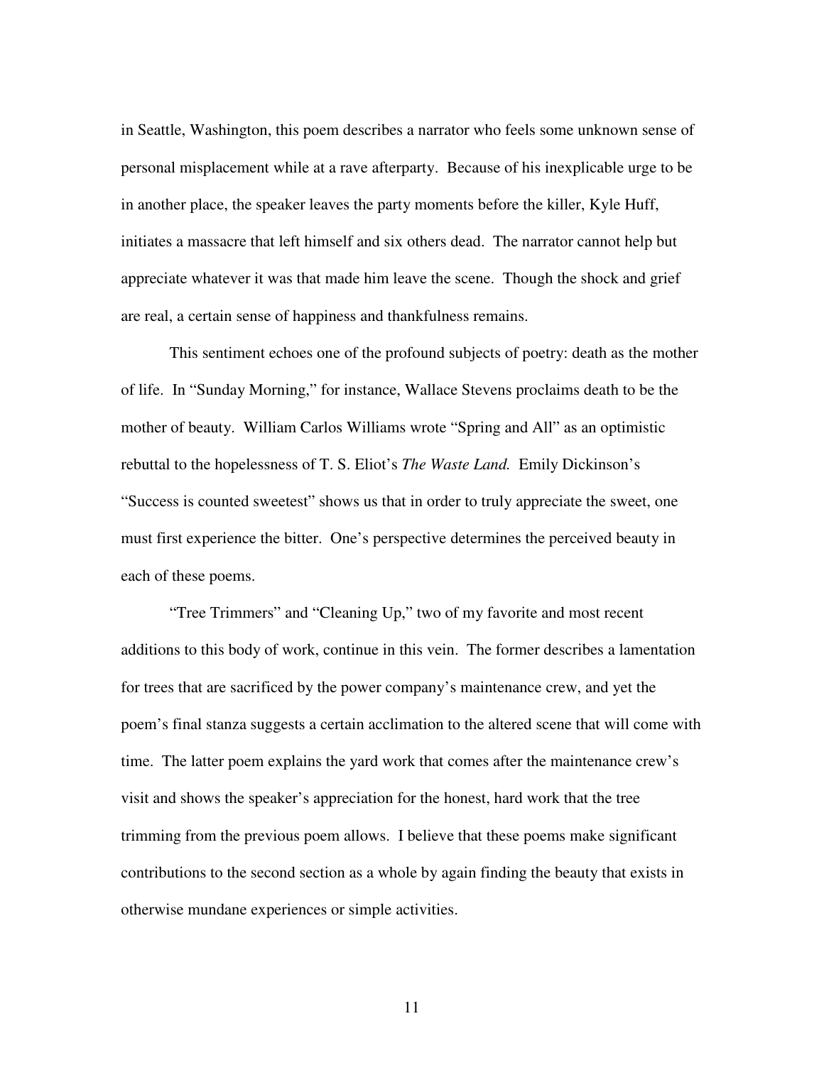in Seattle, Washington, this poem describes a narrator who feels some unknown sense of personal misplacement while at a rave afterparty. Because of his inexplicable urge to be in another place, the speaker leaves the party moments before the killer, Kyle Huff, initiates a massacre that left himself and six others dead. The narrator cannot help but appreciate whatever it was that made him leave the scene. Though the shock and grief are real, a certain sense of happiness and thankfulness remains.

This sentiment echoes one of the profound subjects of poetry: death as the mother of life. In "Sunday Morning," for instance, Wallace Stevens proclaims death to be the mother of beauty. William Carlos Williams wrote "Spring and All" as an optimistic rebuttal to the hopelessness of T. S. Eliot's *The Waste Land.* Emily Dickinson's "Success is counted sweetest" shows us that in order to truly appreciate the sweet, one must first experience the bitter. One's perspective determines the perceived beauty in each of these poems.

"Tree Trimmers" and "Cleaning Up," two of my favorite and most recent additions to this body of work, continue in this vein. The former describes a lamentation for trees that are sacrificed by the power company's maintenance crew, and yet the poem's final stanza suggests a certain acclimation to the altered scene that will come with time. The latter poem explains the yard work that comes after the maintenance crew's visit and shows the speaker's appreciation for the honest, hard work that the tree trimming from the previous poem allows. I believe that these poems make significant contributions to the second section as a whole by again finding the beauty that exists in otherwise mundane experiences or simple activities.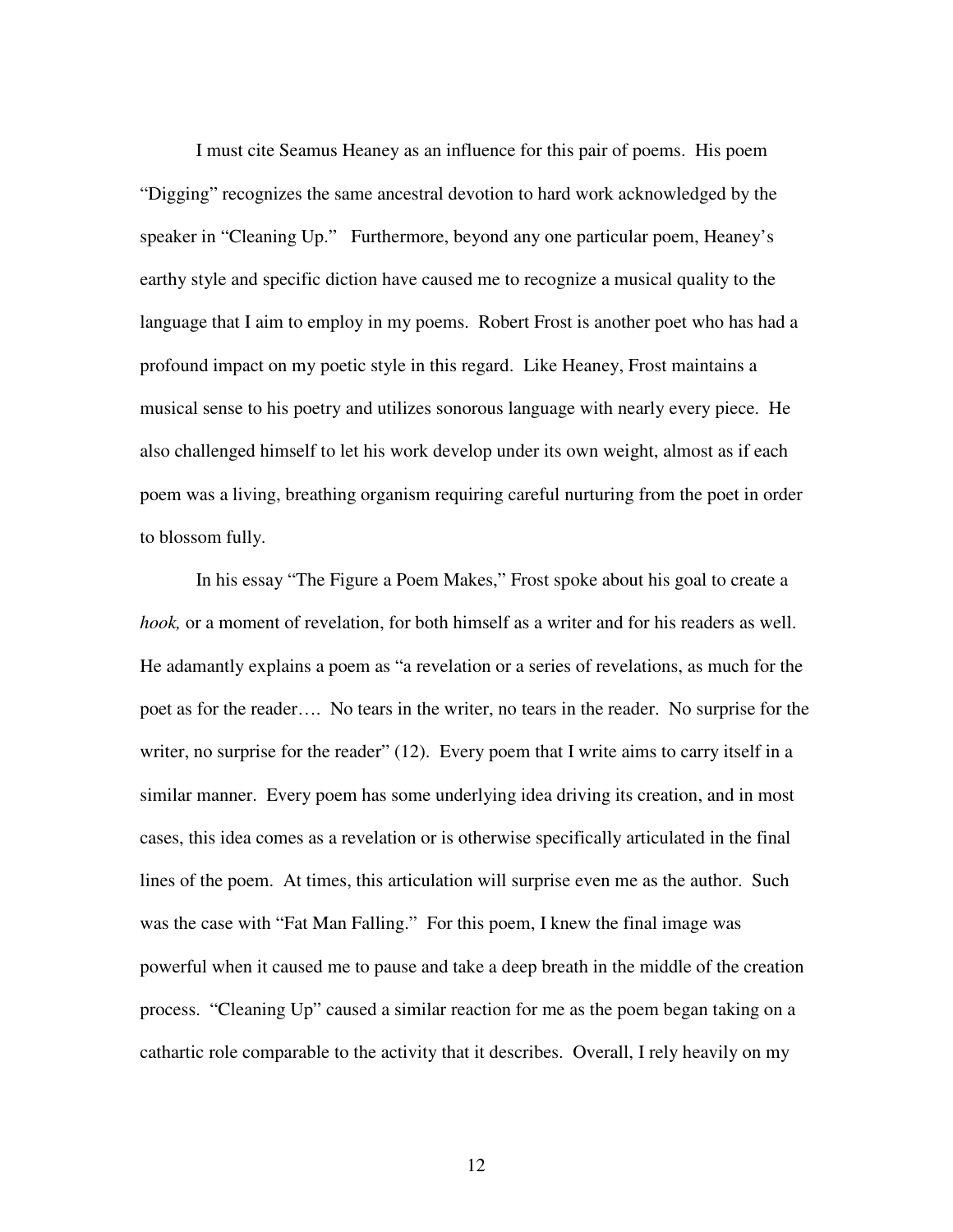I must cite Seamus Heaney as an influence for this pair of poems. His poem "Digging" recognizes the same ancestral devotion to hard work acknowledged by the speaker in "Cleaning Up." Furthermore, beyond any one particular poem, Heaney's earthy style and specific diction have caused me to recognize a musical quality to the language that I aim to employ in my poems. Robert Frost is another poet who has had a profound impact on my poetic style in this regard. Like Heaney, Frost maintains a musical sense to his poetry and utilizes sonorous language with nearly every piece. He also challenged himself to let his work develop under its own weight, almost as if each poem was a living, breathing organism requiring careful nurturing from the poet in order to blossom fully.

In his essay "The Figure a Poem Makes," Frost spoke about his goal to create a *hook,* or a moment of revelation, for both himself as a writer and for his readers as well. He adamantly explains a poem as "a revelation or a series of revelations, as much for the poet as for the reader…. No tears in the writer, no tears in the reader. No surprise for the writer, no surprise for the reader" (12). Every poem that I write aims to carry itself in a similar manner. Every poem has some underlying idea driving its creation, and in most cases, this idea comes as a revelation or is otherwise specifically articulated in the final lines of the poem. At times, this articulation will surprise even me as the author. Such was the case with "Fat Man Falling." For this poem, I knew the final image was powerful when it caused me to pause and take a deep breath in the middle of the creation process. "Cleaning Up" caused a similar reaction for me as the poem began taking on a cathartic role comparable to the activity that it describes. Overall, I rely heavily on my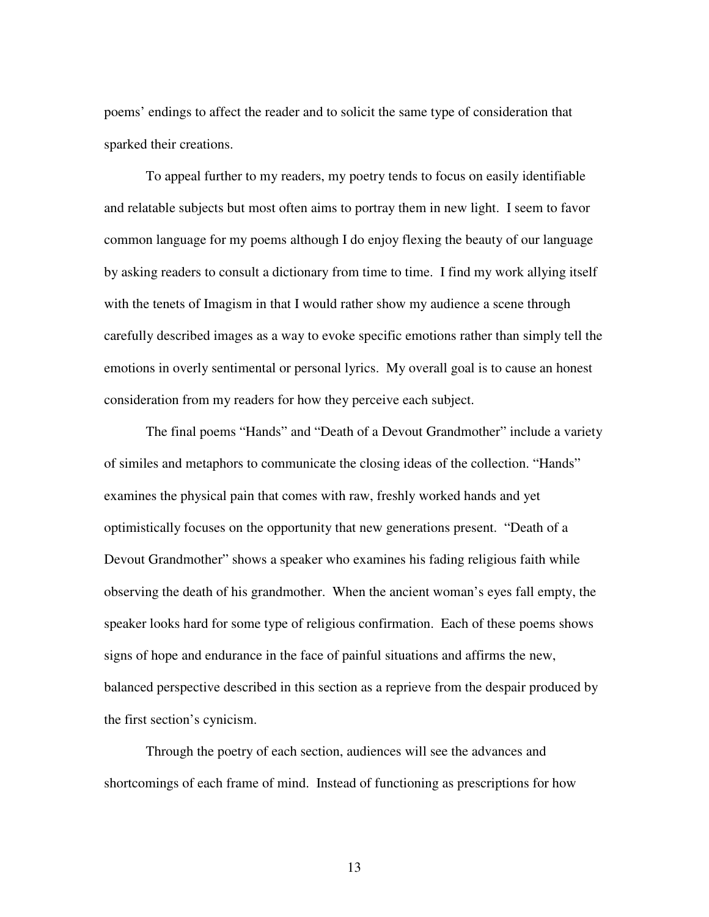poems' endings to affect the reader and to solicit the same type of consideration that sparked their creations.

To appeal further to my readers, my poetry tends to focus on easily identifiable and relatable subjects but most often aims to portray them in new light. I seem to favor common language for my poems although I do enjoy flexing the beauty of our language by asking readers to consult a dictionary from time to time. I find my work allying itself with the tenets of Imagism in that I would rather show my audience a scene through carefully described images as a way to evoke specific emotions rather than simply tell the emotions in overly sentimental or personal lyrics. My overall goal is to cause an honest consideration from my readers for how they perceive each subject.

The final poems "Hands" and "Death of a Devout Grandmother" include a variety of similes and metaphors to communicate the closing ideas of the collection. "Hands" examines the physical pain that comes with raw, freshly worked hands and yet optimistically focuses on the opportunity that new generations present. "Death of a Devout Grandmother" shows a speaker who examines his fading religious faith while observing the death of his grandmother. When the ancient woman's eyes fall empty, the speaker looks hard for some type of religious confirmation. Each of these poems shows signs of hope and endurance in the face of painful situations and affirms the new, balanced perspective described in this section as a reprieve from the despair produced by the first section's cynicism.

Through the poetry of each section, audiences will see the advances and shortcomings of each frame of mind. Instead of functioning as prescriptions for how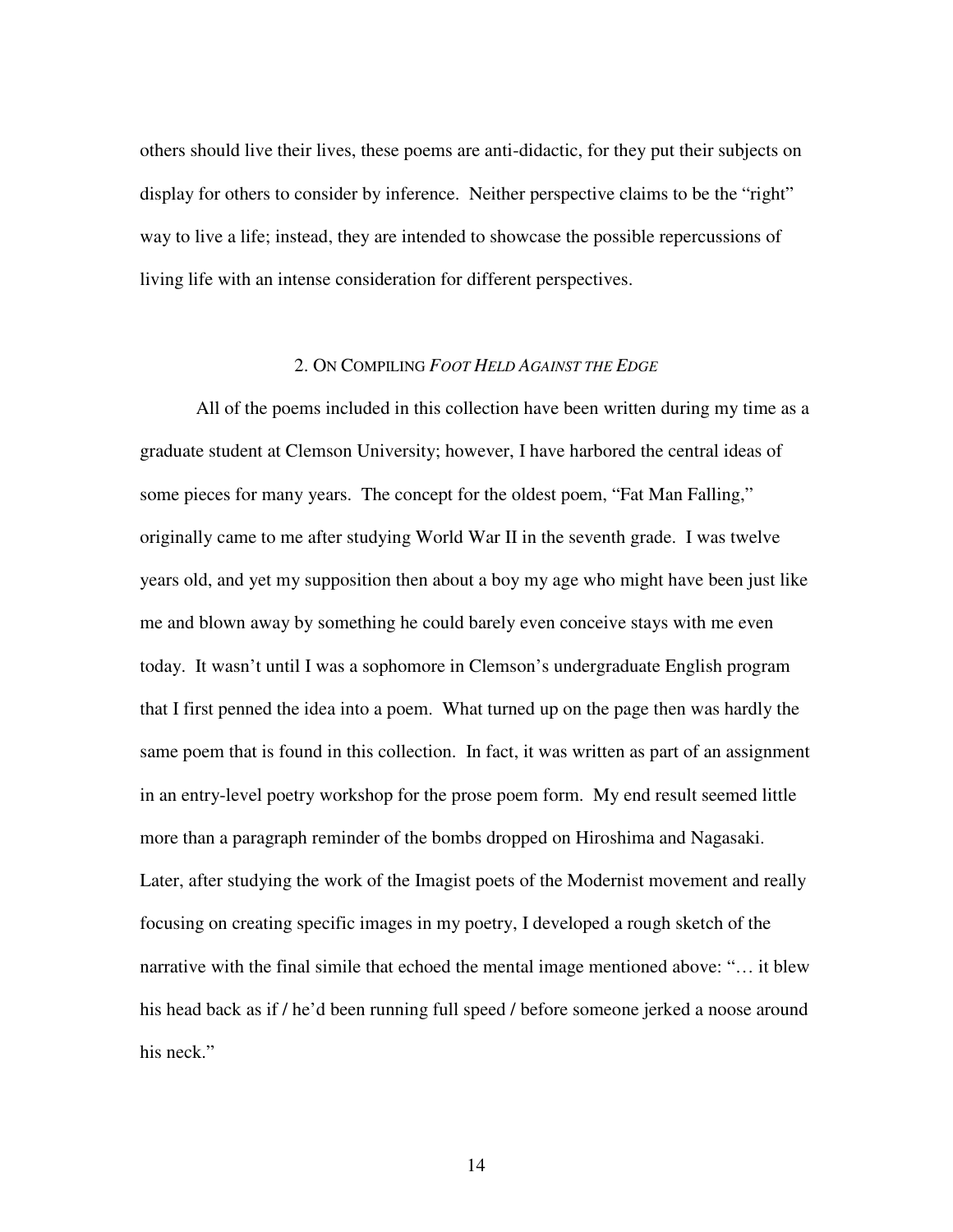others should live their lives, these poems are anti-didactic, for they put their subjects on display for others to consider by inference. Neither perspective claims to be the "right" way to live a life; instead, they are intended to showcase the possible repercussions of living life with an intense consideration for different perspectives.

## 2. On Compiling *Foot Held Against the Edge*

All of the poems included in this collection have been written during my time as a graduate student at Clemson University; however, I have harbored the central ideas of some pieces for many years. The concept for the oldest poem, "Fat Man Falling," originally came to me after studying World War II in the seventh grade. I was twelve years old, and yet my supposition then about a boy my age who might have been just like me and blown away by something he could barely even conceive stays with me even today. It wasn't until I was a sophomore in Clemson's undergraduate English program that I first penned the idea into a poem. What turned up on the page then was hardly the same poem that is found in this collection. In fact, it was written as part of an assignment in an entry-level poetry workshop for the prose poem form. My end result seemed little more than a paragraph reminder of the bombs dropped on Hiroshima and Nagasaki. Later, after studying the work of the Imagist poets of the Modernist movement and really focusing on creating specific images in my poetry, I developed a rough sketch of the narrative with the final simile that echoed the mental image mentioned above: "… it blew his head back as if / he'd been running full speed / before someone jerked a noose around his neck."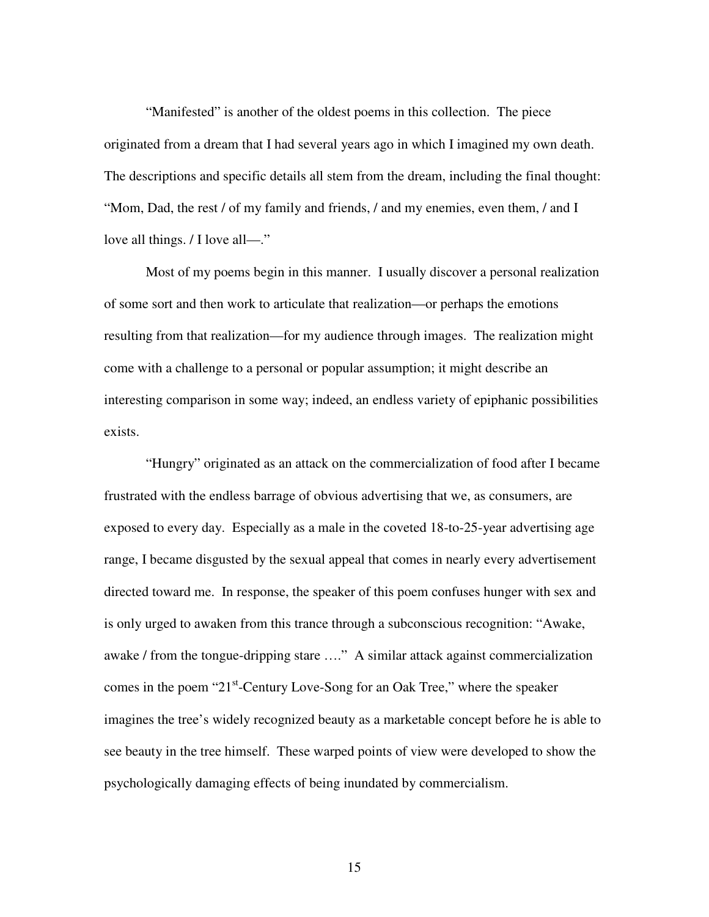"Manifested" is another of the oldest poems in this collection. The piece originated from a dream that I had several years ago in which I imagined my own death. The descriptions and specific details all stem from the dream, including the final thought: "Mom, Dad, the rest / of my family and friends, / and my enemies, even them, / and I love all things. / I love all—."

Most of my poems begin in this manner. I usually discover a personal realization of some sort and then work to articulate that realization—or perhaps the emotions resulting from that realization—for my audience through images. The realization might come with a challenge to a personal or popular assumption; it might describe an interesting comparison in some way; indeed, an endless variety of epiphanic possibilities exists.

"Hungry" originated as an attack on the commercialization of food after I became frustrated with the endless barrage of obvious advertising that we, as consumers, are exposed to every day. Especially as a male in the coveted 18-to-25-year advertising age range, I became disgusted by the sexual appeal that comes in nearly every advertisement directed toward me. In response, the speaker of this poem confuses hunger with sex and is only urged to awaken from this trance through a subconscious recognition: "Awake, awake / from the tongue-dripping stare …." A similar attack against commercialization comes in the poem "21st-Century Love-Song for an Oak Tree," where the speaker imagines the tree's widely recognized beauty as a marketable concept before he is able to see beauty in the tree himself. These warped points of view were developed to show the psychologically damaging effects of being inundated by commercialism.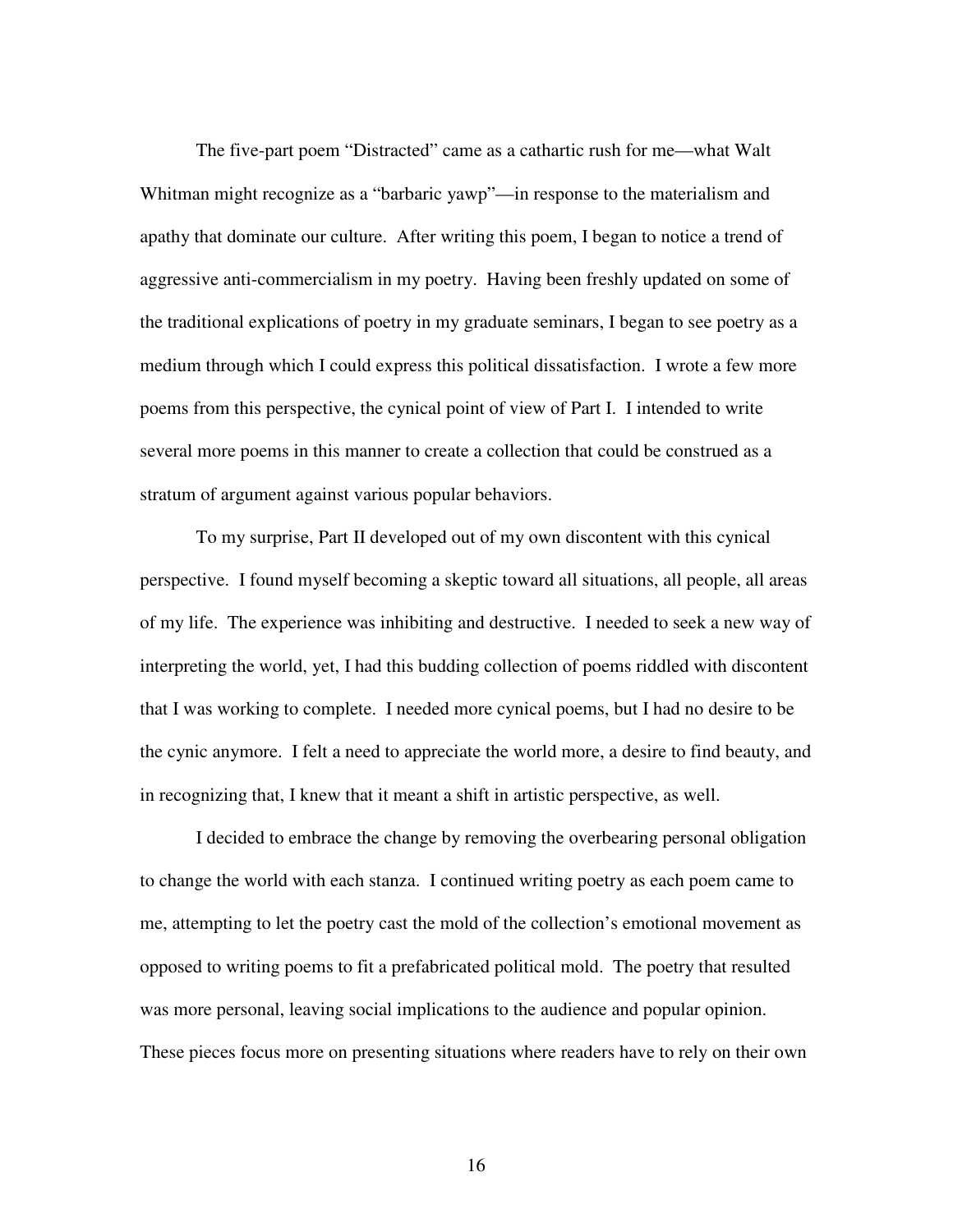The five-part poem "Distracted" came as a cathartic rush for me—what Walt Whitman might recognize as a "barbaric yawp"—in response to the materialism and apathy that dominate our culture. After writing this poem, I began to notice a trend of aggressive anti-commercialism in my poetry. Having been freshly updated on some of the traditional explications of poetry in my graduate seminars, I began to see poetry as a medium through which I could express this political dissatisfaction. I wrote a few more poems from this perspective, the cynical point of view of Part I. I intended to write several more poems in this manner to create a collection that could be construed as a stratum of argument against various popular behaviors.

To my surprise, Part II developed out of my own discontent with this cynical perspective. I found myself becoming a skeptic toward all situations, all people, all areas of my life. The experience was inhibiting and destructive. I needed to seek a new way of interpreting the world, yet, I had this budding collection of poems riddled with discontent that I was working to complete. I needed more cynical poems, but I had no desire to be the cynic anymore. I felt a need to appreciate the world more, a desire to find beauty, and in recognizing that, I knew that it meant a shift in artistic perspective, as well.

I decided to embrace the change by removing the overbearing personal obligation to change the world with each stanza. I continued writing poetry as each poem came to me, attempting to let the poetry cast the mold of the collection's emotional movement as opposed to writing poems to fit a prefabricated political mold. The poetry that resulted was more personal, leaving social implications to the audience and popular opinion. These pieces focus more on presenting situations where readers have to rely on their own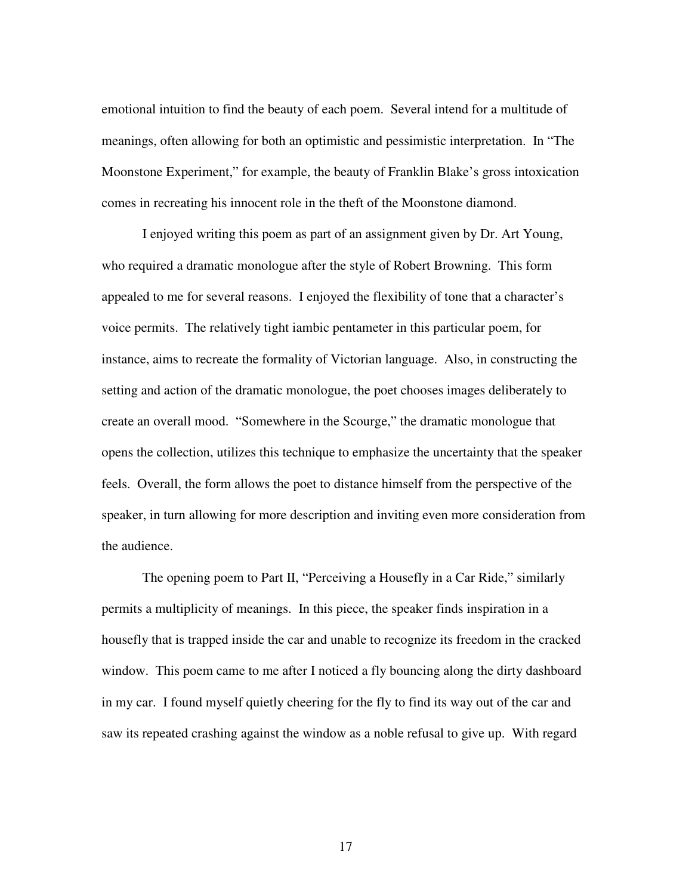emotional intuition to find the beauty of each poem. Several intend for a multitude of meanings, often allowing for both an optimistic and pessimistic interpretation. In "The Moonstone Experiment," for example, the beauty of Franklin Blake's gross intoxication comes in recreating his innocent role in the theft of the Moonstone diamond.

I enjoyed writing this poem as part of an assignment given by Dr. Art Young, who required a dramatic monologue after the style of Robert Browning. This form appealed to me for several reasons. I enjoyed the flexibility of tone that a character's voice permits. The relatively tight iambic pentameter in this particular poem, for instance, aims to recreate the formality of Victorian language. Also, in constructing the setting and action of the dramatic monologue, the poet chooses images deliberately to create an overall mood. "Somewhere in the Scourge," the dramatic monologue that opens the collection, utilizes this technique to emphasize the uncertainty that the speaker feels. Overall, the form allows the poet to distance himself from the perspective of the speaker, in turn allowing for more description and inviting even more consideration from the audience.

The opening poem to Part II, "Perceiving a Housefly in a Car Ride," similarly permits a multiplicity of meanings. In this piece, the speaker finds inspiration in a housefly that is trapped inside the car and unable to recognize its freedom in the cracked window. This poem came to me after I noticed a fly bouncing along the dirty dashboard in my car. I found myself quietly cheering for the fly to find its way out of the car and saw its repeated crashing against the window as a noble refusal to give up. With regard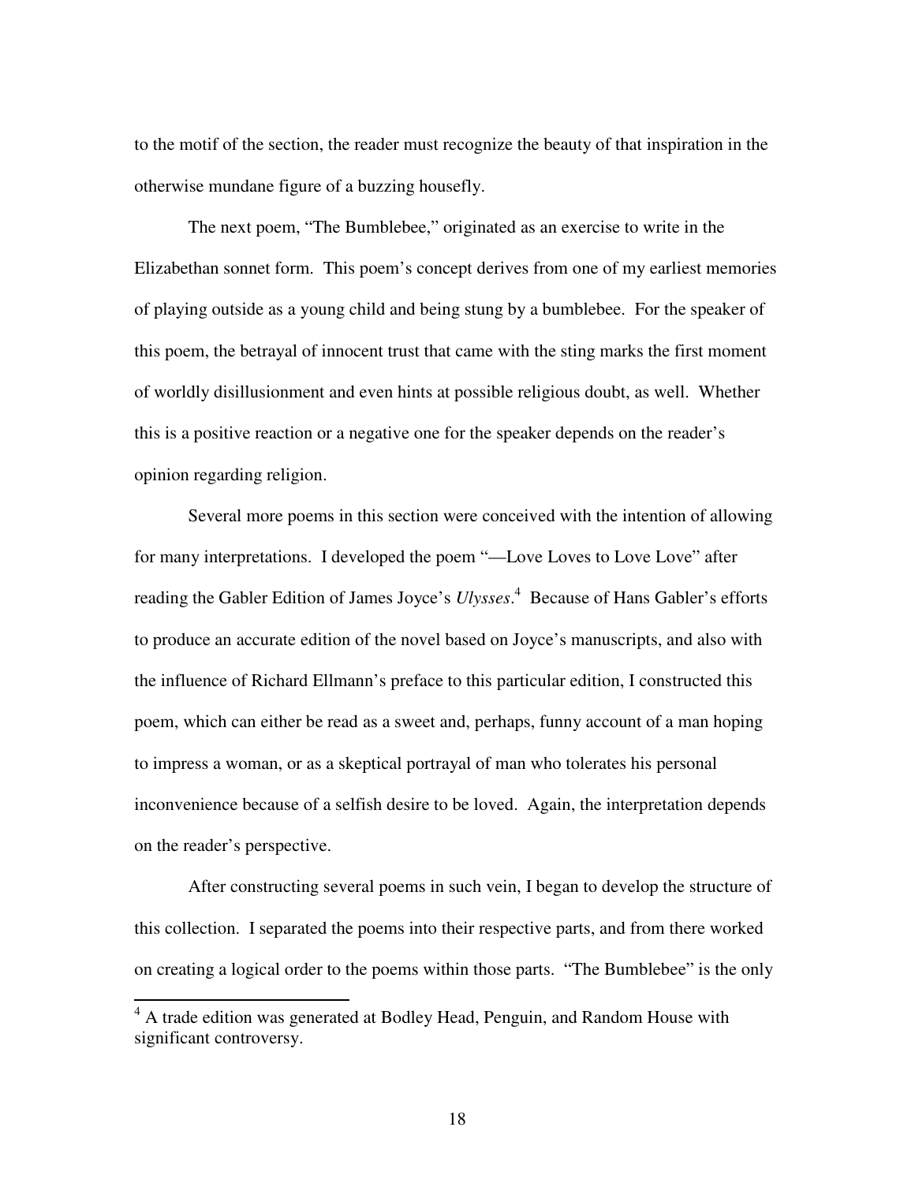to the motif of the section, the reader must recognize the beauty of that inspiration in the otherwise mundane figure of a buzzing housefly.

The next poem, "The Bumblebee," originated as an exercise to write in the Elizabethan sonnet form. This poem's concept derives from one of my earliest memories of playing outside as a young child and being stung by a bumblebee. For the speaker of this poem, the betrayal of innocent trust that came with the sting marks the first moment of worldly disillusionment and even hints at possible religious doubt, as well. Whether this is a positive reaction or a negative one for the speaker depends on the reader's opinion regarding religion.

Several more poems in this section were conceived with the intention of allowing for many interpretations. I developed the poem "—Love Loves to Love Love" after reading the Gabler Edition of James Joyce's *Ulysses*.[4] Because of Hans Gabler's efforts to produce an accurate edition of the novel based on Joyce's manuscripts, and also with the influence of Richard Ellmann's preface to this particular edition, I constructed this poem, which can either be read as a sweet and, perhaps, funny account of a man hoping to impress a woman, or as a skeptical portrayal of man who tolerates his personal inconvenience because of a selfish desire to be loved. Again, the interpretation depends on the reader's perspective.

After constructing several poems in such vein, I began to develop the structure of this collection. I separated the poems into their respective parts, and from there worked on creating a logical order to the poems within those parts. "The Bumblebee" is the only

---

[4] A trade edition was generated at Bodley Head, Penguin, and Random House with significant controversy.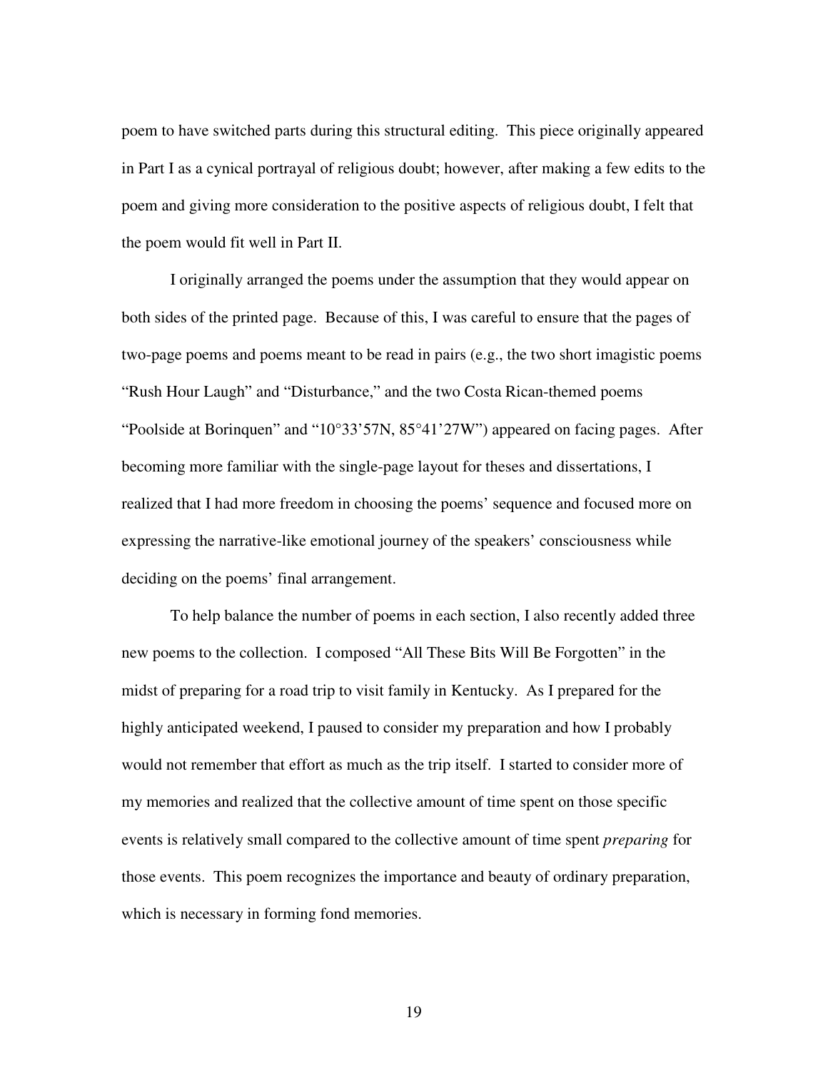poem to have switched parts during this structural editing. This piece originally appeared in Part I as a cynical portrayal of religious doubt; however, after making a few edits to the poem and giving more consideration to the positive aspects of religious doubt, I felt that the poem would fit well in Part II.

I originally arranged the poems under the assumption that they would appear on both sides of the printed page. Because of this, I was careful to ensure that the pages of two-page poems and poems meant to be read in pairs (e.g., the two short imagistic poems "Rush Hour Laugh" and "Disturbance," and the two Costa Rican-themed poems "Poolside at Borinquen" and "10°33'57N, 85°41'27W") appeared on facing pages. After becoming more familiar with the single-page layout for theses and dissertations, I realized that I had more freedom in choosing the poems' sequence and focused more on expressing the narrative-like emotional journey of the speakers' consciousness while deciding on the poems' final arrangement.

To help balance the number of poems in each section, I also recently added three new poems to the collection. I composed "All These Bits Will Be Forgotten" in the midst of preparing for a road trip to visit family in Kentucky. As I prepared for the highly anticipated weekend, I paused to consider my preparation and how I probably would not remember that effort as much as the trip itself. I started to consider more of my memories and realized that the collective amount of time spent on those specific events is relatively small compared to the collective amount of time spent *preparing* for those events. This poem recognizes the importance and beauty of ordinary preparation, which is necessary in forming fond memories.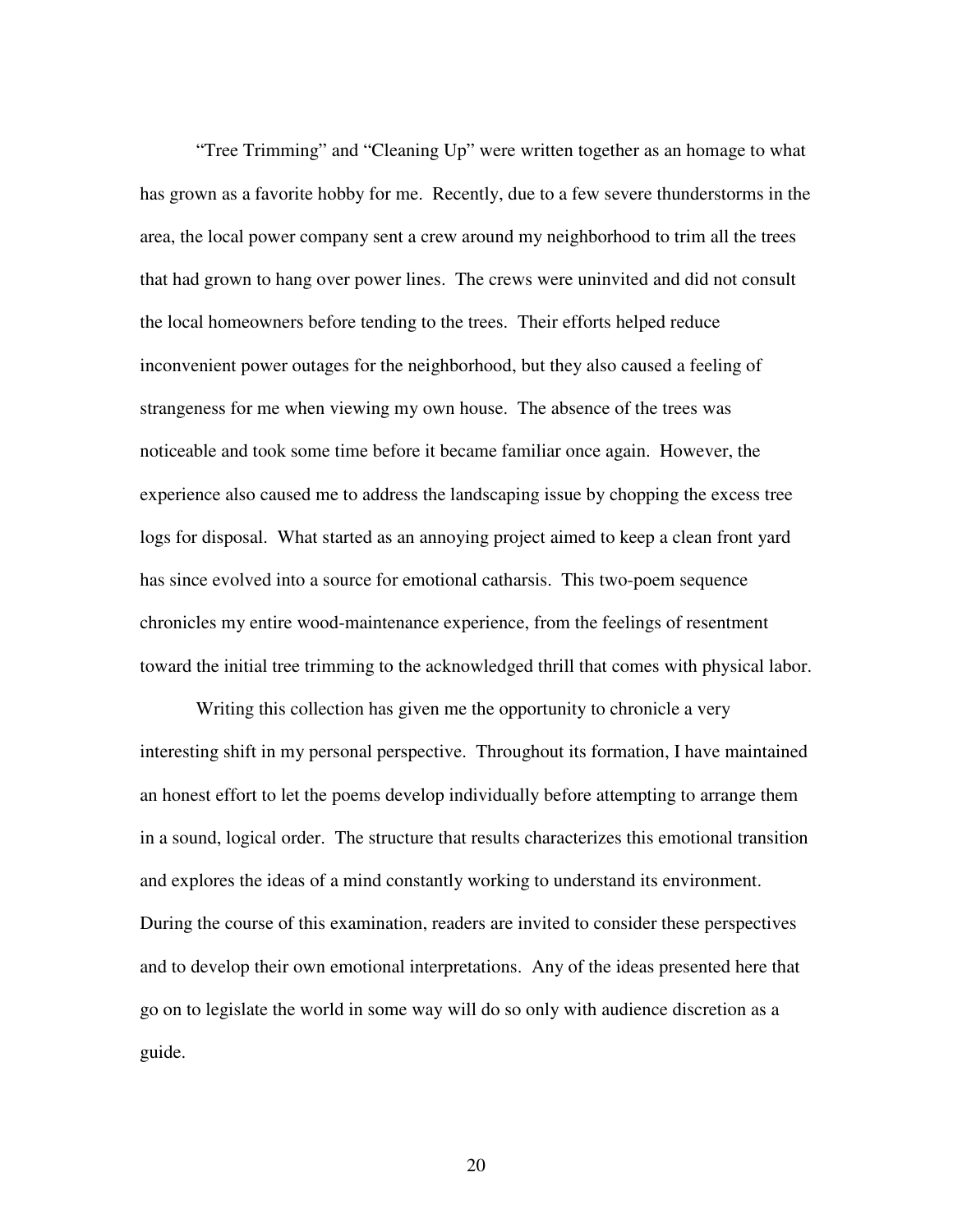"Tree Trimming" and "Cleaning Up" were written together as an homage to what has grown as a favorite hobby for me. Recently, due to a few severe thunderstorms in the area, the local power company sent a crew around my neighborhood to trim all the trees that had grown to hang over power lines. The crews were uninvited and did not consult the local homeowners before tending to the trees. Their efforts helped reduce inconvenient power outages for the neighborhood, but they also caused a feeling of strangeness for me when viewing my own house. The absence of the trees was noticeable and took some time before it became familiar once again. However, the experience also caused me to address the landscaping issue by chopping the excess tree logs for disposal. What started as an annoying project aimed to keep a clean front yard has since evolved into a source for emotional catharsis. This two-poem sequence chronicles my entire wood-maintenance experience, from the feelings of resentment toward the initial tree trimming to the acknowledged thrill that comes with physical labor.

Writing this collection has given me the opportunity to chronicle a very interesting shift in my personal perspective. Throughout its formation, I have maintained an honest effort to let the poems develop individually before attempting to arrange them in a sound, logical order. The structure that results characterizes this emotional transition and explores the ideas of a mind constantly working to understand its environment. During the course of this examination, readers are invited to consider these perspectives and to develop their own emotional interpretations. Any of the ideas presented here that go on to legislate the world in some way will do so only with audience discretion as a guide.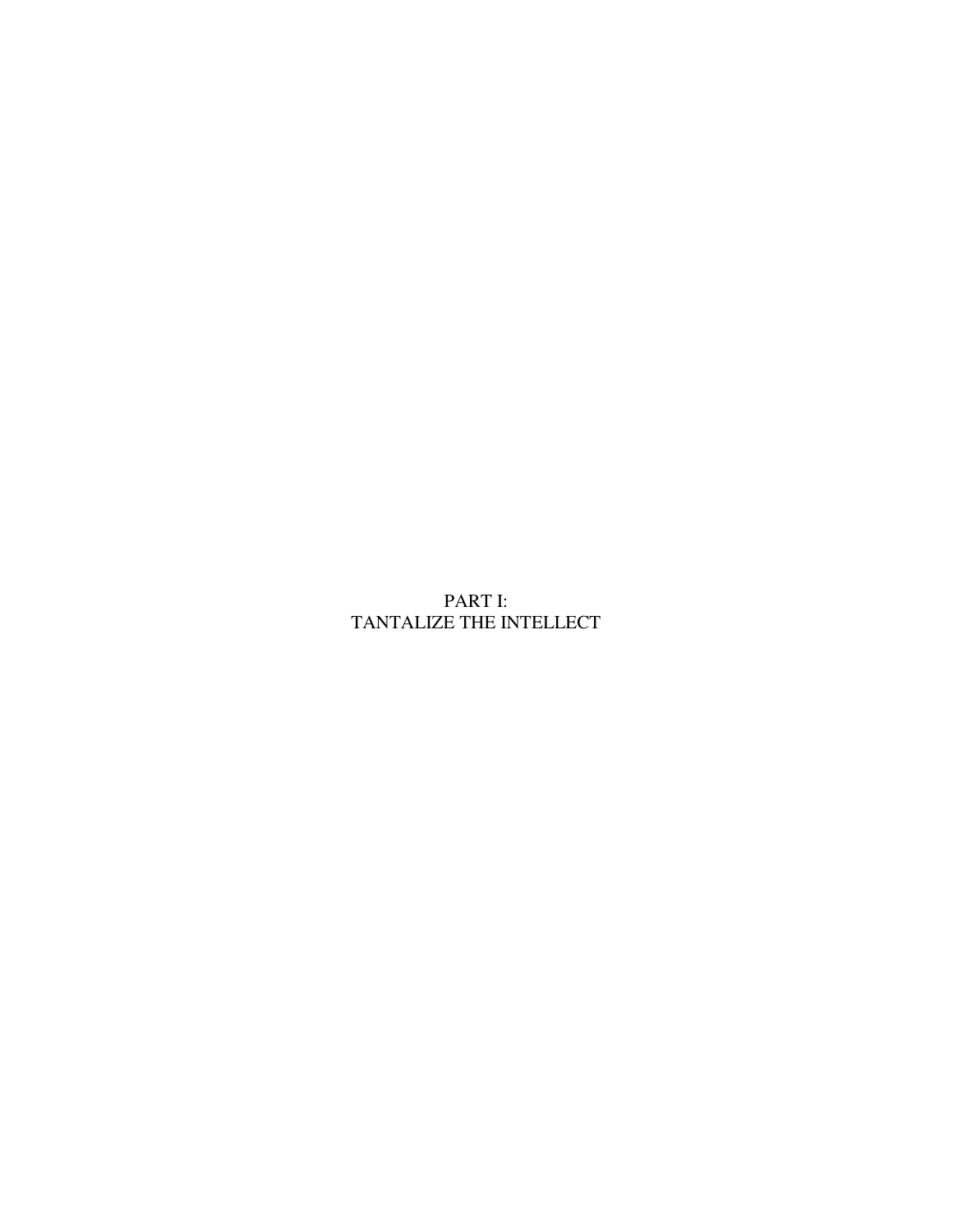# PART I:
# TANTALIZE THE INTELLECT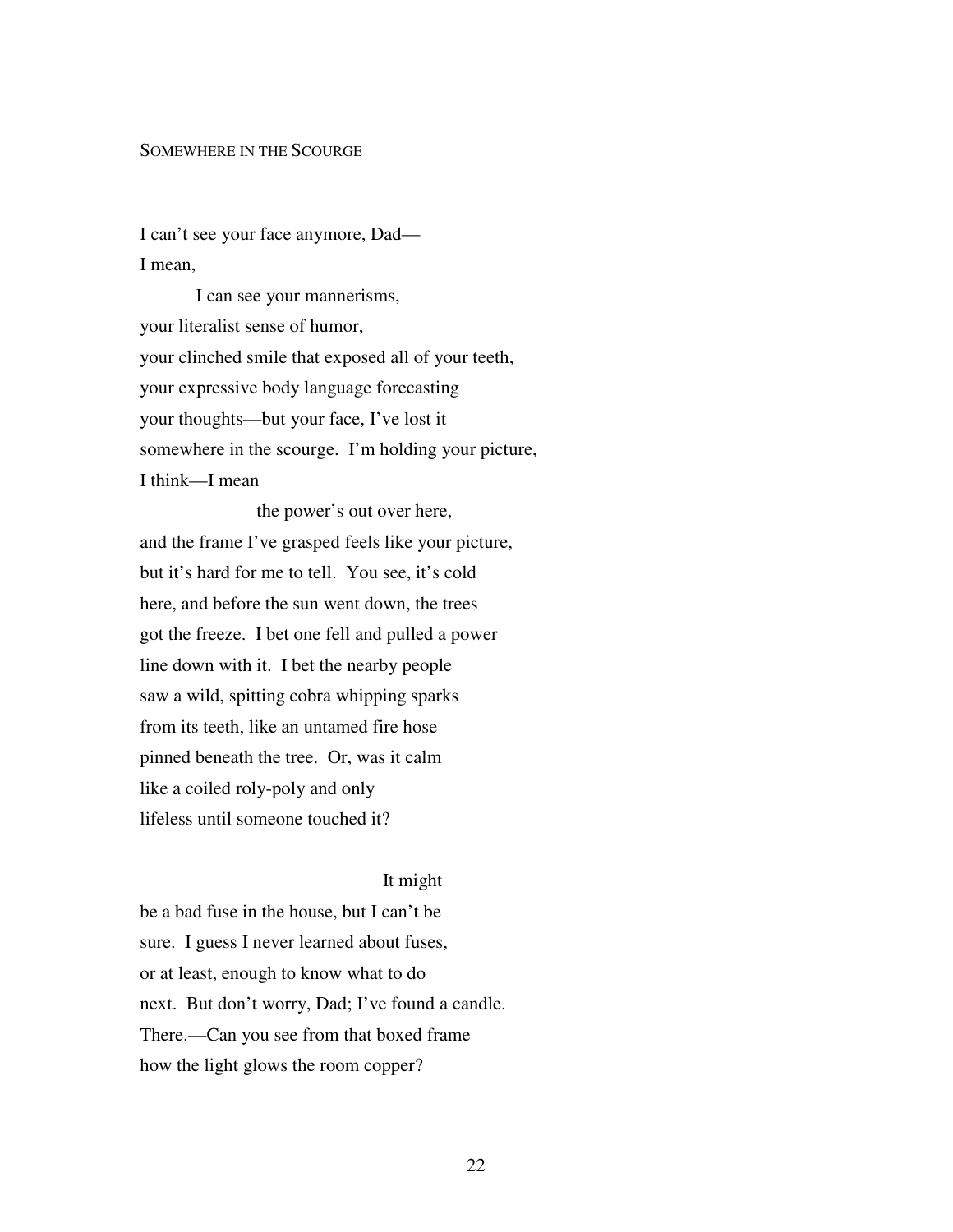## Somewhere in the Scourge

I can't see your face anymore, Dad—
I mean,

          I can see your mannerisms,
your literalist sense of humor,
your clinched smile that exposed all of your teeth,
your expressive body language forecasting
your thoughts—but your face, I've lost it
somewhere in the scourge.  I'm holding your picture,
I think—I mean

                    the power's out over here,
and the frame I've grasped feels like your picture,
but it's hard for me to tell.  You see, it's cold
here, and before the sun went down, the trees
got the freeze.  I bet one fell and pulled a power
line down with it.  I bet the nearby people
saw a wild, spitting cobra whipping sparks
from its teeth, like an untamed fire hose
pinned beneath the tree.  Or, was it calm
like a coiled roly-poly and only
lifeless until someone touched it?

                                        It might
be a bad fuse in the house, but I can't be
sure.  I guess I never learned about fuses,
or at least, enough to know what to do
next.  But don't worry, Dad; I've found a candle.
There.—Can you see from that boxed frame
how the light glows the room copper?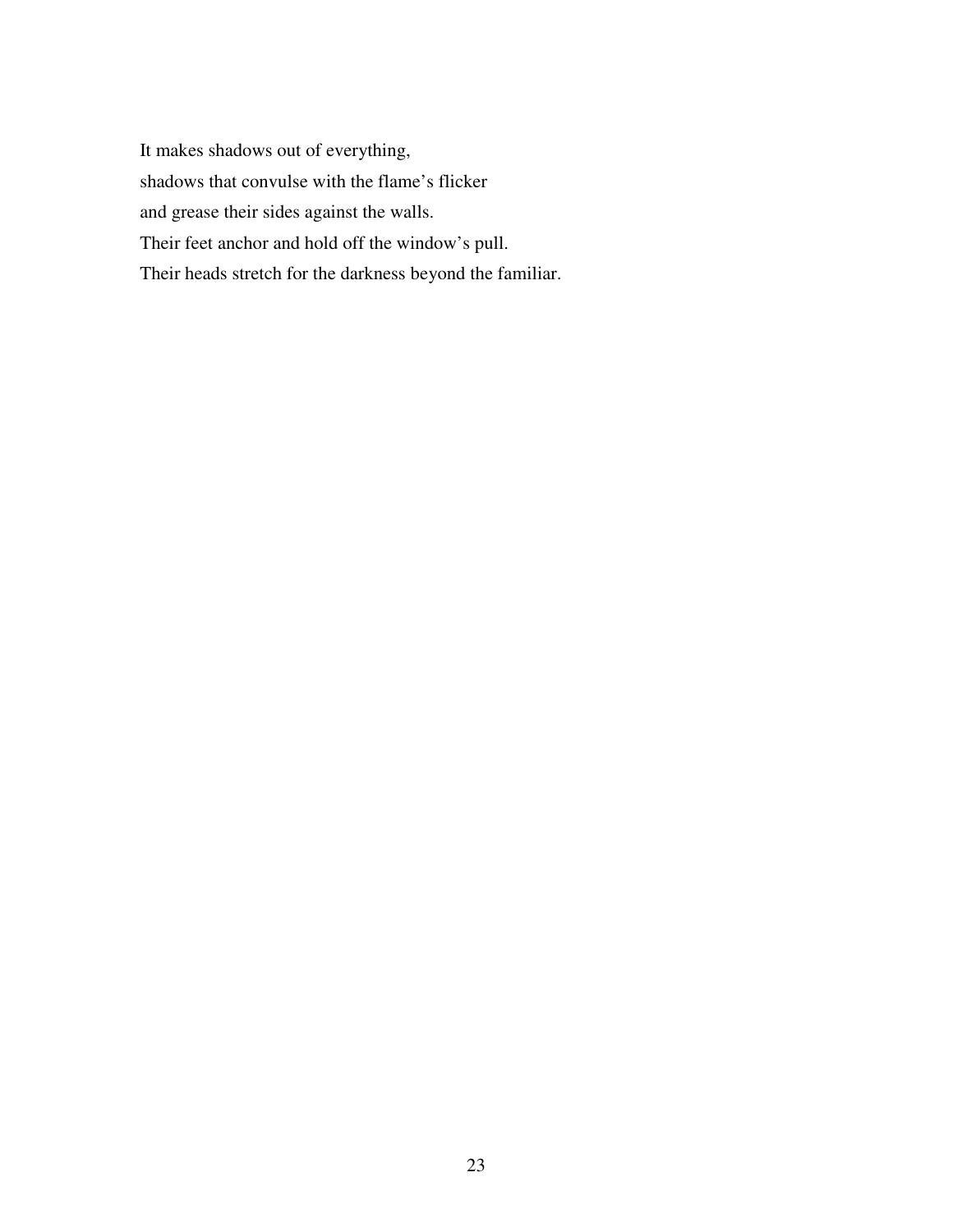It makes shadows out of everything,  
shadows that convulse with the flame's flicker  
and grease their sides against the walls.  
Their feet anchor and hold off the window's pull.  
Their heads stretch for the darkness beyond the familiar.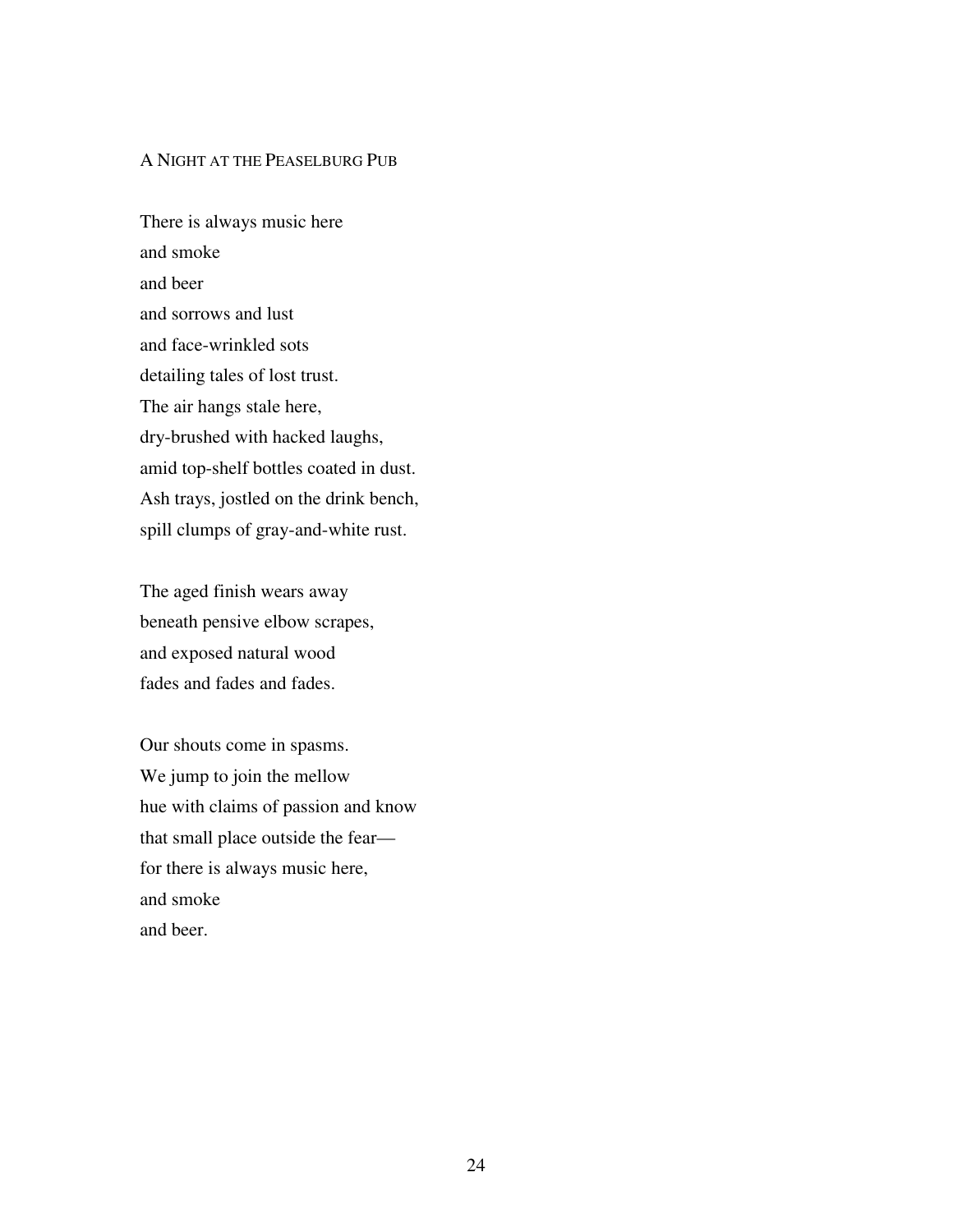## A Night at the Peaselburg Pub

There is always music here  
and smoke  
and beer  
and sorrows and lust  
and face-wrinkled sots  
detailing tales of lost trust.  
The air hangs stale here,  
dry-brushed with hacked laughs,  
amid top-shelf bottles coated in dust.  
Ash trays, jostled on the drink bench,  
spill clumps of gray-and-white rust.

The aged finish wears away  
beneath pensive elbow scrapes,  
and exposed natural wood  
fades and fades and fades.

Our shouts come in spasms.  
We jump to join the mellow  
hue with claims of passion and know  
that small place outside the fear—  
for there is always music here,  
and smoke  
and beer.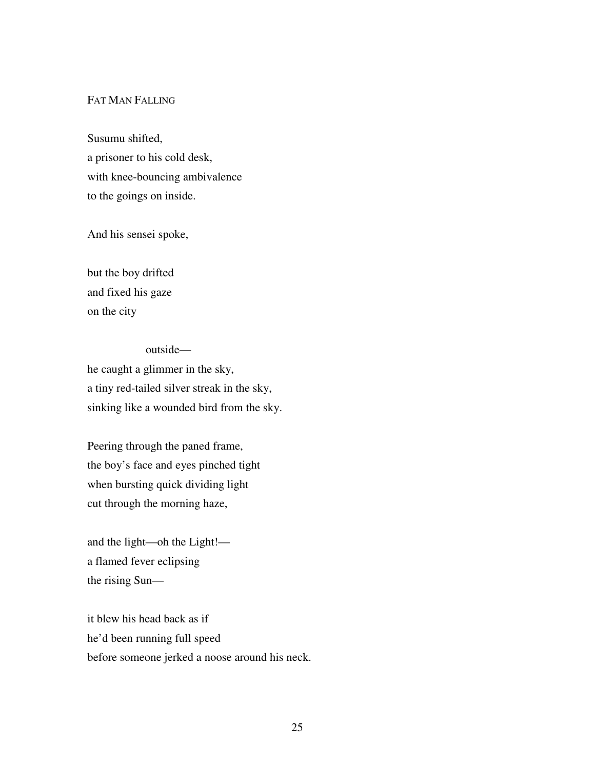## Fat Man Falling

Susumu shifted,  
a prisoner to his cold desk,  
with knee-bouncing ambivalence  
to the goings on inside.

And his sensei spoke,

but the boy drifted  
and fixed his gaze  
on the city

                    outside—  
he caught a glimmer in the sky,  
a tiny red-tailed silver streak in the sky,  
sinking like a wounded bird from the sky.

Peering through the paned frame,  
the boy's face and eyes pinched tight  
when bursting quick dividing light  
cut through the morning haze,

and the light—oh the Light!—  
a flamed fever eclipsing  
the rising Sun—

it blew his head back as if  
he'd been running full speed  
before someone jerked a noose around his neck.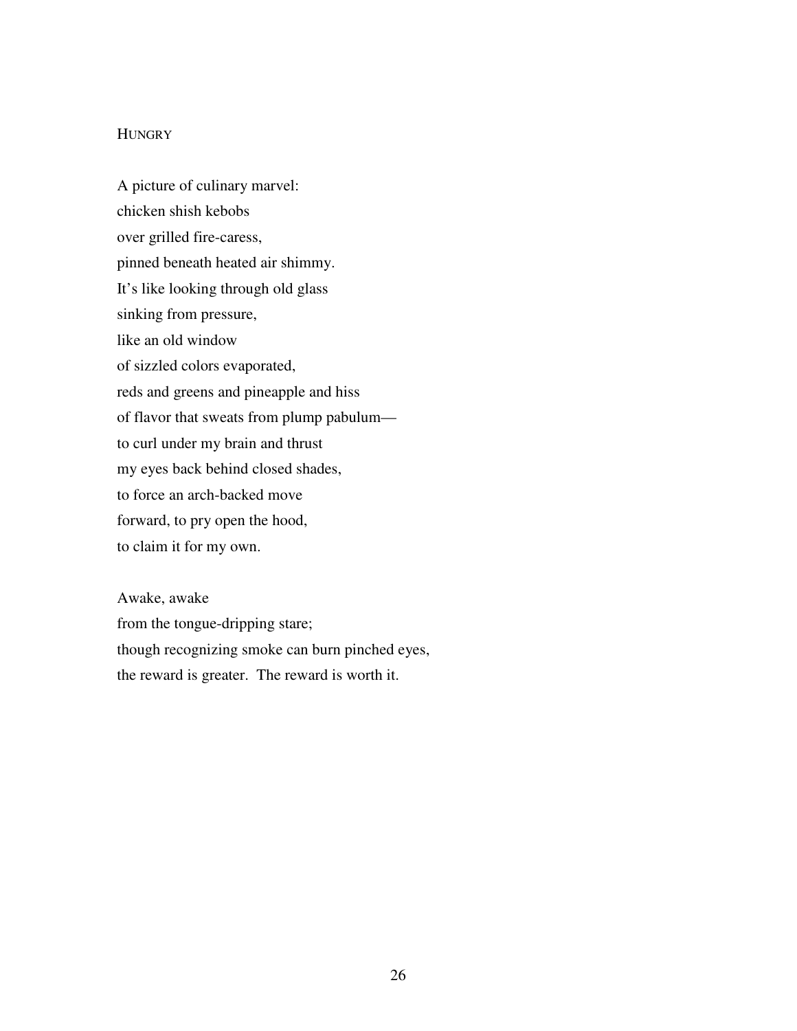## Hungry

A picture of culinary marvel:  
chicken shish kebobs  
over grilled fire-caress,  
pinned beneath heated air shimmy.  
It's like looking through old glass  
sinking from pressure,  
like an old window  
of sizzled colors evaporated,  
reds and greens and pineapple and hiss  
of flavor that sweats from plump pabulum—  
to curl under my brain and thrust  
my eyes back behind closed shades,  
to force an arch-backed move  
forward, to pry open the hood,  
to claim it for my own.

Awake, awake  
from the tongue-dripping stare;  
though recognizing smoke can burn pinched eyes,  
the reward is greater. The reward is worth it.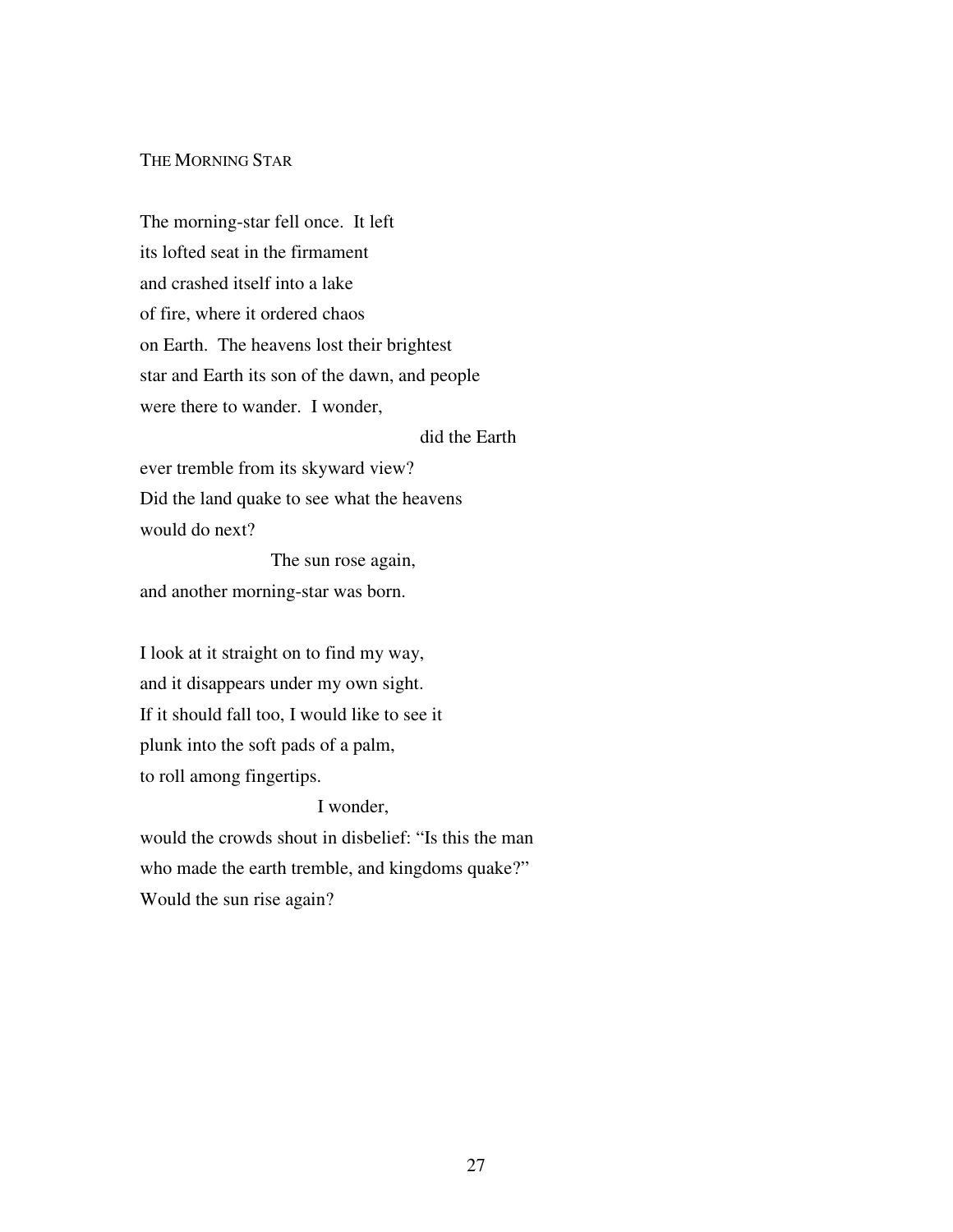## The Morning Star

The morning-star fell once.  It left  
its lofted seat in the firmament  
and crashed itself into a lake  
of fire, where it ordered chaos  
on Earth.  The heavens lost their brightest  
star and Earth its son of the dawn, and people  
were there to wander.  I wonder,  
                                                            did the Earth  
ever tremble from its skyward view?  
Did the land quake to see what the heavens  
would do next?  
                              The sun rose again,  
and another morning-star was born.

I look at it straight on to find my way,  
and it disappears under my own sight.  
If it should fall too, I would like to see it  
plunk into the soft pads of a palm,  
to roll among fingertips.  
                                        I wonder,  
would the crowds shout in disbelief: "Is this the man  
who made the earth tremble, and kingdoms quake?"  
Would the sun rise again?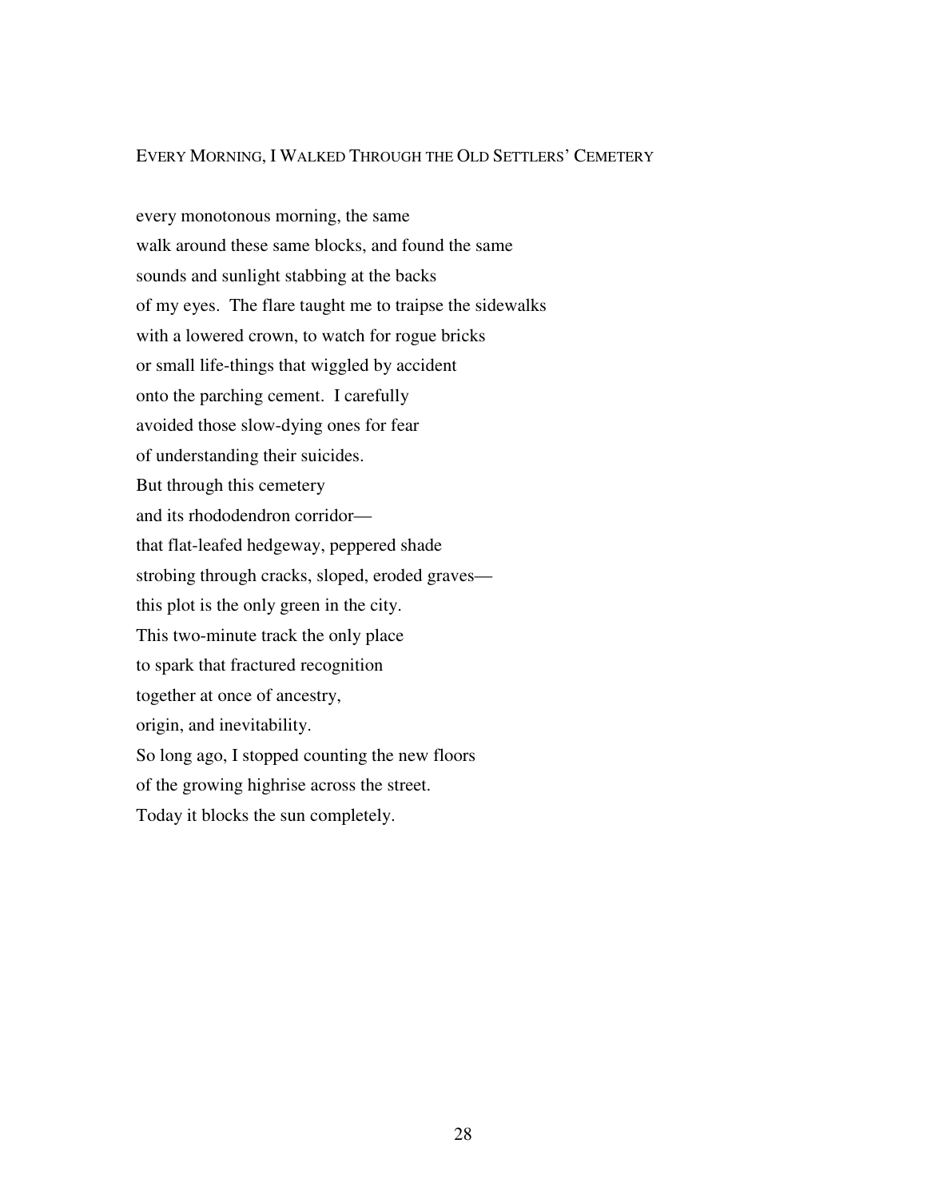## EVERY MORNING, I WALKED THROUGH THE OLD SETTLERS' CEMETERY

every monotonous morning, the same  
walk around these same blocks, and found the same  
sounds and sunlight stabbing at the backs  
of my eyes.  The flare taught me to traipse the sidewalks  
with a lowered crown, to watch for rogue bricks  
or small life-things that wiggled by accident  
onto the parching cement.  I carefully  
avoided those slow-dying ones for fear  
of understanding their suicides.  
But through this cemetery  
and its rhododendron corridor—  
that flat-leafed hedgeway, peppered shade  
strobing through cracks, sloped, eroded graves—  
this plot is the only green in the city.  
This two-minute track the only place  
to spark that fractured recognition  
together at once of ancestry,  
origin, and inevitability.  
So long ago, I stopped counting the new floors  
of the growing highrise across the street.  
Today it blocks the sun completely.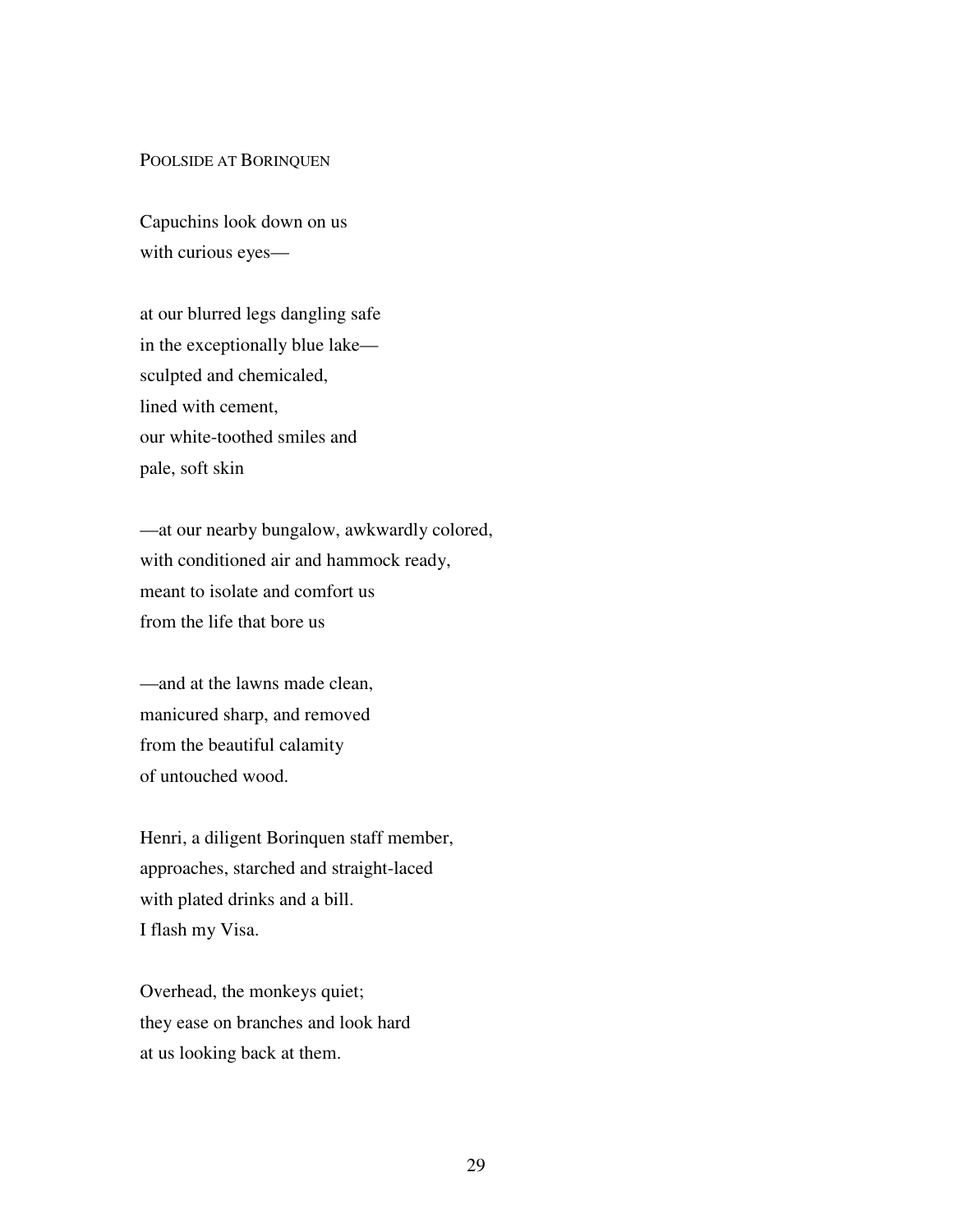## Poolside at Borinquen

Capuchins look down on us  
with curious eyes—

at our blurred legs dangling safe  
in the exceptionally blue lake—  
sculpted and chemicaled,  
lined with cement,  
our white-toothed smiles and  
pale, soft skin

—at our nearby bungalow, awkwardly colored,  
with conditioned air and hammock ready,  
meant to isolate and comfort us  
from the life that bore us

—and at the lawns made clean,  
manicured sharp, and removed  
from the beautiful calamity  
of untouched wood.

Henri, a diligent Borinquen staff member,  
approaches, starched and straight-laced  
with plated drinks and a bill.  
I flash my Visa.

Overhead, the monkeys quiet;  
they ease on branches and look hard  
at us looking back at them.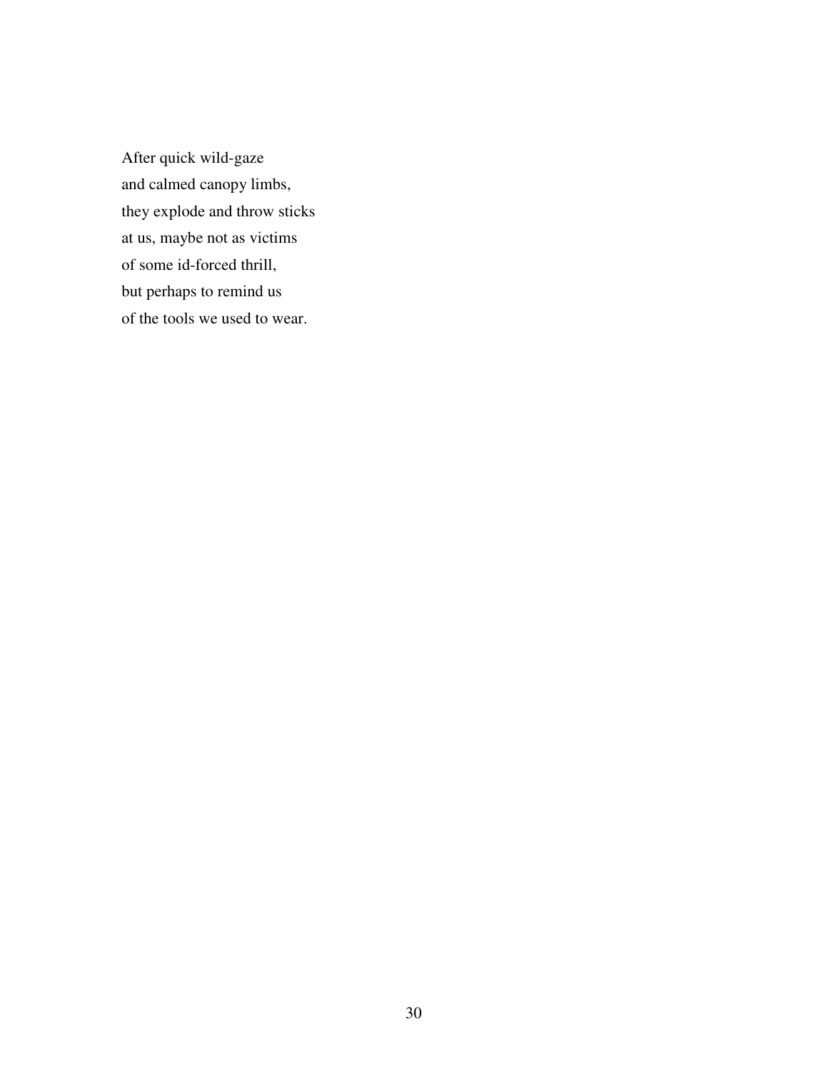After quick wild-gaze  
and calmed canopy limbs,  
they explode and throw sticks  
at us, maybe not as victims  
of some id-forced thrill,  
but perhaps to remind us  
of the tools we used to wear.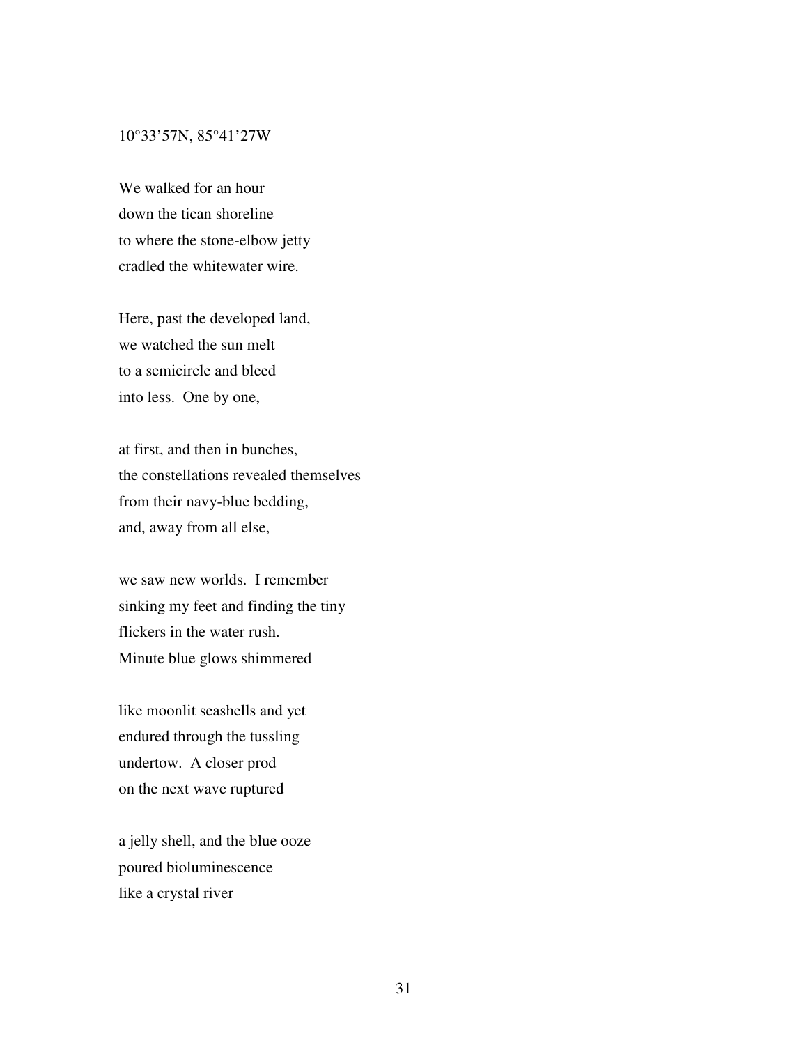10°33’57N, 85°41’27W

We walked for an hour  
down the tican shoreline  
to where the stone-elbow jetty  
cradled the whitewater wire.

Here, past the developed land,  
we watched the sun melt  
to a semicircle and bleed  
into less.  One by one,

at first, and then in bunches,  
the constellations revealed themselves  
from their navy-blue bedding,  
and, away from all else,

we saw new worlds.  I remember  
sinking my feet and finding the tiny  
flickers in the water rush.  
Minute blue glows shimmered

like moonlit seashells and yet  
endured through the tussling  
undertow.  A closer prod  
on the next wave ruptured

a jelly shell, and the blue ooze  
poured bioluminescence  
like a crystal river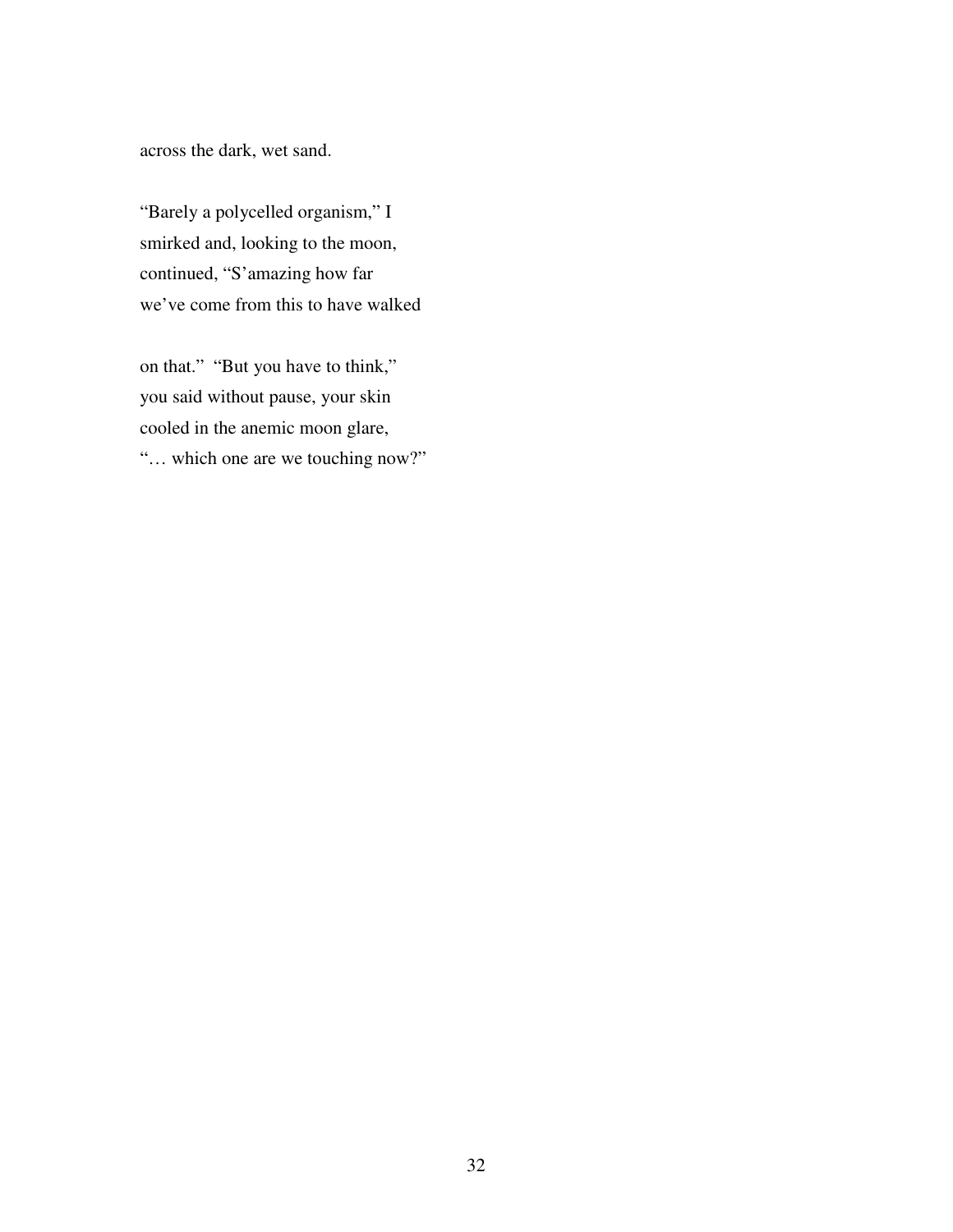across the dark, wet sand.

“Barely a polycelled organism,” I
smirked and, looking to the moon,
continued, “S’amazing how far
we’ve come from this to have walked

on that.” “But you have to think,”
you said without pause, your skin
cooled in the anemic moon glare,
“… which one are we touching now?”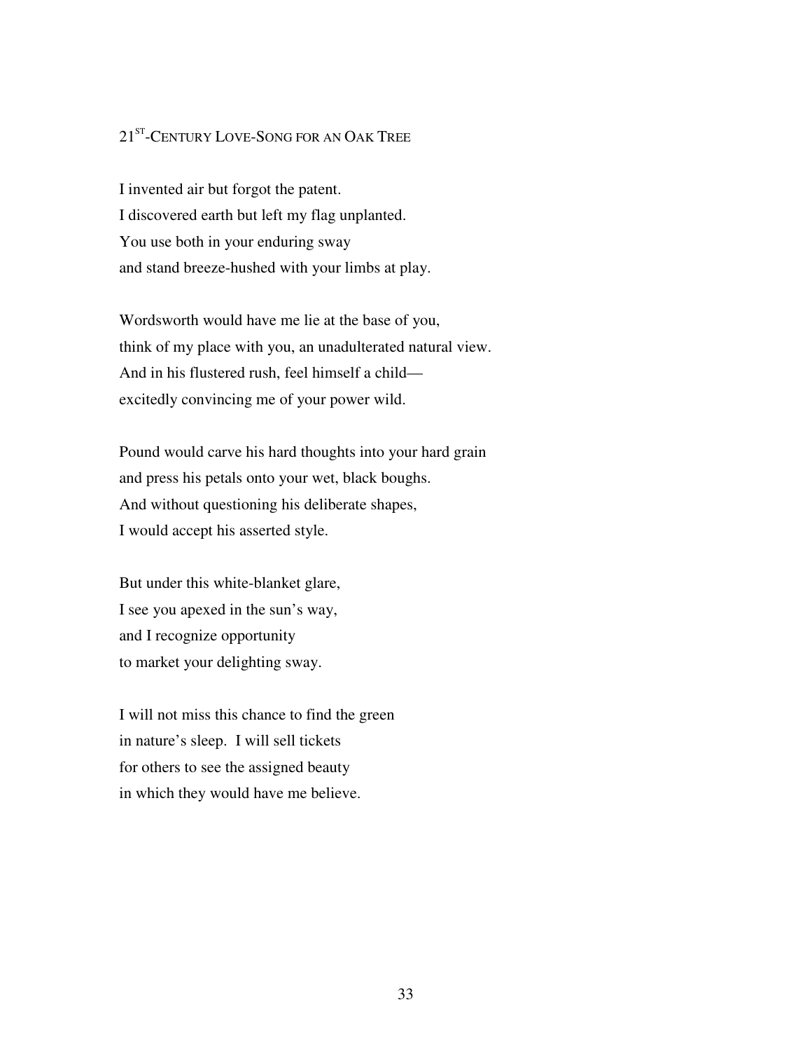## 21[ST]-Century Love-Song for an Oak Tree

I invented air but forgot the patent.  
I discovered earth but left my flag unplanted.  
You use both in your enduring sway  
and stand breeze-hushed with your limbs at play.

Wordsworth would have me lie at the base of you,  
think of my place with you, an unadulterated natural view.  
And in his flustered rush, feel himself a child—  
excitedly convincing me of your power wild.

Pound would carve his hard thoughts into your hard grain  
and press his petals onto your wet, black boughs.  
And without questioning his deliberate shapes,  
I would accept his asserted style.

But under this white-blanket glare,  
I see you apexed in the sun's way,  
and I recognize opportunity  
to market your delighting sway.

I will not miss this chance to find the green  
in nature's sleep. I will sell tickets  
for others to see the assigned beauty  
in which they would have me believe.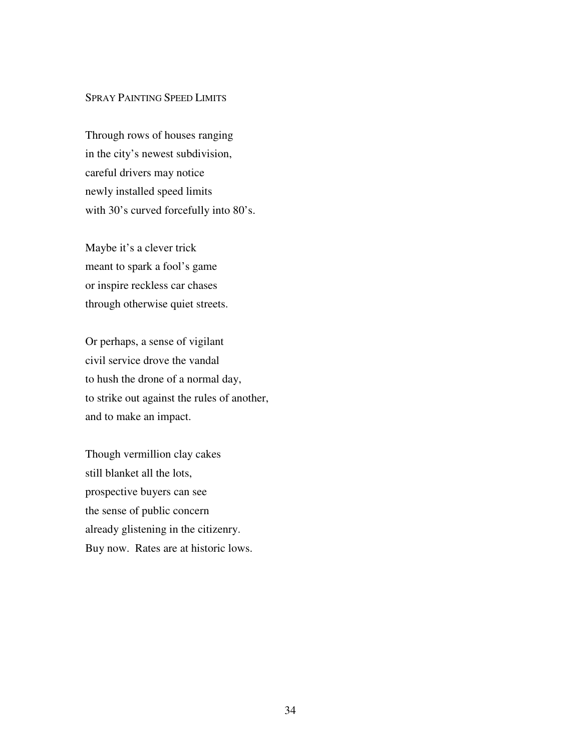## Spray Painting Speed Limits

Through rows of houses ranging  
in the city's newest subdivision,  
careful drivers may notice  
newly installed speed limits  
with 30's curved forcefully into 80's.

Maybe it's a clever trick  
meant to spark a fool's game  
or inspire reckless car chases  
through otherwise quiet streets.

Or perhaps, a sense of vigilant  
civil service drove the vandal  
to hush the drone of a normal day,  
to strike out against the rules of another,  
and to make an impact.

Though vermillion clay cakes  
still blanket all the lots,  
prospective buyers can see  
the sense of public concern  
already glistening in the citizenry.  
Buy now. Rates are at historic lows.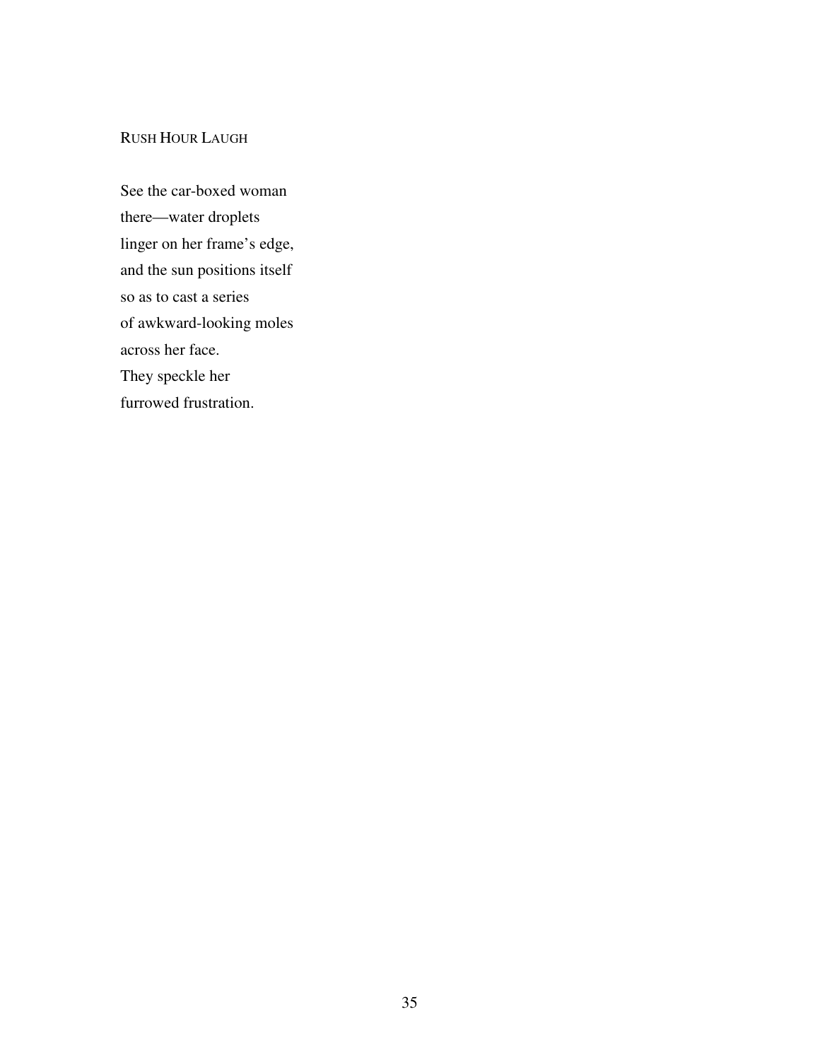## Rush Hour Laugh

See the car-boxed woman  
there—water droplets  
linger on her frame’s edge,  
and the sun positions itself  
so as to cast a series  
of awkward-looking moles  
across her face.  
They speckle her  
furrowed frustration.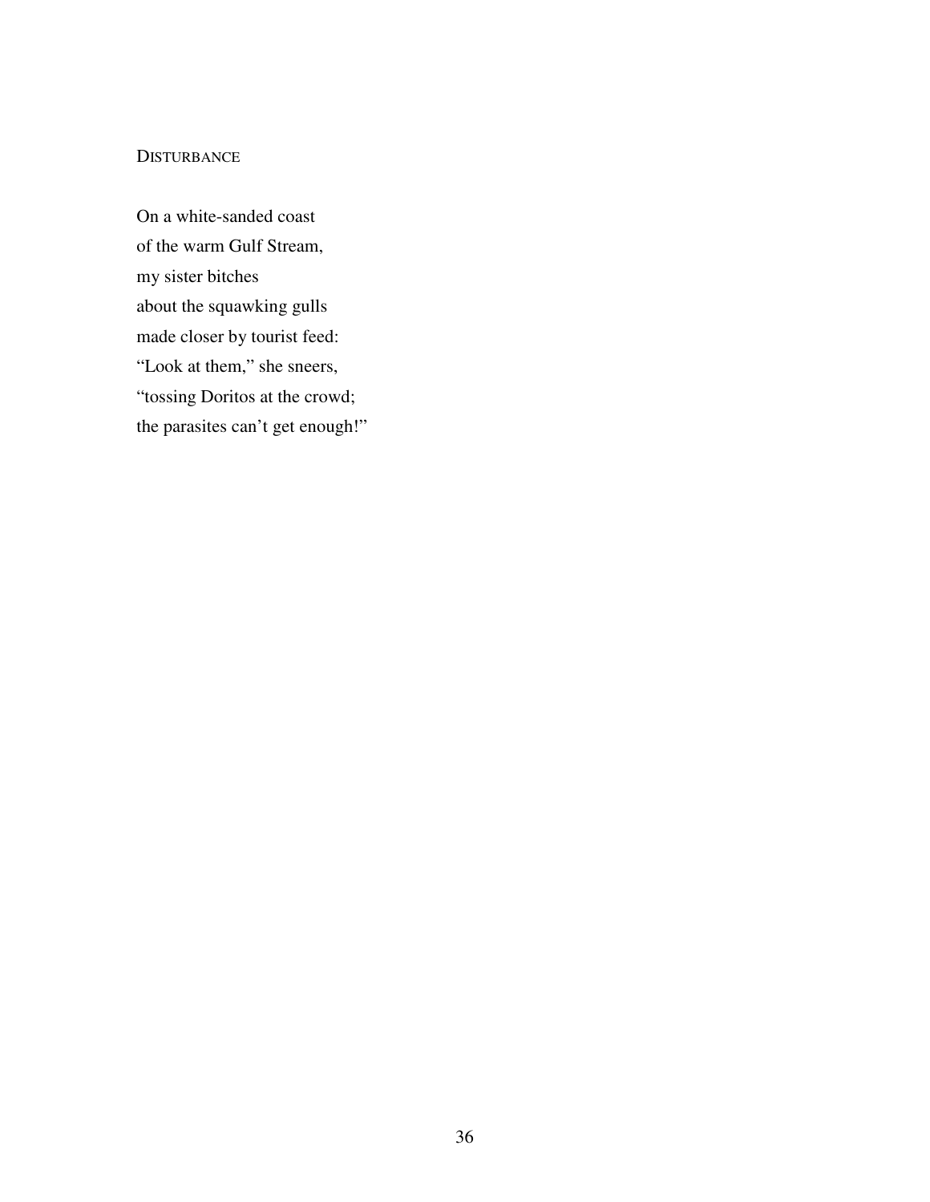## DISTURBANCE

On a white-sanded coast  
of the warm Gulf Stream,  
my sister bitches  
about the squawking gulls  
made closer by tourist feed:  
"Look at them," she sneers,  
"tossing Doritos at the crowd;  
the parasites can't get enough!"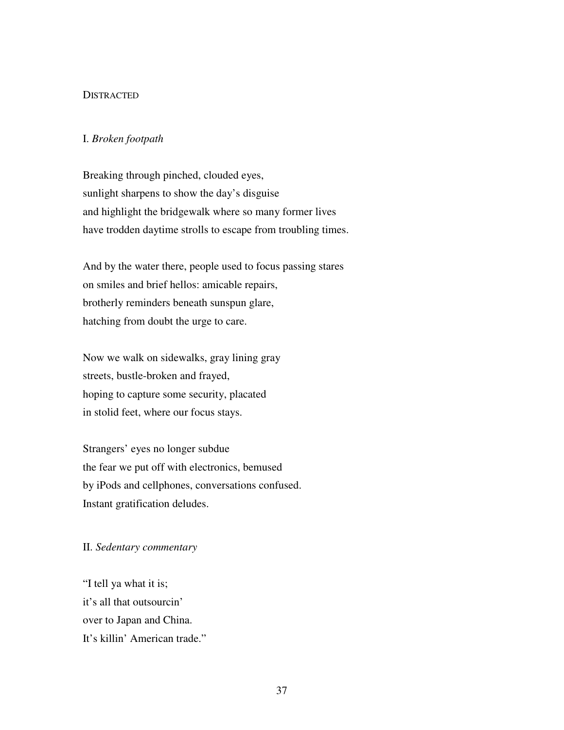## DISTRACTED

### I. *Broken footpath*

Breaking through pinched, clouded eyes,  
sunlight sharpens to show the day's disguise  
and highlight the bridgewalk where so many former lives  
have trodden daytime strolls to escape from troubling times.

And by the water there, people used to focus passing stares  
on smiles and brief hellos: amicable repairs,  
brotherly reminders beneath sunspun glare,  
hatching from doubt the urge to care.

Now we walk on sidewalks, gray lining gray  
streets, bustle-broken and frayed,  
hoping to capture some security, placated  
in stolid feet, where our focus stays.

Strangers' eyes no longer subdue  
the fear we put off with electronics, bemused  
by iPods and cellphones, conversations confused.  
Instant gratification deludes.

### II. *Sedentary commentary*

"I tell ya what it is;  
it's all that outsourcin'  
over to Japan and China.  
It's killin' American trade."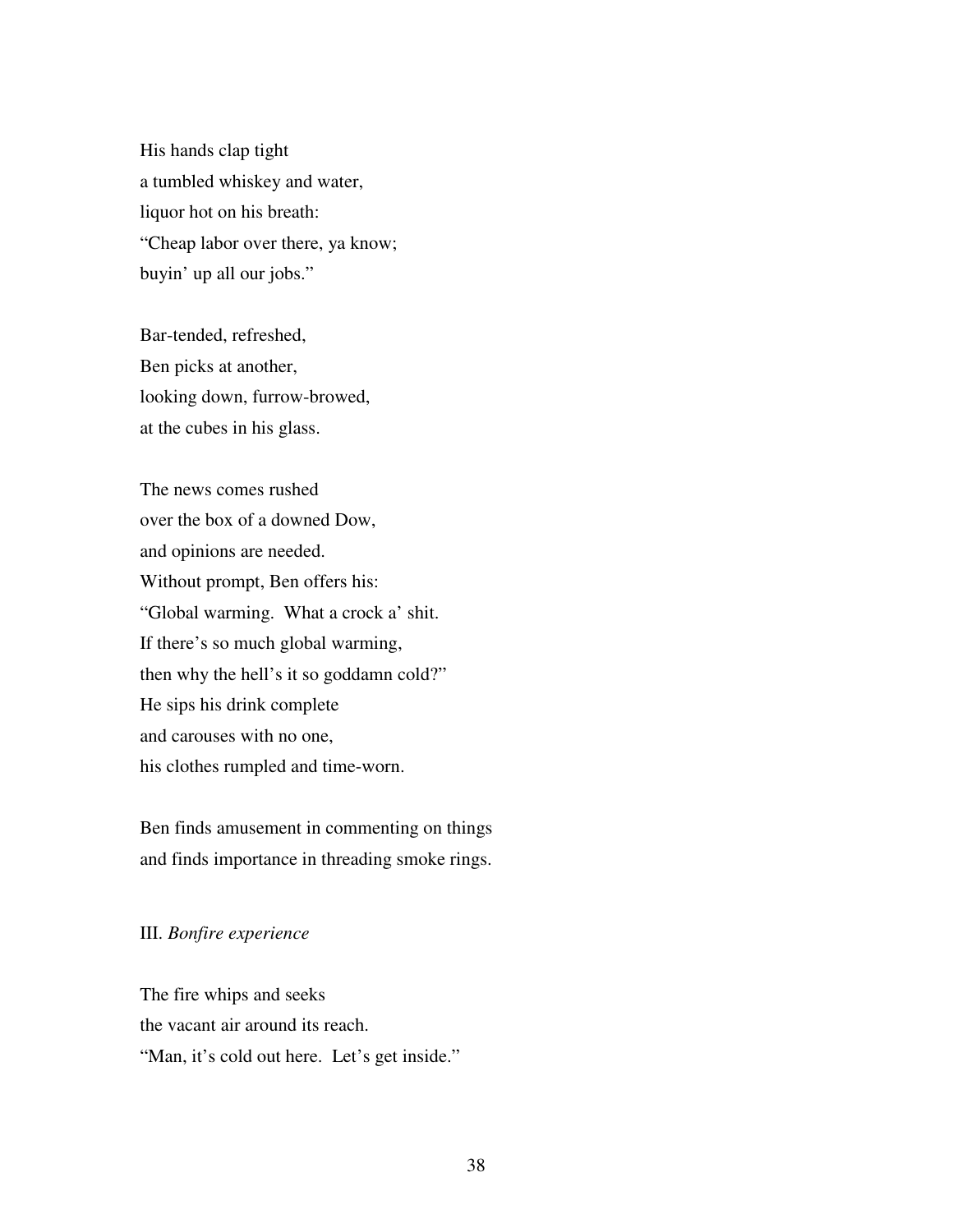His hands clap tight
a tumbled whiskey and water,
liquor hot on his breath:
"Cheap labor over there, ya know;
buyin' up all our jobs."

Bar-tended, refreshed,
Ben picks at another,
looking down, furrow-browed,
at the cubes in his glass.

The news comes rushed
over the box of a downed Dow,
and opinions are needed.
Without prompt, Ben offers his:
"Global warming. What a crock a' shit.
If there's so much global warming,
then why the hell's it so goddamn cold?"
He sips his drink complete
and carouses with no one,
his clothes rumpled and time-worn.

Ben finds amusement in commenting on things
and finds importance in threading smoke rings.

III. *Bonfire experience*

The fire whips and seeks
the vacant air around its reach.
"Man, it's cold out here. Let's get inside."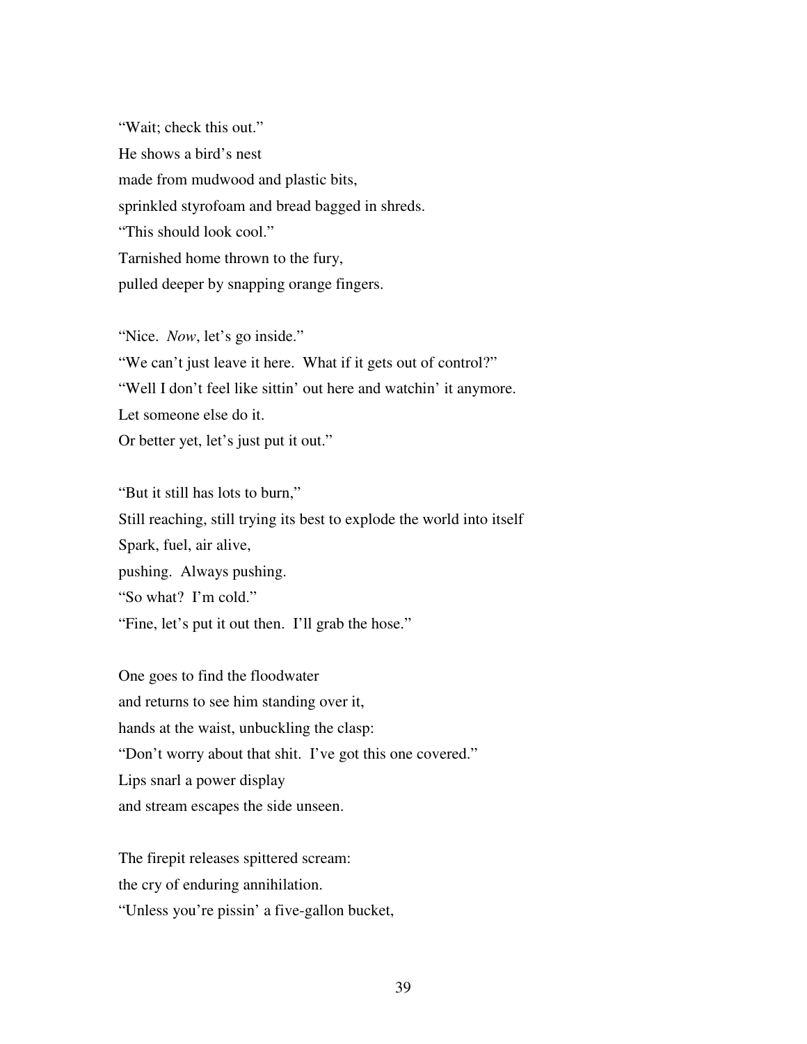"Wait; check this out."  
He shows a bird's nest  
made from mudwood and plastic bits,  
sprinkled styrofoam and bread bagged in shreds.  
"This should look cool."  
Tarnished home thrown to the fury,  
pulled deeper by snapping orange fingers.

"Nice.  *Now*, let's go inside."  
"We can't just leave it here.  What if it gets out of control?"  
"Well I don't feel like sittin' out here and watchin' it anymore.  
Let someone else do it.  
Or better yet, let's just put it out."

"But it still has lots to burn,"  
Still reaching, still trying its best to explode the world into itself  
Spark, fuel, air alive,  
pushing.  Always pushing.  
"So what?  I'm cold."  
"Fine, let's put it out then.  I'll grab the hose."

One goes to find the floodwater  
and returns to see him standing over it,  
hands at the waist, unbuckling the clasp:  
"Don't worry about that shit.  I've got this one covered."  
Lips snarl a power display  
and stream escapes the side unseen.

The firepit releases spittered scream:  
the cry of enduring annihilation.  
"Unless you're pissin' a five-gallon bucket,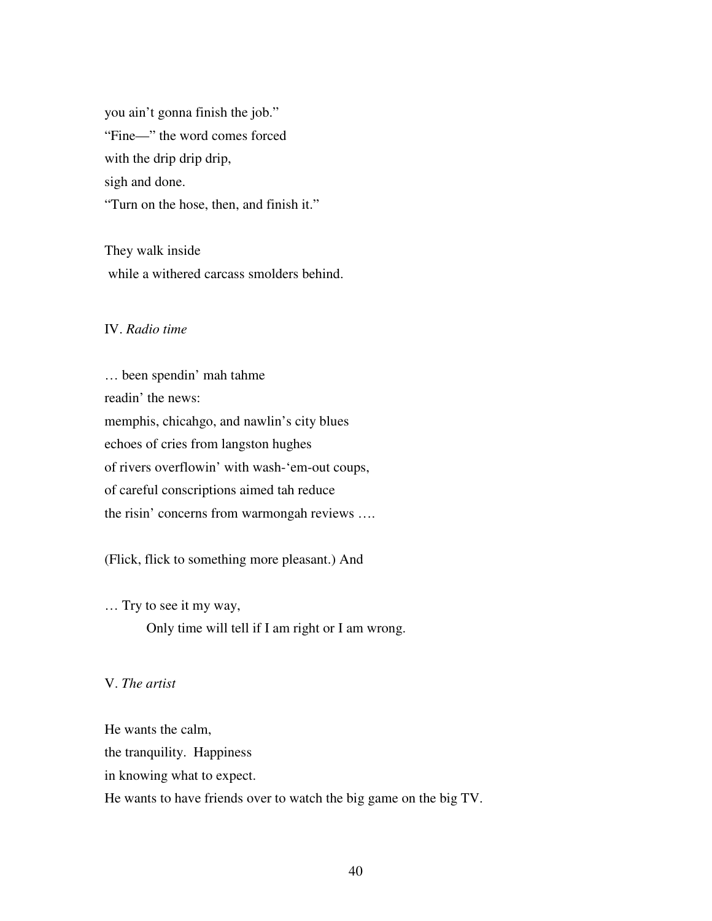you ain't gonna finish the job."
"Fine—" the word comes forced
with the drip drip drip,
sigh and done.
"Turn on the hose, then, and finish it."

They walk inside
 while a withered carcass smolders behind.

IV. *Radio time*

… been spendin' mah tahme
readin' the news:
memphis, chicahgo, and nawlin's city blues
echoes of cries from langston hughes
of rivers overflowin' with wash-'em-out coups,
of careful conscriptions aimed tah reduce
the risin' concerns from warmongah reviews ….

(Flick, flick to something more pleasant.) And

… Try to see it my way,
 Only time will tell if I am right or I am wrong.

V. *The artist*

He wants the calm,
the tranquility. Happiness
in knowing what to expect.
He wants to have friends over to watch the big game on the big TV.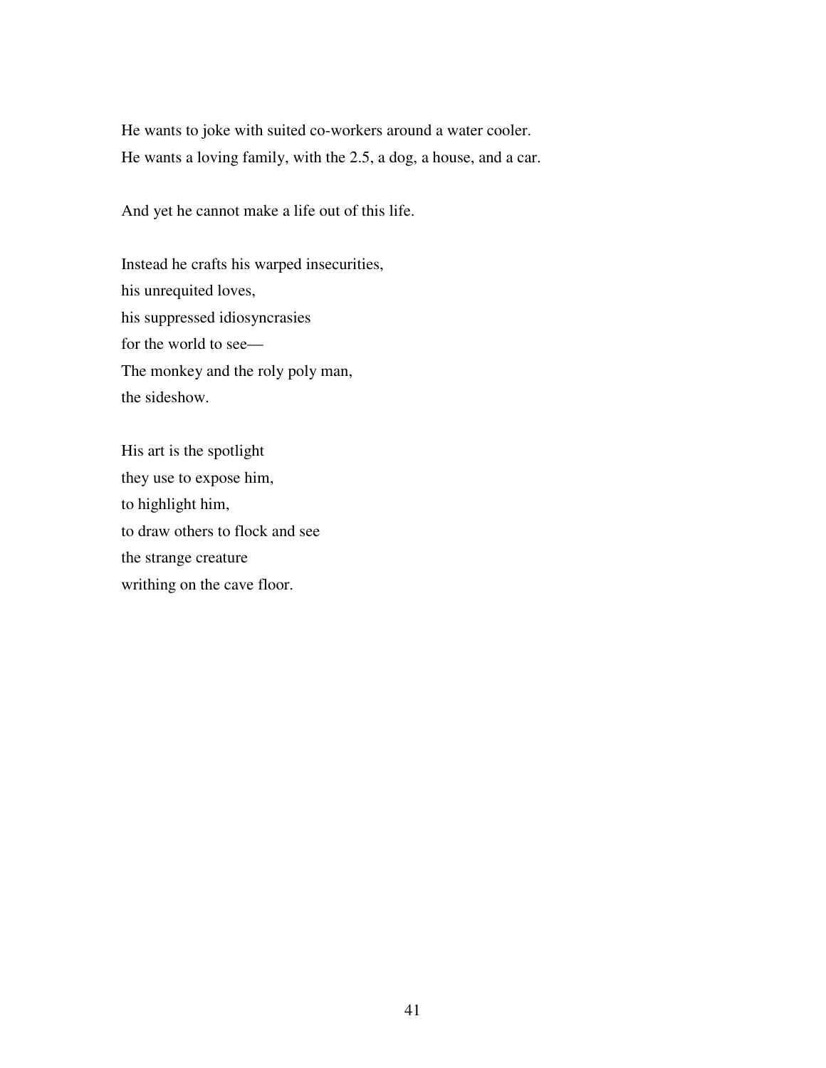He wants to joke with suited co-workers around a water cooler.  
He wants a loving family, with the 2.5, a dog, a house, and a car.

And yet he cannot make a life out of this life.

Instead he crafts his warped insecurities,  
his unrequited loves,  
his suppressed idiosyncrasies  
for the world to see—  
The monkey and the roly poly man,  
the sideshow.

His art is the spotlight  
they use to expose him,  
to highlight him,  
to draw others to flock and see  
the strange creature  
writhing on the cave floor.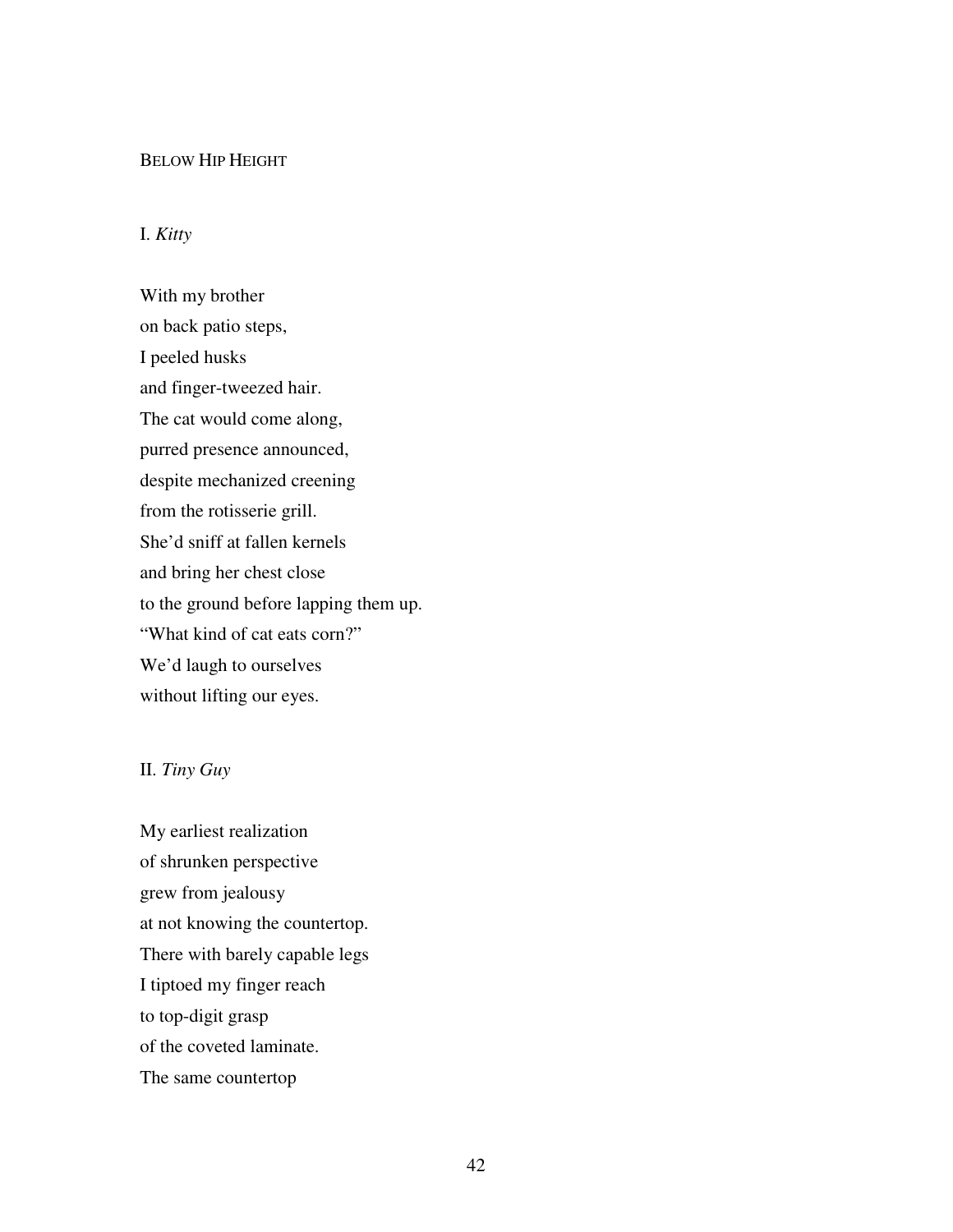## BELOW HIP HEIGHT

### I. *Kitty*

With my brother  
on back patio steps,  
I peeled husks  
and finger-tweezed hair.  
The cat would come along,  
purred presence announced,  
despite mechanized creening  
from the rotisserie grill.  
She'd sniff at fallen kernels  
and bring her chest close  
to the ground before lapping them up.  
"What kind of cat eats corn?"  
We'd laugh to ourselves  
without lifting our eyes.

### II. *Tiny Guy*

My earliest realization  
of shrunken perspective  
grew from jealousy  
at not knowing the countertop.  
There with barely capable legs  
I tiptoed my finger reach  
to top-digit grasp  
of the coveted laminate.  
The same countertop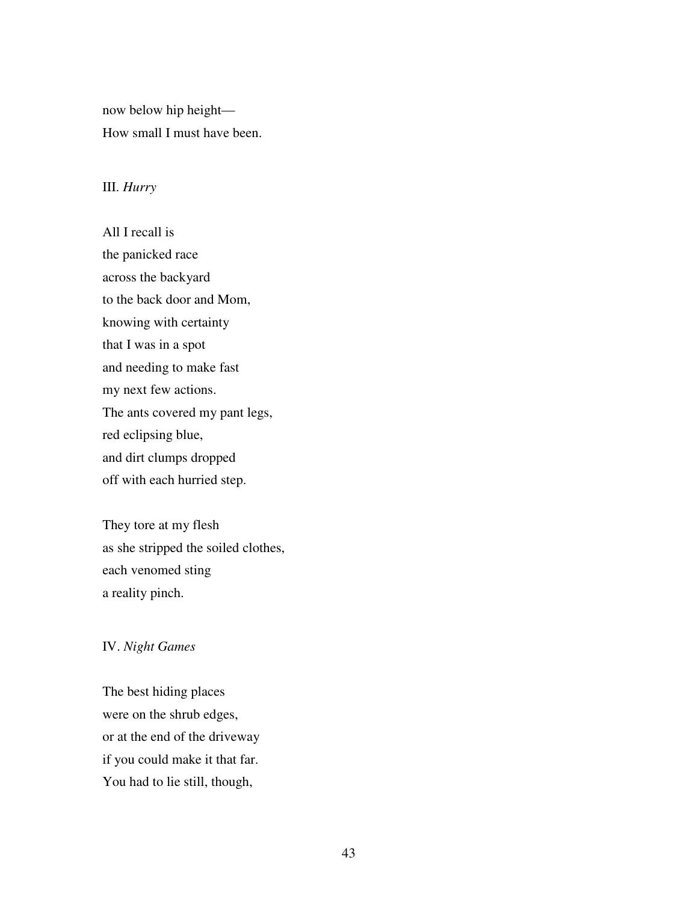now below hip height—
How small I must have been.

III. *Hurry*

All I recall is
the panicked race
across the backyard
to the back door and Mom,
knowing with certainty
that I was in a spot
and needing to make fast
my next few actions.
The ants covered my pant legs,
red eclipsing blue,
and dirt clumps dropped
off with each hurried step.

They tore at my flesh
as she stripped the soiled clothes,
each venomed sting
a reality pinch.

IV. *Night Games*

The best hiding places
were on the shrub edges,
or at the end of the driveway
if you could make it that far.
You had to lie still, though,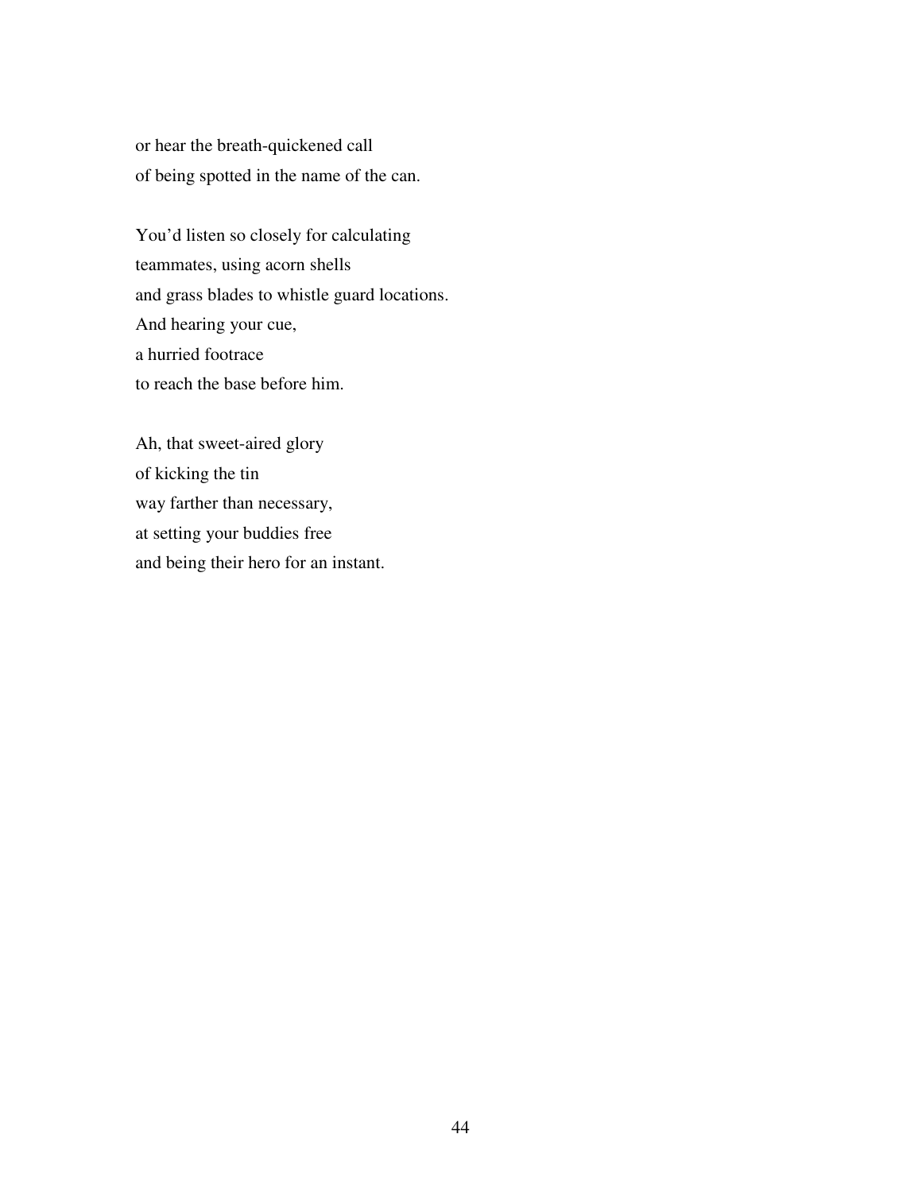or hear the breath-quickened call  
of being spotted in the name of the can.

You'd listen so closely for calculating  
teammates, using acorn shells  
and grass blades to whistle guard locations.  
And hearing your cue,  
a hurried footrace  
to reach the base before him.

Ah, that sweet-aired glory  
of kicking the tin  
way farther than necessary,  
at setting your buddies free  
and being their hero for an instant.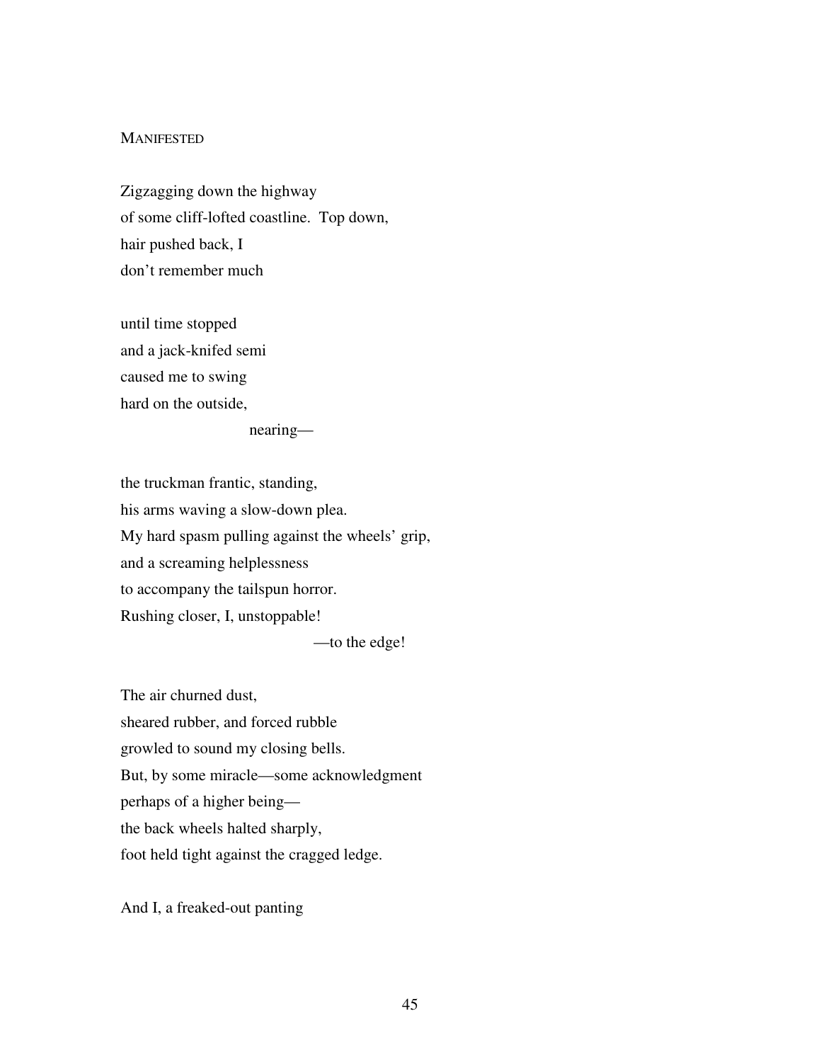## Manifested

Zigzagging down the highway
of some cliff-lofted coastline.  Top down,
hair pushed back, I
don't remember much

until time stopped
and a jack-knifed semi
caused me to swing
hard on the outside,

                        nearing—

the truckman frantic, standing,
his arms waving a slow-down plea.
My hard spasm pulling against the wheels' grip,
and a screaming helplessness
to accompany the tailspun horror.
Rushing closer, I, unstoppable!

                                        —to the edge!

The air churned dust,
sheared rubber, and forced rubble
growled to sound my closing bells.
But, by some miracle—some acknowledgment
perhaps of a higher being—
the back wheels halted sharply,
foot held tight against the cragged ledge.

And I, a freaked-out panting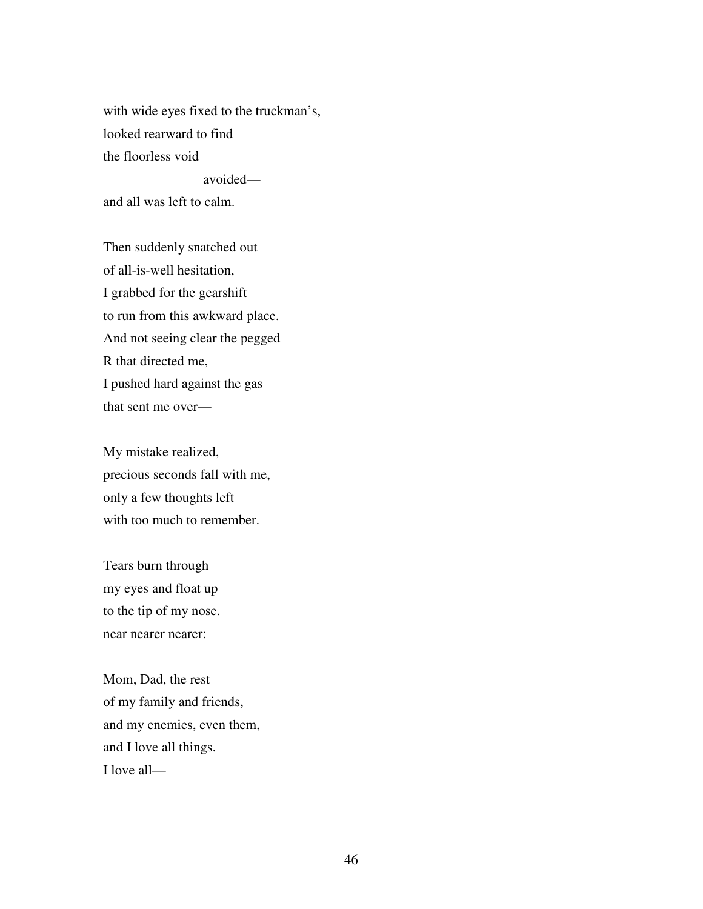with wide eyes fixed to the truckman's,  
looked rearward to find  
the floorless void  
                        avoided—  
and all was left to calm.

Then suddenly snatched out  
of all-is-well hesitation,  
I grabbed for the gearshift  
to run from this awkward place.  
And not seeing clear the pegged  
R that directed me,  
I pushed hard against the gas  
that sent me over—

My mistake realized,  
precious seconds fall with me,  
only a few thoughts left  
with too much to remember.

Tears burn through  
my eyes and float up  
to the tip of my nose.  
near nearer nearer:

Mom, Dad, the rest  
of my family and friends,  
and my enemies, even them,  
and I love all things.  
I love all—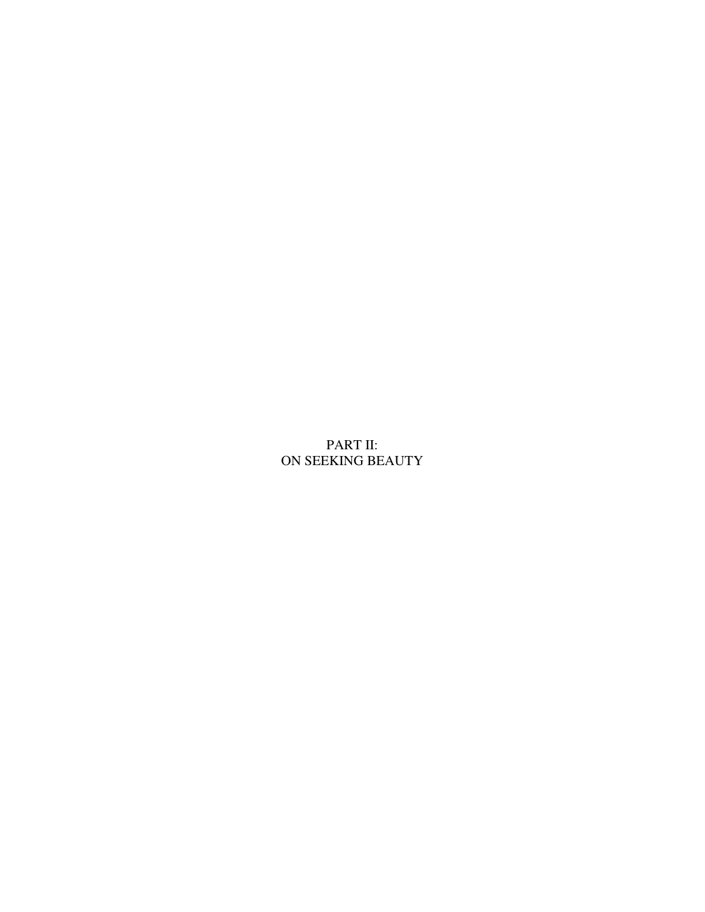# PART II:
# ON SEEKING BEAUTY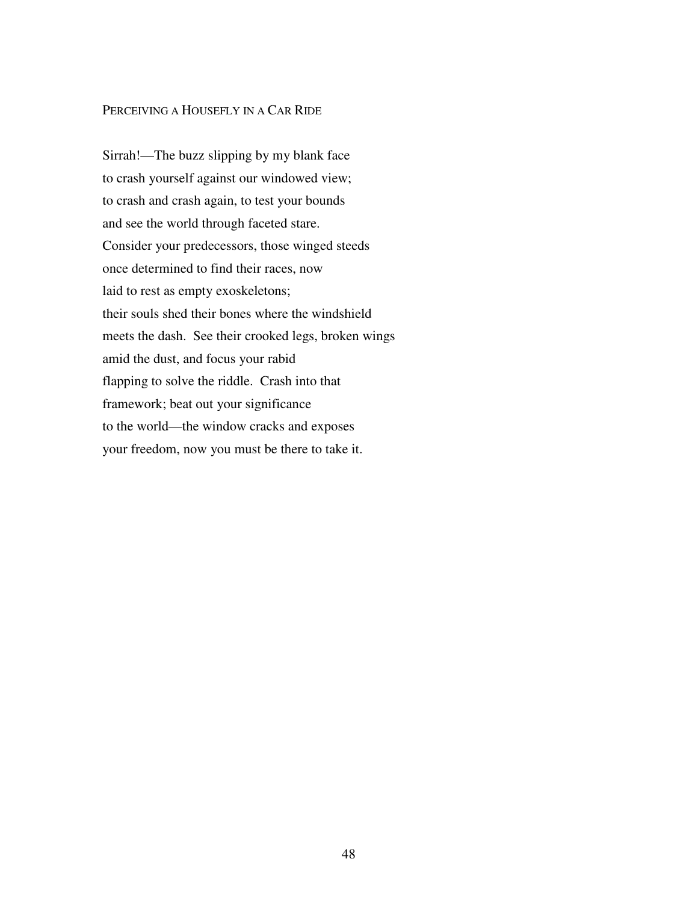## Perceiving a Housefly in a Car Ride

Sirrah!—The buzz slipping by my blank face  
to crash yourself against our windowed view;  
to crash and crash again, to test your bounds  
and see the world through faceted stare.  
Consider your predecessors, those winged steeds  
once determined to find their races, now  
laid to rest as empty exoskeletons;  
their souls shed their bones where the windshield  
meets the dash.  See their crooked legs, broken wings  
amid the dust, and focus your rabid  
flapping to solve the riddle.  Crash into that  
framework; beat out your significance  
to the world—the window cracks and exposes  
your freedom, now you must be there to take it.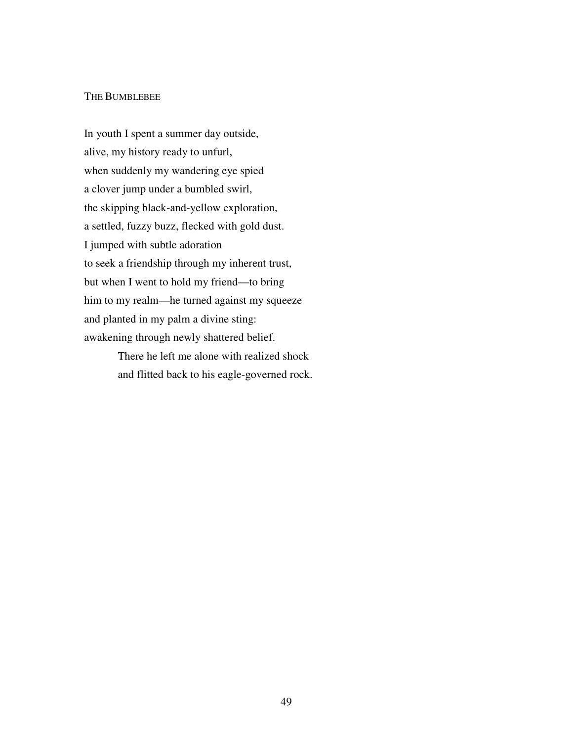## The Bumblebee

In youth I spent a summer day outside,
alive, my history ready to unfurl,
when suddenly my wandering eye spied
a clover jump under a bumbled swirl,
the skipping black-and-yellow exploration,
a settled, fuzzy buzz, flecked with gold dust.
I jumped with subtle adoration
to seek a friendship through my inherent trust,
but when I went to hold my friend—to bring
him to my realm—he turned against my squeeze
and planted in my palm a divine sting:
awakening through newly shattered belief.

&emsp;&emsp;&emsp;&emsp;There he left me alone with realized shock
&emsp;&emsp;&emsp;&emsp;and flitted back to his eagle-governed rock.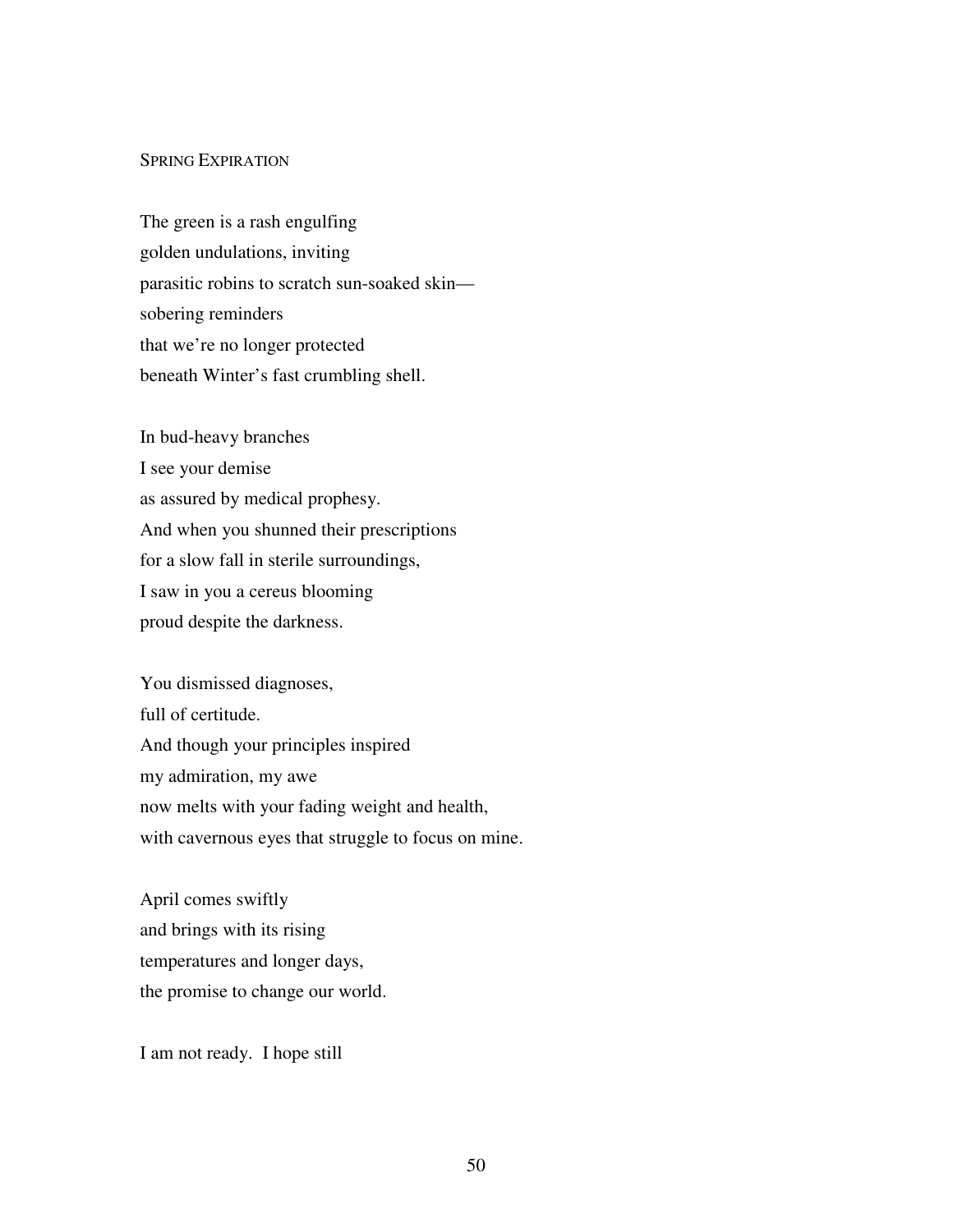## SPRING EXPIRATION

The green is a rash engulfing  
golden undulations, inviting  
parasitic robins to scratch sun-soaked skin—  
sobering reminders  
that we’re no longer protected  
beneath Winter’s fast crumbling shell.

In bud-heavy branches  
I see your demise  
as assured by medical prophesy.  
And when you shunned their prescriptions  
for a slow fall in sterile surroundings,  
I saw in you a cereus blooming  
proud despite the darkness.

You dismissed diagnoses,  
full of certitude.  
And though your principles inspired  
my admiration, my awe  
now melts with your fading weight and health,  
with cavernous eyes that struggle to focus on mine.

April comes swiftly  
and brings with its rising  
temperatures and longer days,  
the promise to change our world.

I am not ready.  I hope still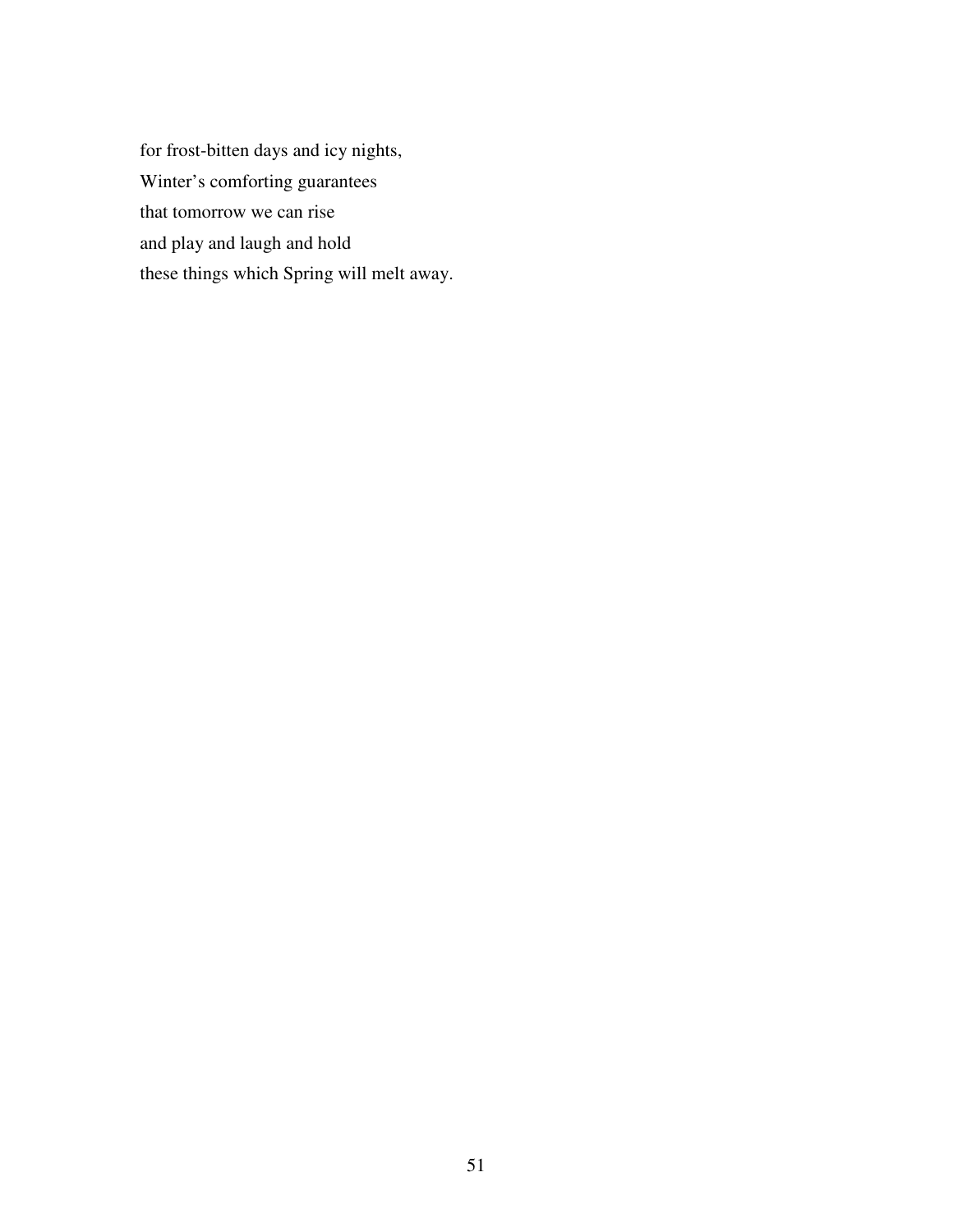for frost-bitten days and icy nights,  
Winter’s comforting guarantees  
that tomorrow we can rise  
and play and laugh and hold  
these things which Spring will melt away.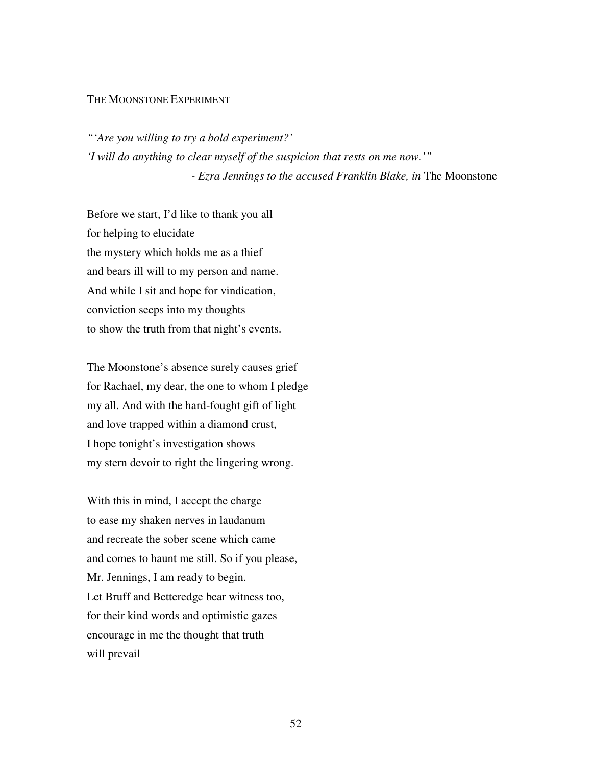## The Moonstone Experiment

*"'Are you willing to try a bold experiment?'*
*'I will do anything to clear myself of the suspicion that rests on me now.'"*
*- Ezra Jennings to the accused Franklin Blake, in* The Moonstone

Before we start, I'd like to thank you all
for helping to elucidate
the mystery which holds me as a thief
and bears ill will to my person and name.
And while I sit and hope for vindication,
conviction seeps into my thoughts
to show the truth from that night's events.

The Moonstone's absence surely causes grief
for Rachael, my dear, the one to whom I pledge
my all. And with the hard-fought gift of light
and love trapped within a diamond crust,
I hope tonight's investigation shows
my stern devoir to right the lingering wrong.

With this in mind, I accept the charge
to ease my shaken nerves in laudanum
and recreate the sober scene which came
and comes to haunt me still. So if you please,
Mr. Jennings, I am ready to begin.
Let Bruff and Betteredge bear witness too,
for their kind words and optimistic gazes
encourage in me the thought that truth
will prevail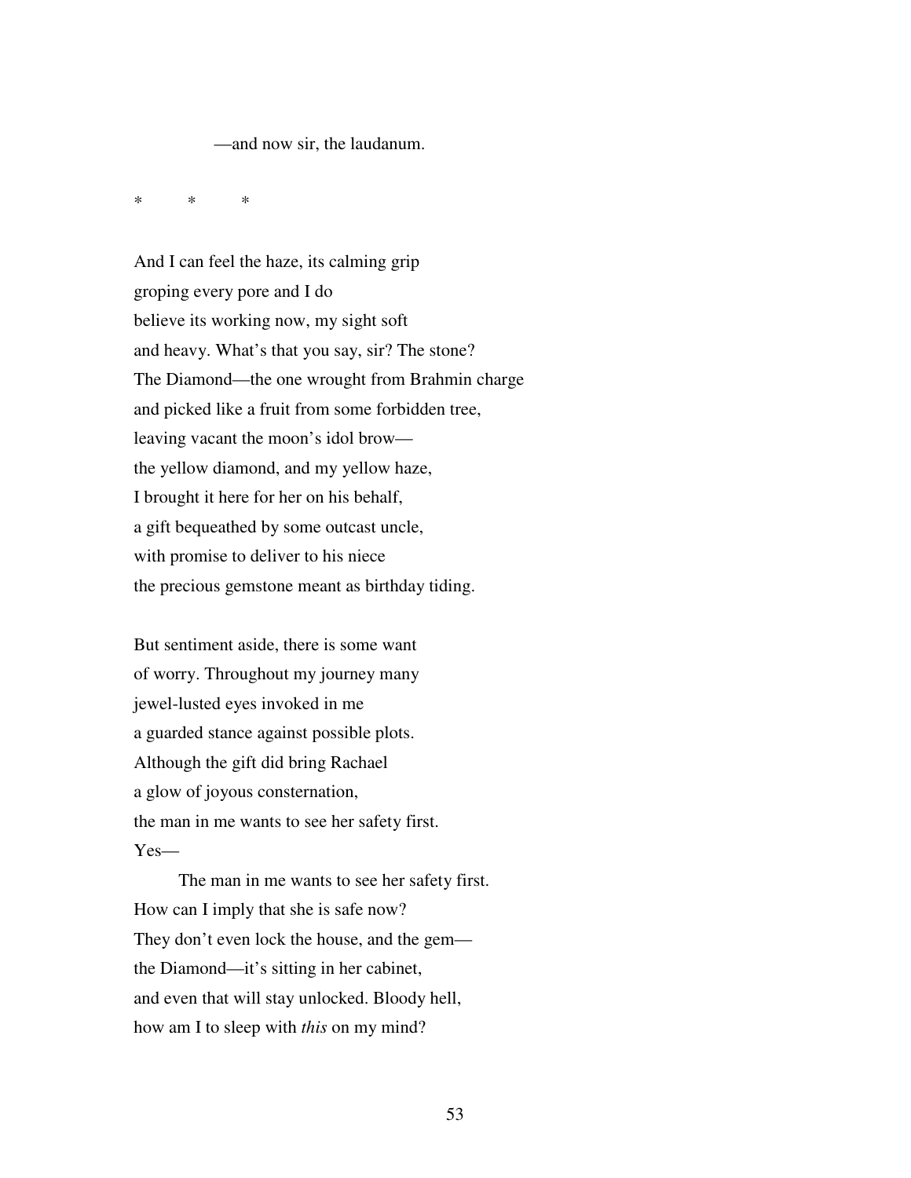—and now sir, the laudanum.

\*          \*          \*

And I can feel the haze, its calming grip  
groping every pore and I do  
believe its working now, my sight soft  
and heavy. What's that you say, sir? The stone?  
The Diamond—the one wrought from Brahmin charge  
and picked like a fruit from some forbidden tree,  
leaving vacant the moon's idol brow—  
the yellow diamond, and my yellow haze,  
I brought it here for her on his behalf,  
a gift bequeathed by some outcast uncle,  
with promise to deliver to his niece  
the precious gemstone meant as birthday tiding.

But sentiment aside, there is some want  
of worry. Throughout my journey many  
jewel-lusted eyes invoked in me  
a guarded stance against possible plots.  
Although the gift did bring Rachael  
a glow of joyous consternation,  
the man in me wants to see her safety first.  
Yes—

        The man in me wants to see her safety first.  
How can I imply that she is safe now?  
They don't even lock the house, and the gem—  
the Diamond—it's sitting in her cabinet,  
and even that will stay unlocked. Bloody hell,  
how am I to sleep with *this* on my mind?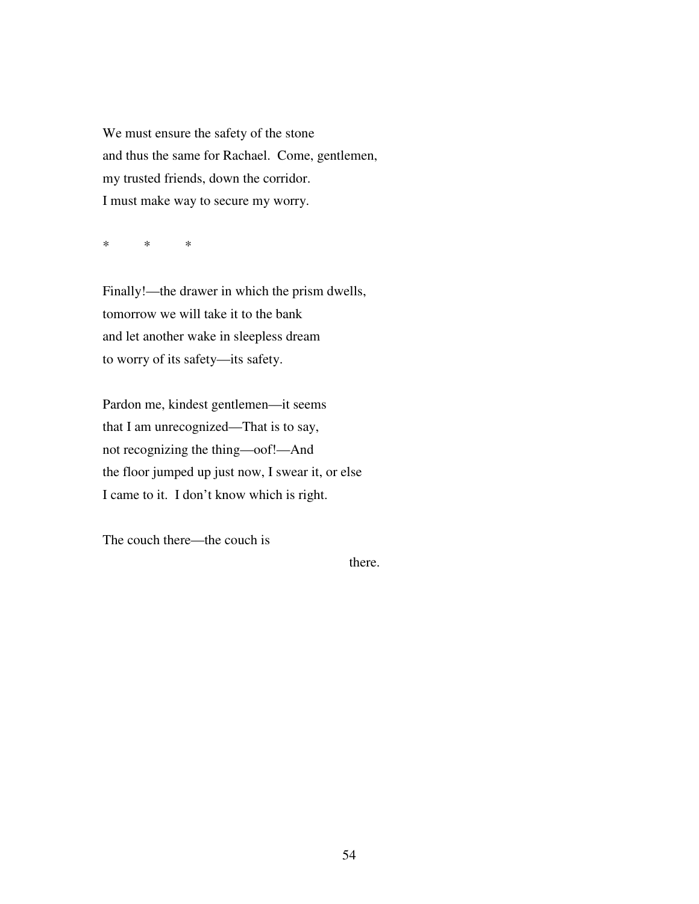We must ensure the safety of the stone  
and thus the same for Rachael.  Come, gentlemen,  
my trusted friends, down the corridor.  
I must make way to secure my worry.

*          *          *

Finally!—the drawer in which the prism dwells,  
tomorrow we will take it to the bank  
and let another wake in sleepless dream  
to worry of its safety—its safety.

Pardon me, kindest gentlemen—it seems  
that I am unrecognized—That is to say,  
not recognizing the thing—oof!—And  
the floor jumped up just now, I swear it, or else  
I came to it.  I don't know which is right.

The couch there—the couch is

                                                            there.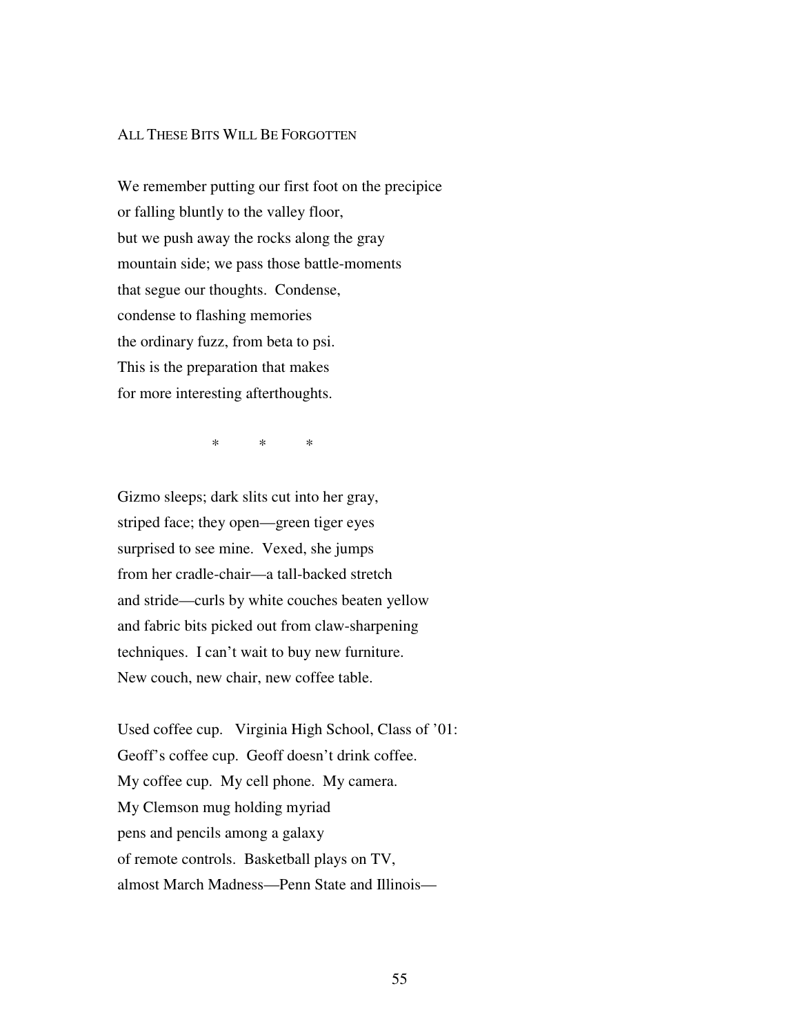## All These Bits Will Be Forgotten

We remember putting our first foot on the precipice  
or falling bluntly to the valley floor,  
but we push away the rocks along the gray  
mountain side; we pass those battle-moments  
that segue our thoughts. Condense,  
condense to flashing memories  
the ordinary fuzz, from beta to psi.  
This is the preparation that makes  
for more interesting afterthoughts.

\*          \*          \*

Gizmo sleeps; dark slits cut into her gray,  
striped face; they open—green tiger eyes  
surprised to see mine. Vexed, she jumps  
from her cradle-chair—a tall-backed stretch  
and stride—curls by white couches beaten yellow  
and fabric bits picked out from claw-sharpening  
techniques. I can't wait to buy new furniture.  
New couch, new chair, new coffee table.

Used coffee cup. Virginia High School, Class of '01:  
Geoff's coffee cup. Geoff doesn't drink coffee.  
My coffee cup. My cell phone. My camera.  
My Clemson mug holding myriad  
pens and pencils among a galaxy  
of remote controls. Basketball plays on TV,  
almost March Madness—Penn State and Illinois—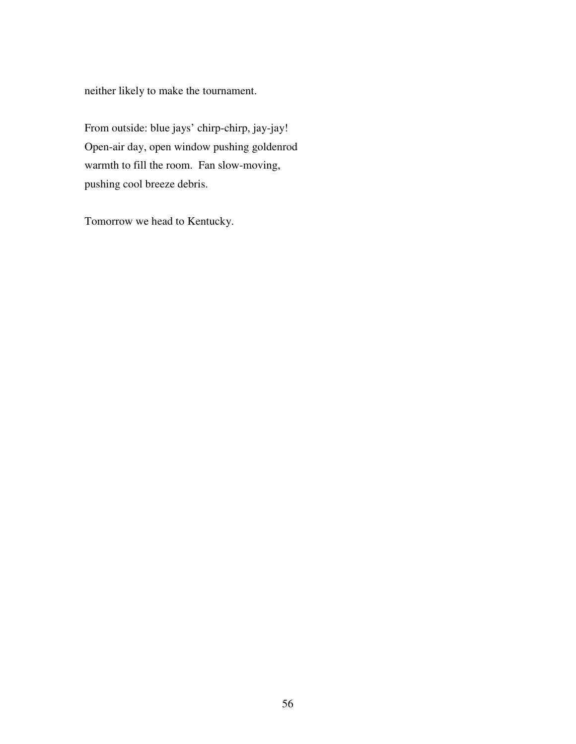neither likely to make the tournament.

From outside: blue jays' chirp-chirp, jay-jay!
Open-air day, open window pushing goldenrod
warmth to fill the room.  Fan slow-moving,
pushing cool breeze debris.

Tomorrow we head to Kentucky.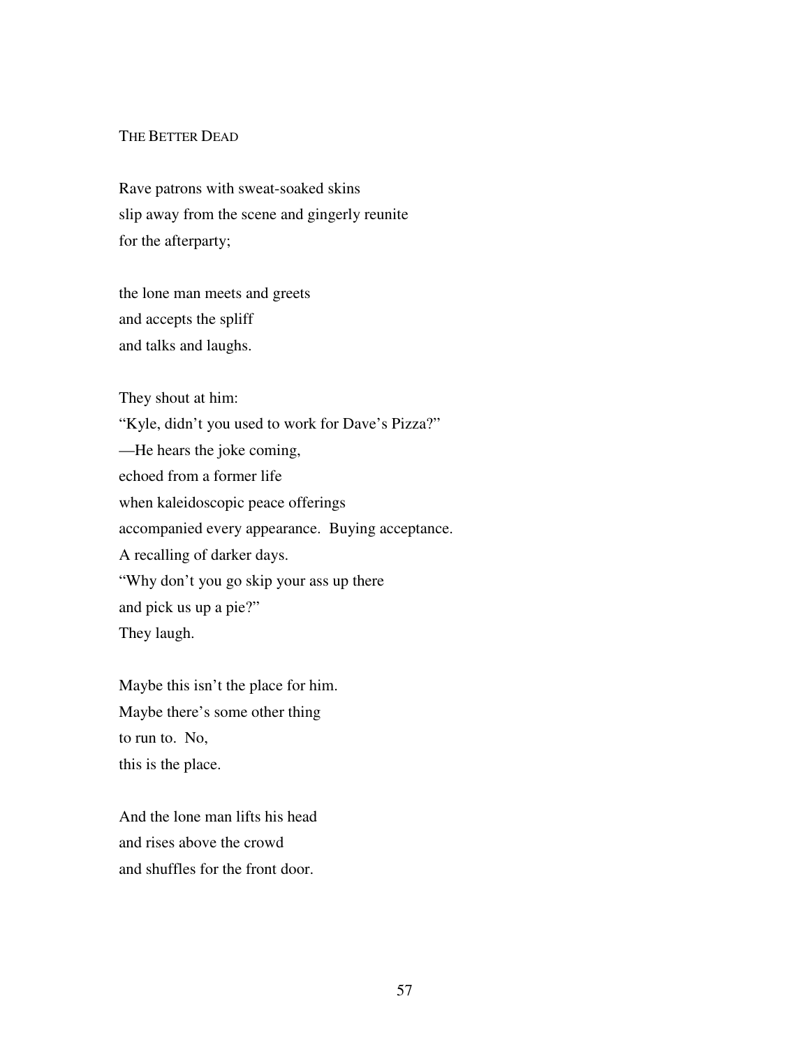## THE BETTER DEAD

Rave patrons with sweat-soaked skins  
slip away from the scene and gingerly reunite  
for the afterparty;

the lone man meets and greets  
and accepts the spliff  
and talks and laughs.

They shout at him:  
"Kyle, didn't you used to work for Dave's Pizza?"  
—He hears the joke coming,  
echoed from a former life  
when kaleidoscopic peace offerings  
accompanied every appearance.  Buying acceptance.  
A recalling of darker days.  
"Why don't you go skip your ass up there  
and pick us up a pie?"  
They laugh.

Maybe this isn't the place for him.  
Maybe there's some other thing  
to run to.  No,  
this is the place.

And the lone man lifts his head  
and rises above the crowd  
and shuffles for the front door.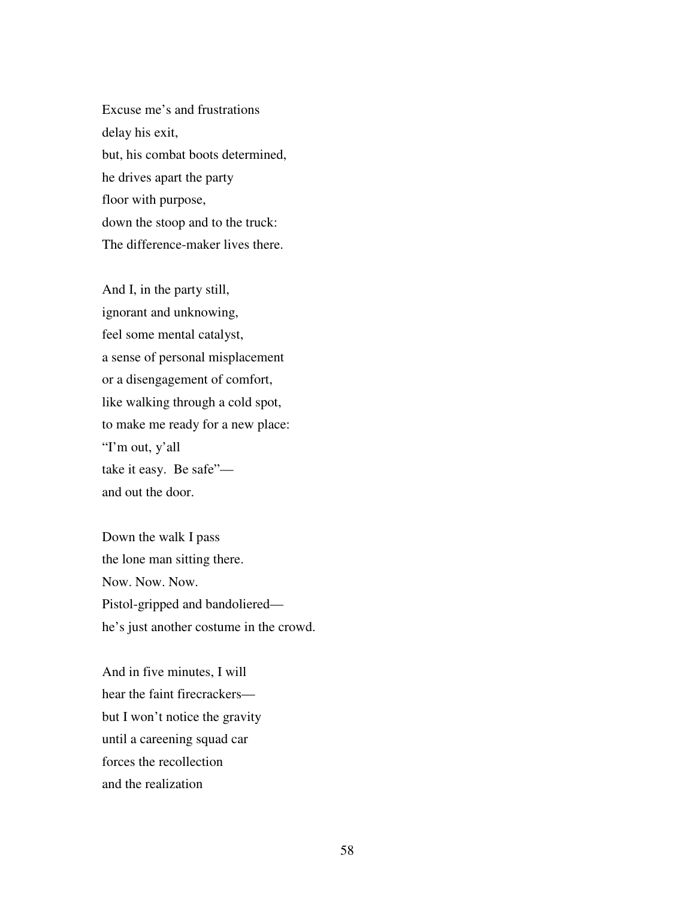Excuse me's and frustrations  
delay his exit,  
but, his combat boots determined,  
he drives apart the party  
floor with purpose,  
down the stoop and to the truck:  
The difference-maker lives there.

And I, in the party still,  
ignorant and unknowing,  
feel some mental catalyst,  
a sense of personal misplacement  
or a disengagement of comfort,  
like walking through a cold spot,  
to make me ready for a new place:  
"I'm out, y'all  
take it easy.  Be safe"—  
and out the door.

Down the walk I pass  
the lone man sitting there.  
Now. Now. Now.  
Pistol-gripped and bandoliered—  
he's just another costume in the crowd.

And in five minutes, I will  
hear the faint firecrackers—  
but I won't notice the gravity  
until a careening squad car  
forces the recollection  
and the realization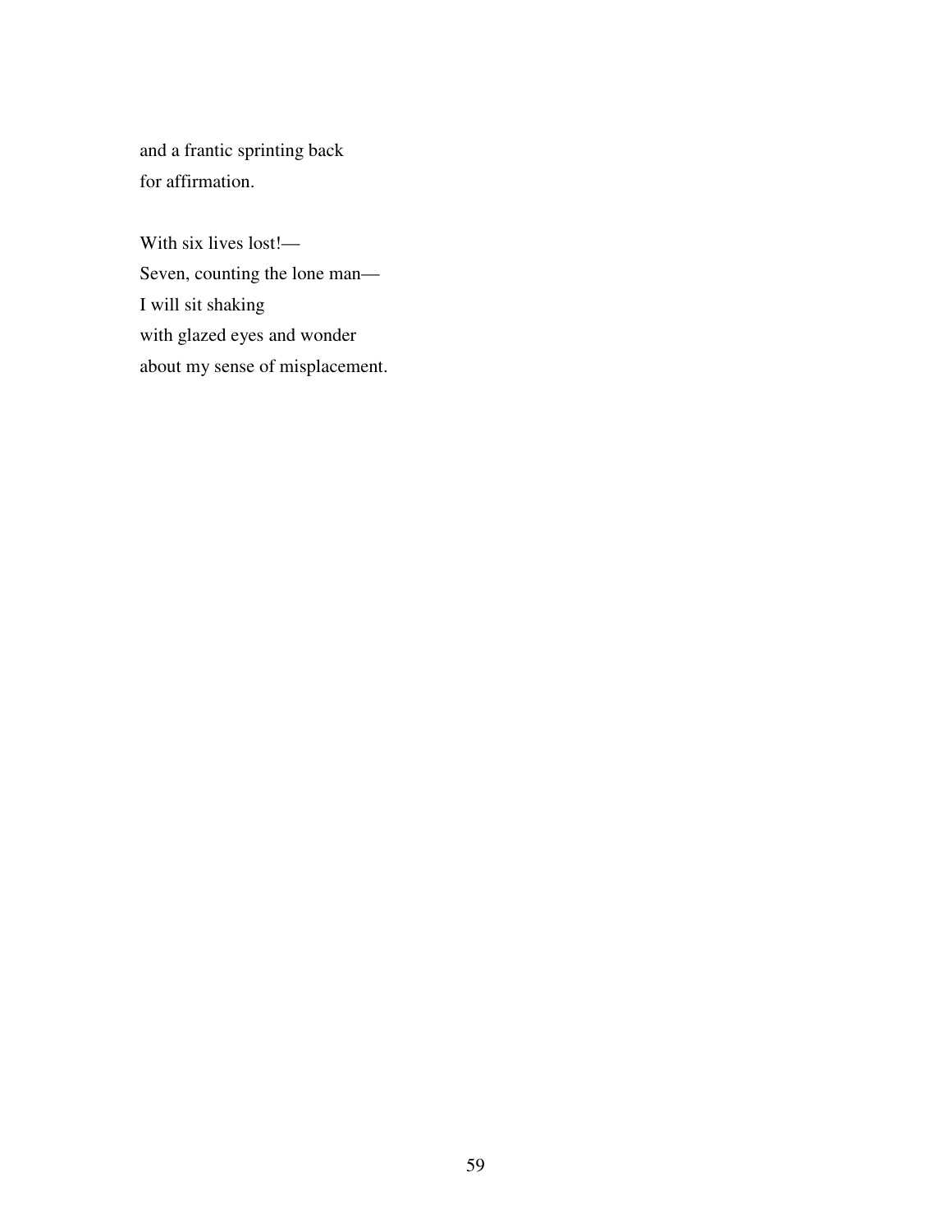and a frantic sprinting back  
for affirmation.

With six lives lost!—  
Seven, counting the lone man—  
I will sit shaking  
with glazed eyes and wonder  
about my sense of misplacement.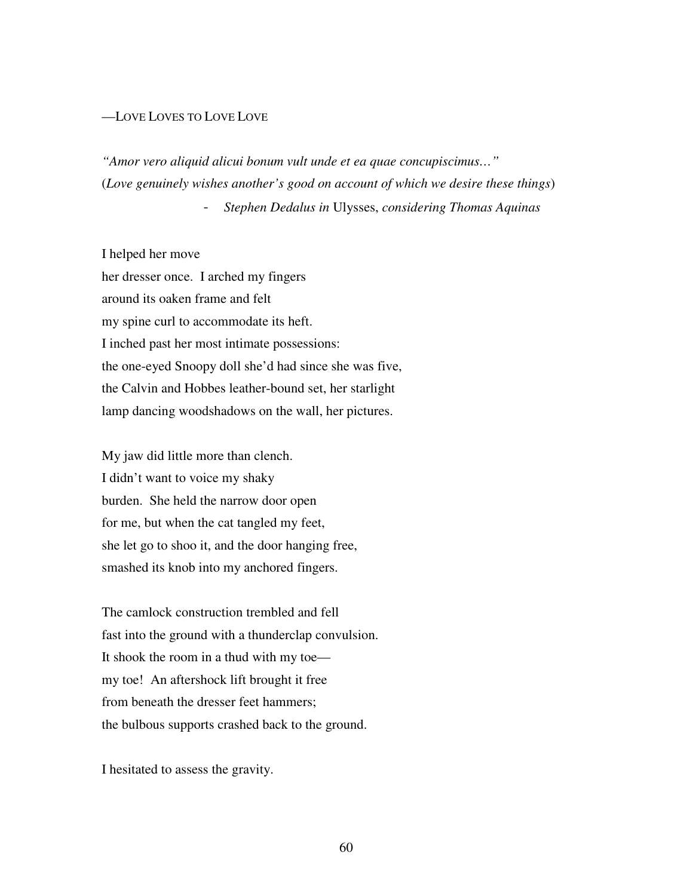—LOVE LOVES TO LOVE LOVE

*"Amor vero aliquid alicui bonum vult unde et ea quae concupiscimus…"*
(*Love genuinely wishes another's good on account of which we desire these things*)

- *Stephen Dedalus in* Ulysses, *considering Thomas Aquinas*

I helped her move
her dresser once. I arched my fingers
around its oaken frame and felt
my spine curl to accommodate its heft.
I inched past her most intimate possessions:
the one-eyed Snoopy doll she'd had since she was five,
the Calvin and Hobbes leather-bound set, her starlight
lamp dancing woodshadows on the wall, her pictures.

My jaw did little more than clench.
I didn't want to voice my shaky
burden. She held the narrow door open
for me, but when the cat tangled my feet,
she let go to shoo it, and the door hanging free,
smashed its knob into my anchored fingers.

The camlock construction trembled and fell
fast into the ground with a thunderclap convulsion.
It shook the room in a thud with my toe—
my toe! An aftershock lift brought it free
from beneath the dresser feet hammers;
the bulbous supports crashed back to the ground.

I hesitated to assess the gravity.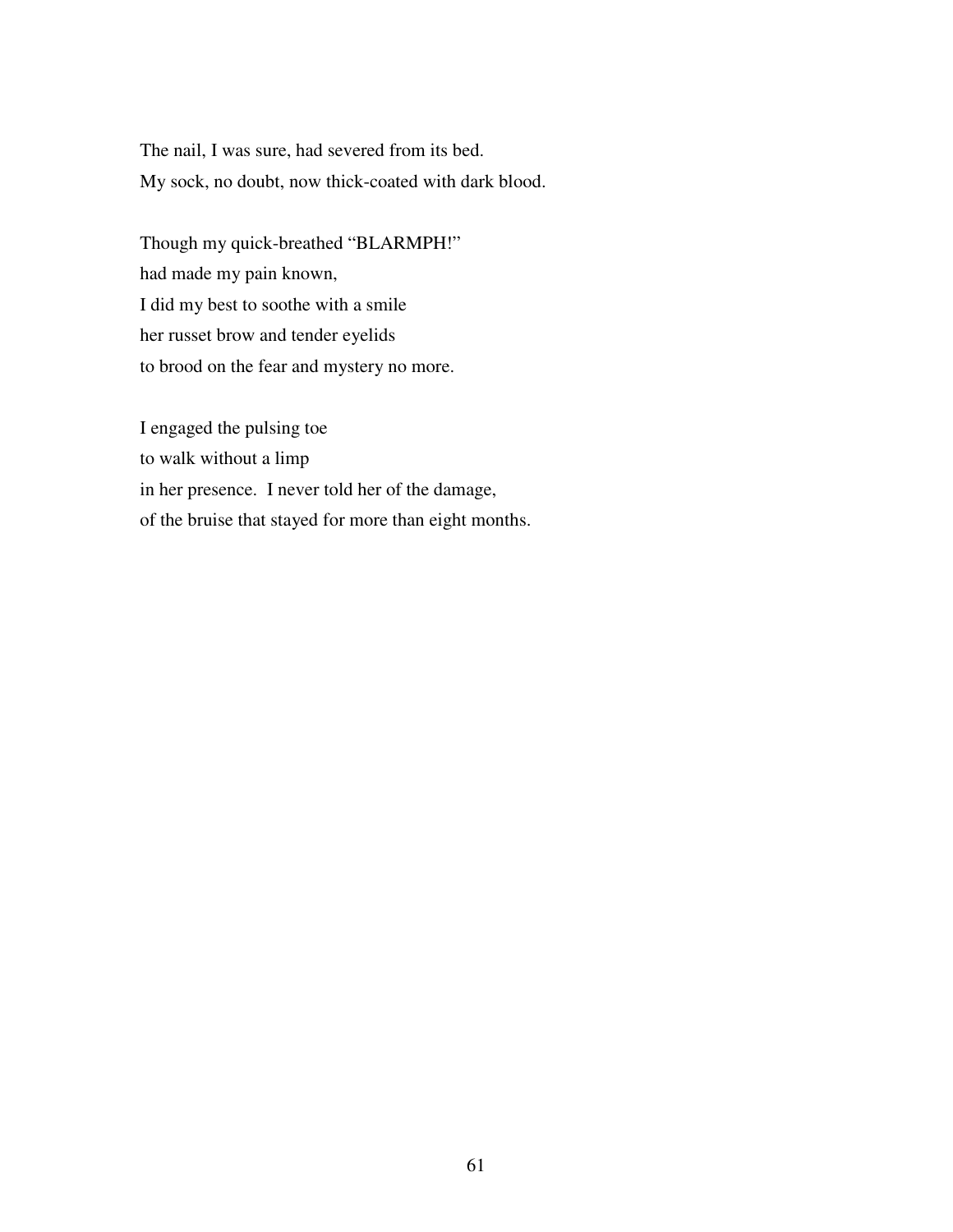The nail, I was sure, had severed from its bed.
My sock, no doubt, now thick-coated with dark blood.

Though my quick-breathed “BLARMPH!”
had made my pain known,
I did my best to soothe with a smile
her russet brow and tender eyelids
to brood on the fear and mystery no more.

I engaged the pulsing toe
to walk without a limp
in her presence. I never told her of the damage,
of the bruise that stayed for more than eight months.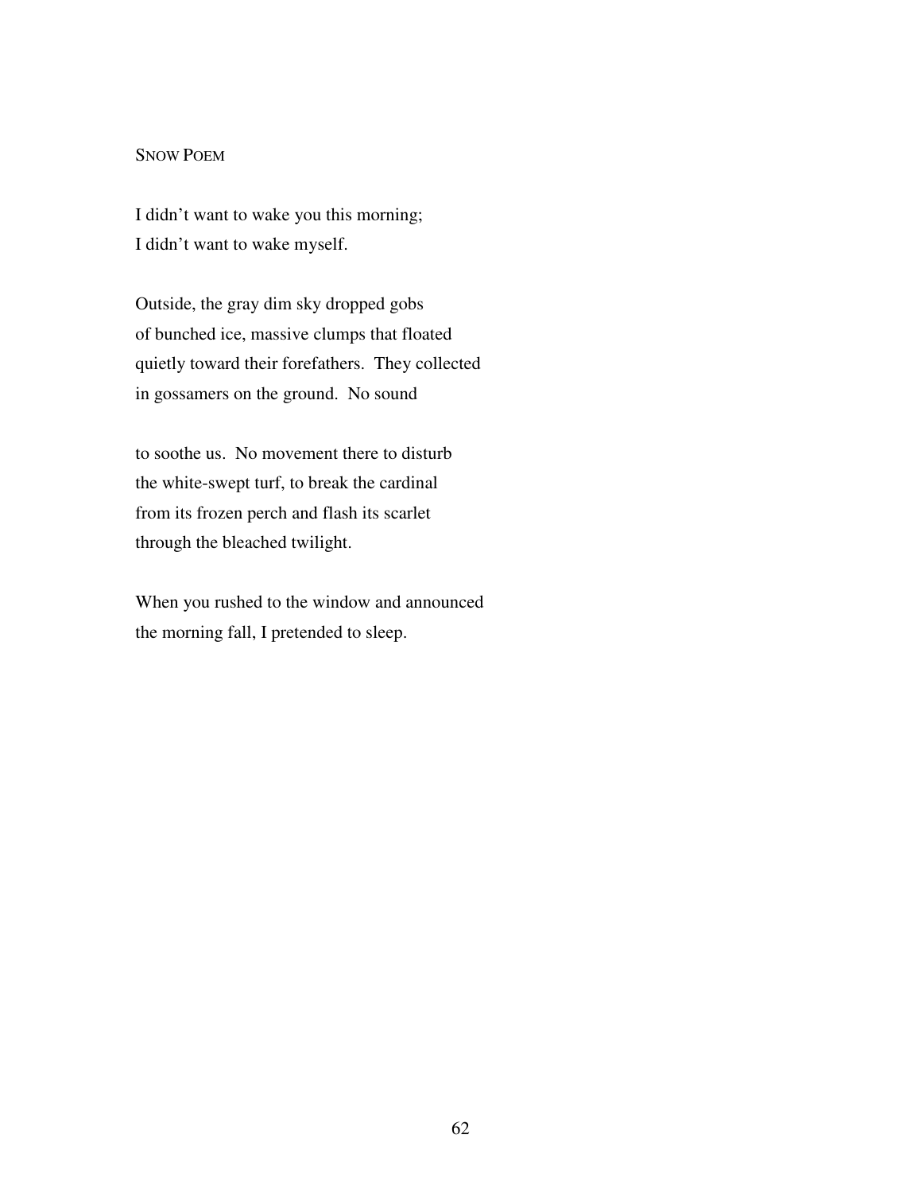## Snow Poem

I didn’t want to wake you this morning;  
I didn’t want to wake myself.

Outside, the gray dim sky dropped gobs  
of bunched ice, massive clumps that floated  
quietly toward their forefathers.  They collected  
in gossamers on the ground.  No sound

to soothe us.  No movement there to disturb  
the white-swept turf, to break the cardinal  
from its frozen perch and flash its scarlet  
through the bleached twilight.

When you rushed to the window and announced  
the morning fall, I pretended to sleep.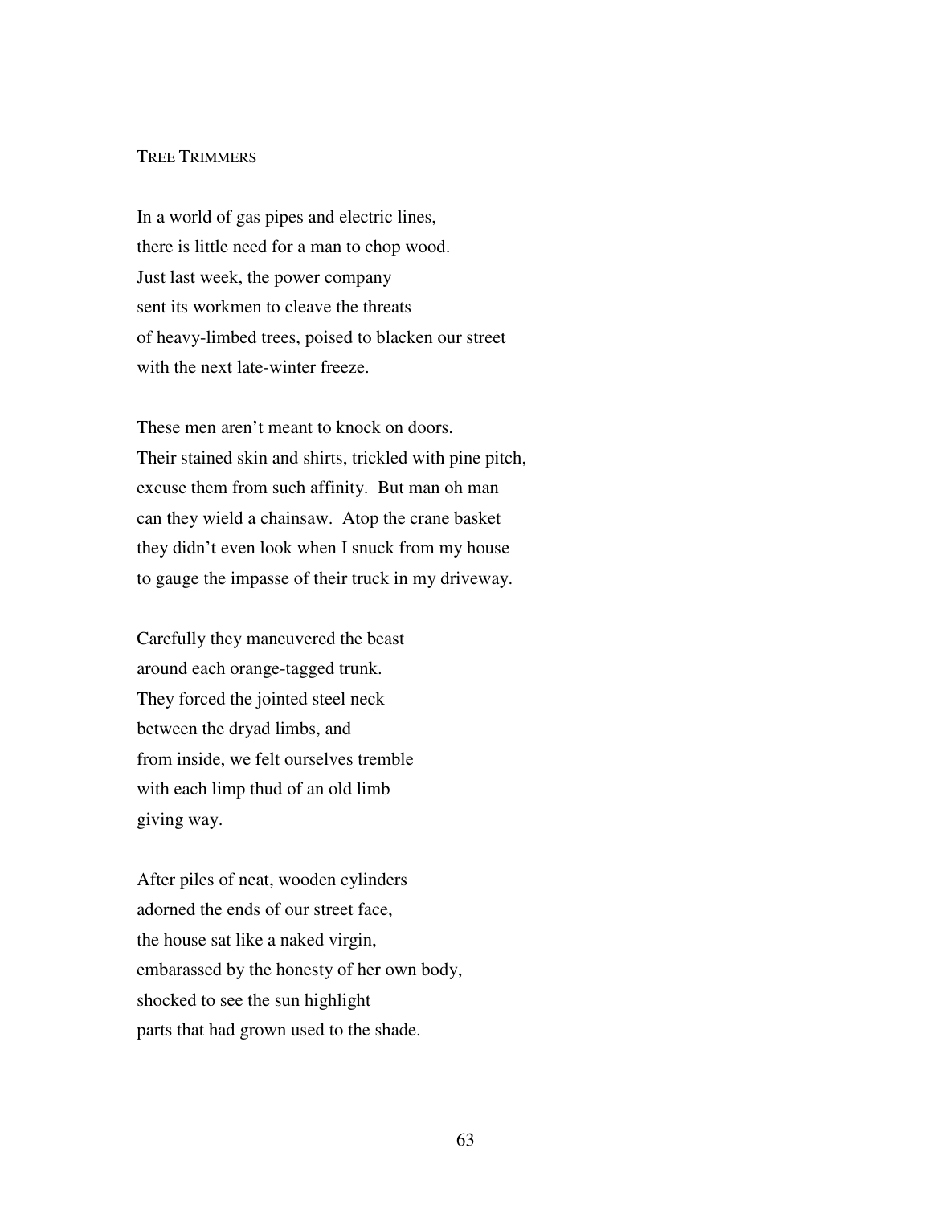## TREE TRIMMERS

In a world of gas pipes and electric lines,  
there is little need for a man to chop wood.  
Just last week, the power company  
sent its workmen to cleave the threats  
of heavy-limbed trees, poised to blacken our street  
with the next late-winter freeze.

These men aren't meant to knock on doors.  
Their stained skin and shirts, trickled with pine pitch,  
excuse them from such affinity.  But man oh man  
can they wield a chainsaw.  Atop the crane basket  
they didn't even look when I snuck from my house  
to gauge the impasse of their truck in my driveway.

Carefully they maneuvered the beast  
around each orange-tagged trunk.  
They forced the jointed steel neck  
between the dryad limbs, and  
from inside, we felt ourselves tremble  
with each limp thud of an old limb  
giving way.

After piles of neat, wooden cylinders  
adorned the ends of our street face,  
the house sat like a naked virgin,  
embarassed by the honesty of her own body,  
shocked to see the sun highlight  
parts that had grown used to the shade.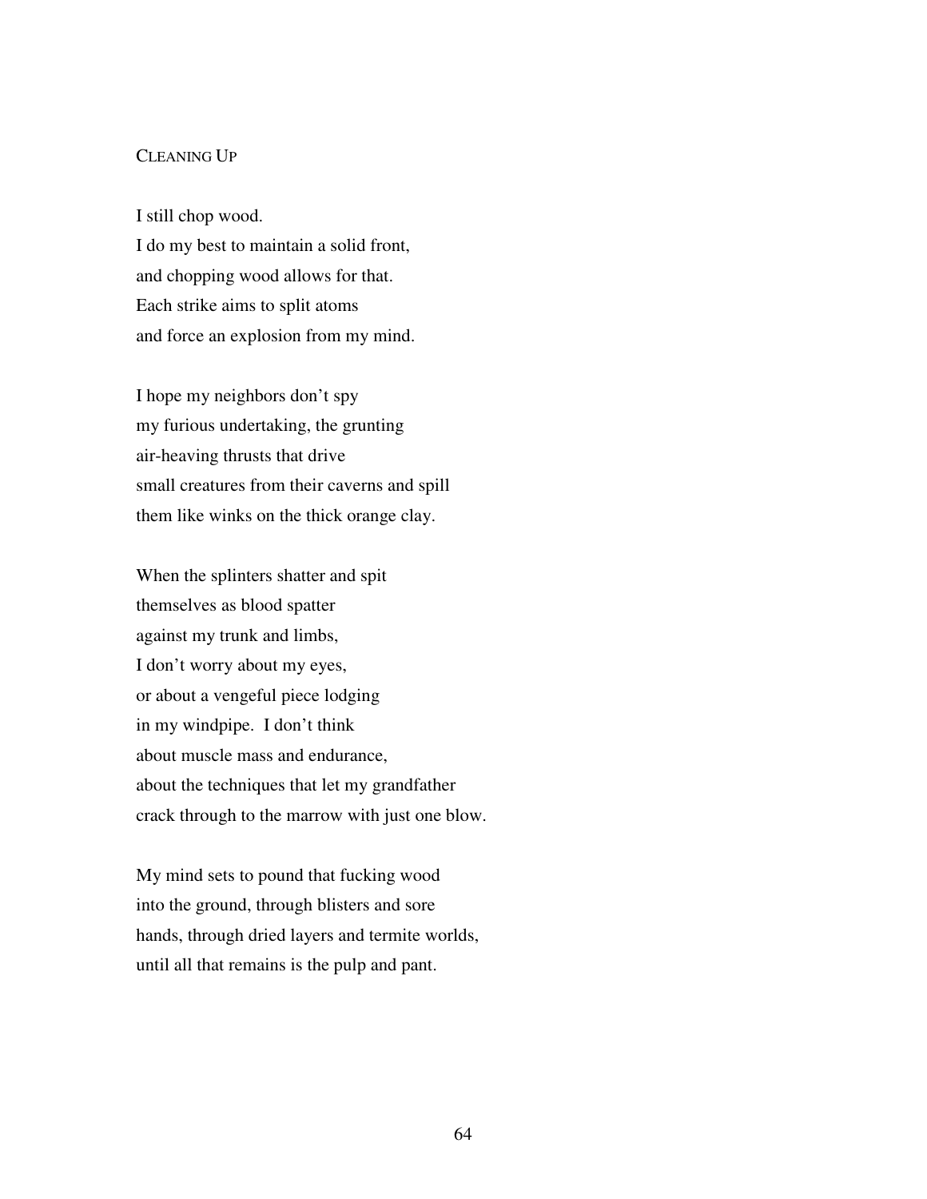## CLEANING UP

I still chop wood.  
I do my best to maintain a solid front,  
and chopping wood allows for that.  
Each strike aims to split atoms  
and force an explosion from my mind.

I hope my neighbors don't spy  
my furious undertaking, the grunting  
air-heaving thrusts that drive  
small creatures from their caverns and spill  
them like winks on the thick orange clay.

When the splinters shatter and spit  
themselves as blood spatter  
against my trunk and limbs,  
I don't worry about my eyes,  
or about a vengeful piece lodging  
in my windpipe.  I don't think  
about muscle mass and endurance,  
about the techniques that let my grandfather  
crack through to the marrow with just one blow.

My mind sets to pound that fucking wood  
into the ground, through blisters and sore  
hands, through dried layers and termite worlds,  
until all that remains is the pulp and pant.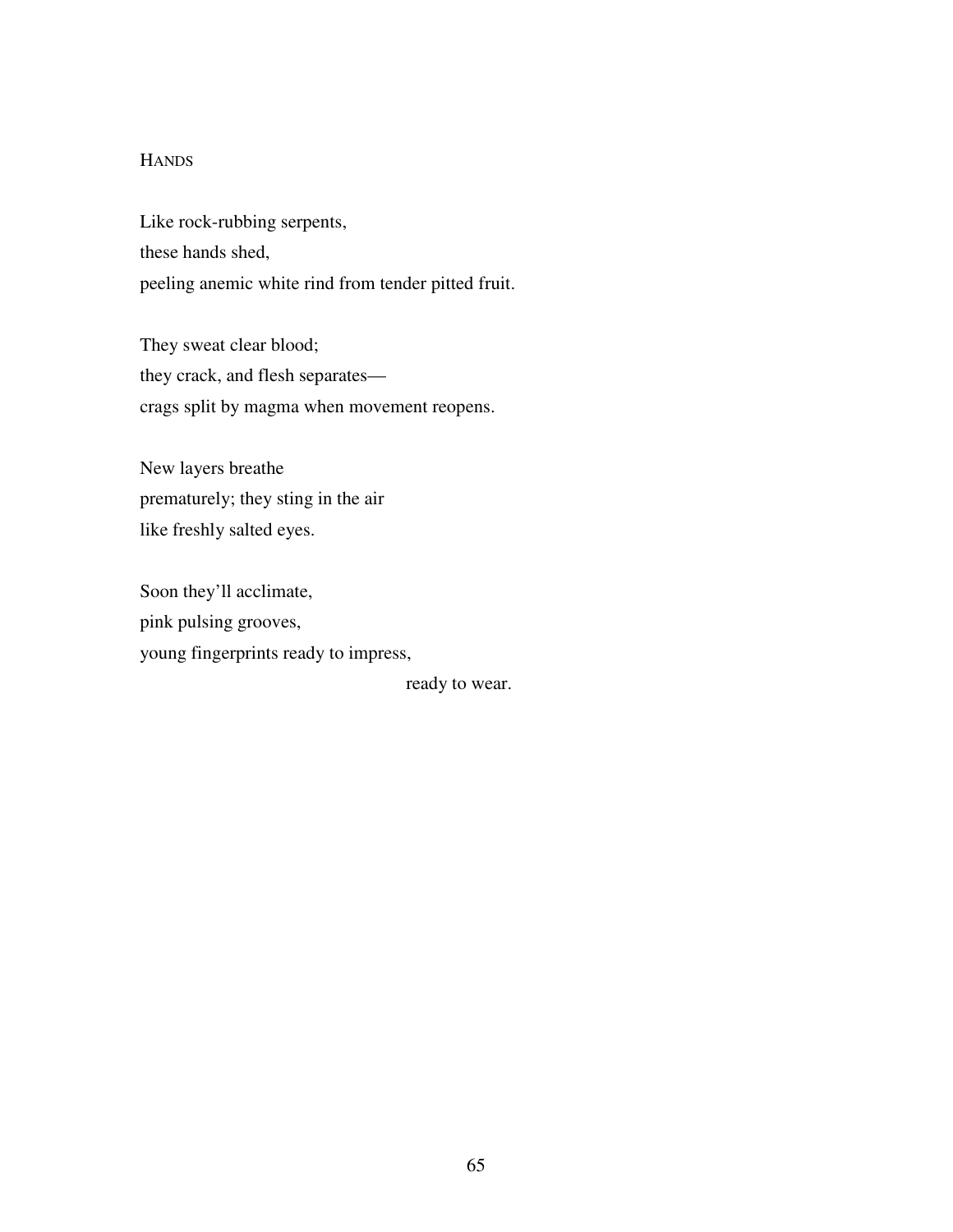## HANDS

Like rock-rubbing serpents,  
these hands shed,  
peeling anemic white rind from tender pitted fruit.

They sweat clear blood;  
they crack, and flesh separates—  
crags split by magma when movement reopens.

New layers breathe  
prematurely; they sting in the air  
like freshly salted eyes.

Soon they'll acclimate,  
pink pulsing grooves,  
young fingerprints ready to impress,  
                                        ready to wear.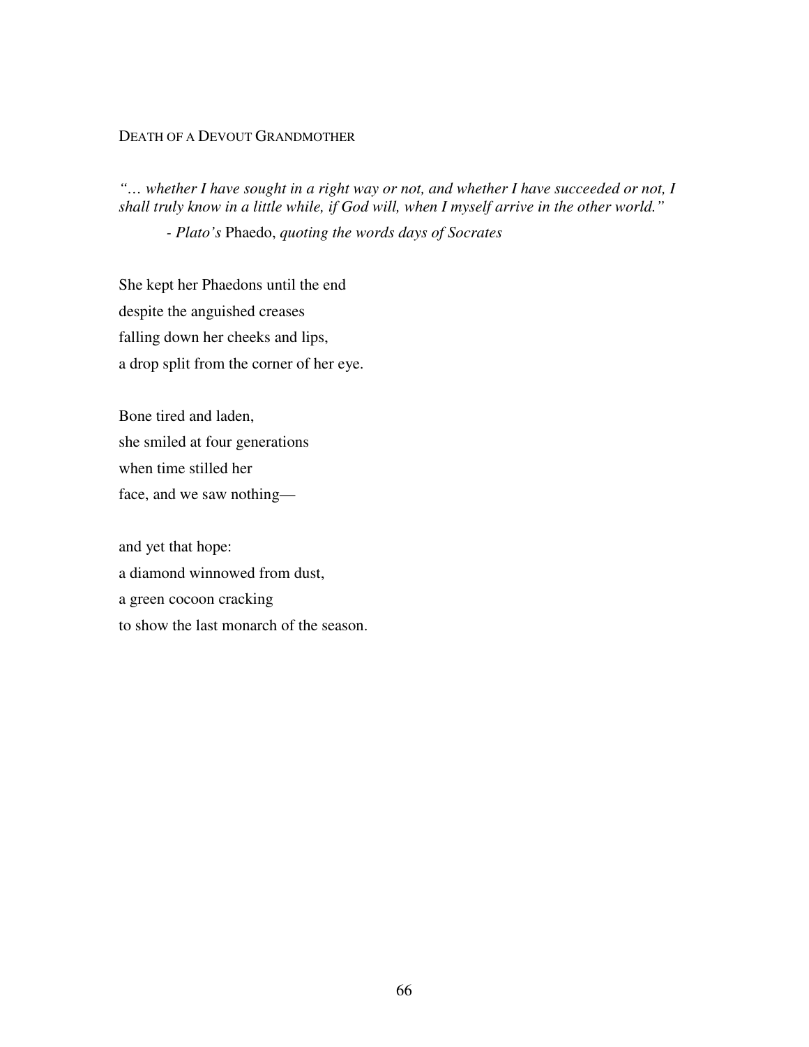## Death of a Devout Grandmother

*"… whether I have sought in a right way or not, and whether I have succeeded or not, I shall truly know in a little while, if God will, when I myself arrive in the other world."*

*- Plato's* Phaedo, *quoting the words days of Socrates*

She kept her Phaedons until the end
despite the anguished creases
falling down her cheeks and lips,
a drop split from the corner of her eye.

Bone tired and laden,
she smiled at four generations
when time stilled her
face, and we saw nothing—

and yet that hope:
a diamond winnowed from dust,
a green cocoon cracking
to show the last monarch of the season.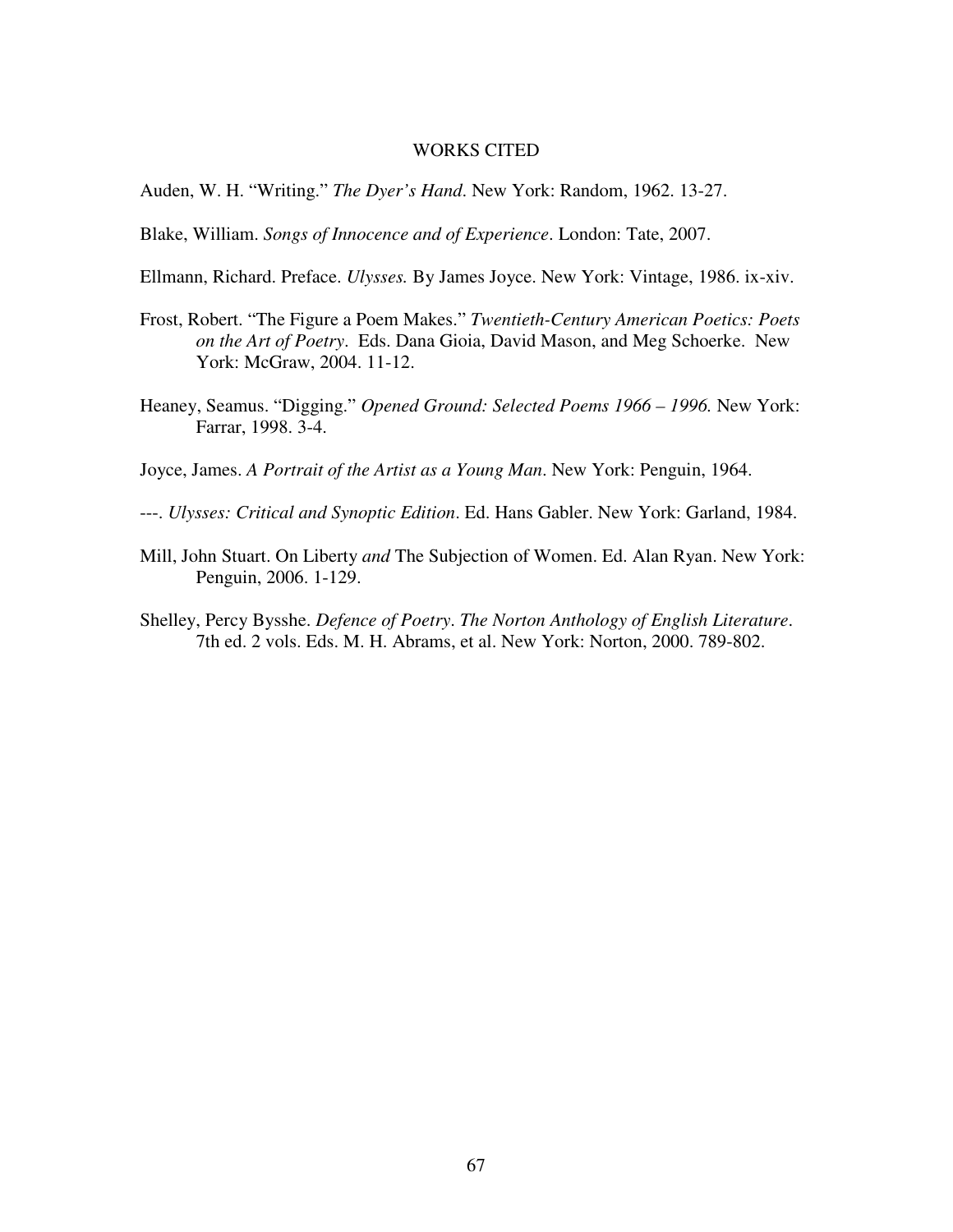# WORKS CITED

Auden, W. H. "Writing." *The Dyer's Hand*. New York: Random, 1962. 13-27.

Blake, William. *Songs of Innocence and of Experience*. London: Tate, 2007.

Ellmann, Richard. Preface. *Ulysses.* By James Joyce. New York: Vintage, 1986. ix-xiv.

Frost, Robert. "The Figure a Poem Makes." *Twentieth-Century American Poetics: Poets on the Art of Poetry*. Eds. Dana Gioia, David Mason, and Meg Schoerke. New York: McGraw, 2004. 11-12.

Heaney, Seamus. "Digging." *Opened Ground: Selected Poems 1966 – 1996.* New York: Farrar, 1998. 3-4.

Joyce, James. *A Portrait of the Artist as a Young Man*. New York: Penguin, 1964.

---. *Ulysses: Critical and Synoptic Edition*. Ed. Hans Gabler. New York: Garland, 1984.

Mill, John Stuart. On Liberty *and* The Subjection of Women. Ed. Alan Ryan. New York: Penguin, 2006. 1-129.

Shelley, Percy Bysshe. *Defence of Poetry*. *The Norton Anthology of English Literature*. 7th ed. 2 vols. Eds. M. H. Abrams, et al. New York: Norton, 2000. 789-802.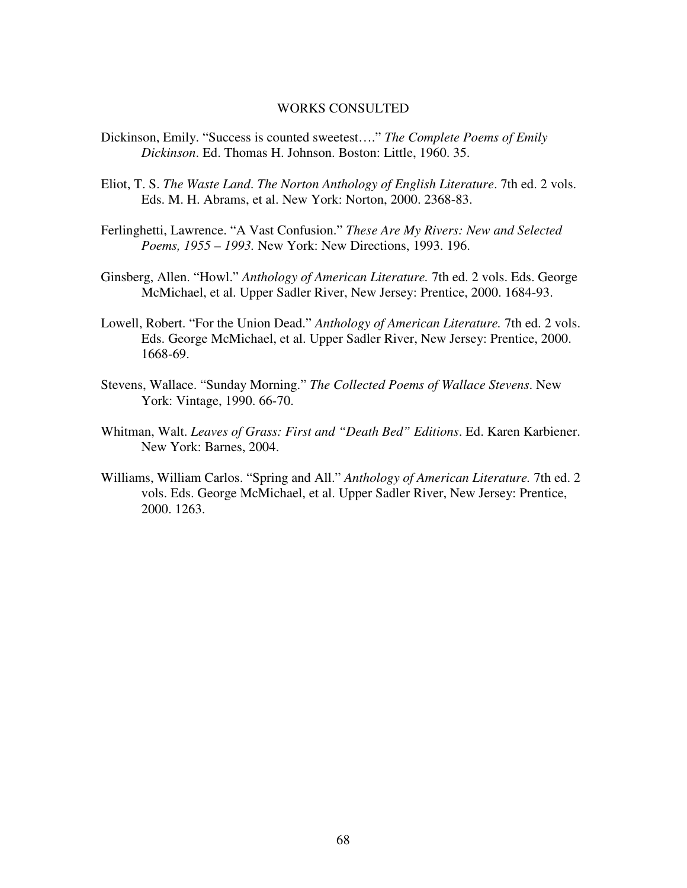# WORKS CONSULTED

Dickinson, Emily. "Success is counted sweetest…." *The Complete Poems of Emily Dickinson*. Ed. Thomas H. Johnson. Boston: Little, 1960. 35.

Eliot, T. S. *The Waste Land*. *The Norton Anthology of English Literature*. 7th ed. 2 vols. Eds. M. H. Abrams, et al. New York: Norton, 2000. 2368-83.

Ferlinghetti, Lawrence. "A Vast Confusion." *These Are My Rivers: New and Selected Poems, 1955 – 1993.* New York: New Directions, 1993. 196.

Ginsberg, Allen. "Howl." *Anthology of American Literature.* 7th ed. 2 vols. Eds. George McMichael, et al. Upper Sadler River, New Jersey: Prentice, 2000. 1684-93.

Lowell, Robert. "For the Union Dead." *Anthology of American Literature.* 7th ed. 2 vols. Eds. George McMichael, et al. Upper Sadler River, New Jersey: Prentice, 2000. 1668-69.

Stevens, Wallace. "Sunday Morning." *The Collected Poems of Wallace Stevens*. New York: Vintage, 1990. 66-70.

Whitman, Walt. *Leaves of Grass: First and "Death Bed" Editions*. Ed. Karen Karbiener. New York: Barnes, 2004.

Williams, William Carlos. "Spring and All." *Anthology of American Literature.* 7th ed. 2 vols. Eds. George McMichael, et al. Upper Sadler River, New Jersey: Prentice, 2000. 1263.